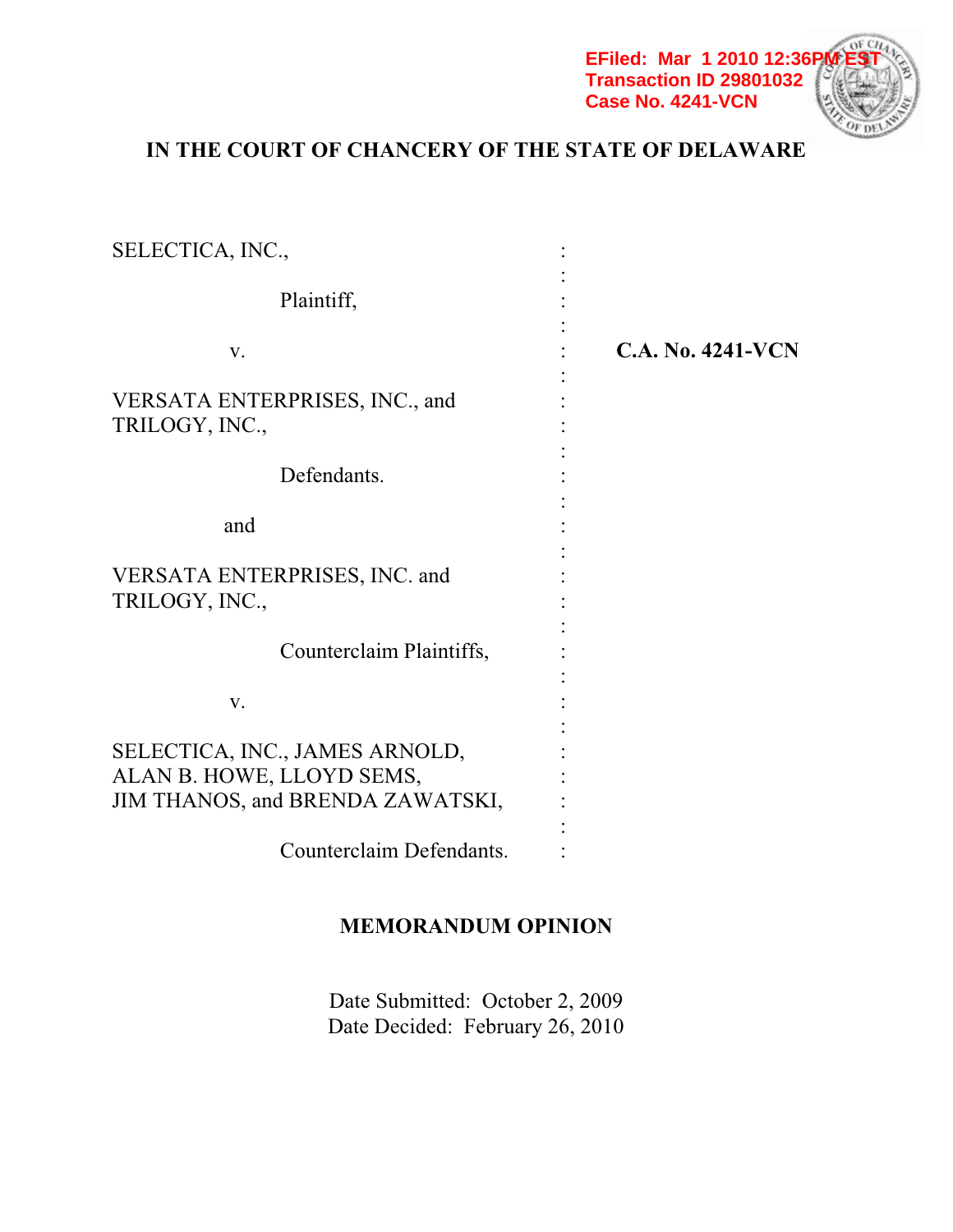EFiled: Mar 1 2010 12:36PM EST
Transaction ID 29801032
Case No. 4241-VCN

**IN THE COURT OF CHANCERY OF THE STATE OF DELAWARE**

SELECTICA, INC.,

Plaintiff,

v.

VERSATA ENTERPRISES, INC., and TRILOGY, INC.,

Defendants.

and

VERSATA ENTERPRISES, INC. and TRILOGY, INC.,

Counterclaim Plaintiffs,

v.

SELECTICA, INC., JAMES ARNOLD, ALAN B. HOWE, LLOYD SEMS, JIM THANOS, and BRENDA ZAWATSKI,

Counterclaim Defendants.

**C.A. No. 4241-VCN**

**MEMORANDUM OPINION**

Date Submitted: October 2, 2009
Date Decided: February 26, 2010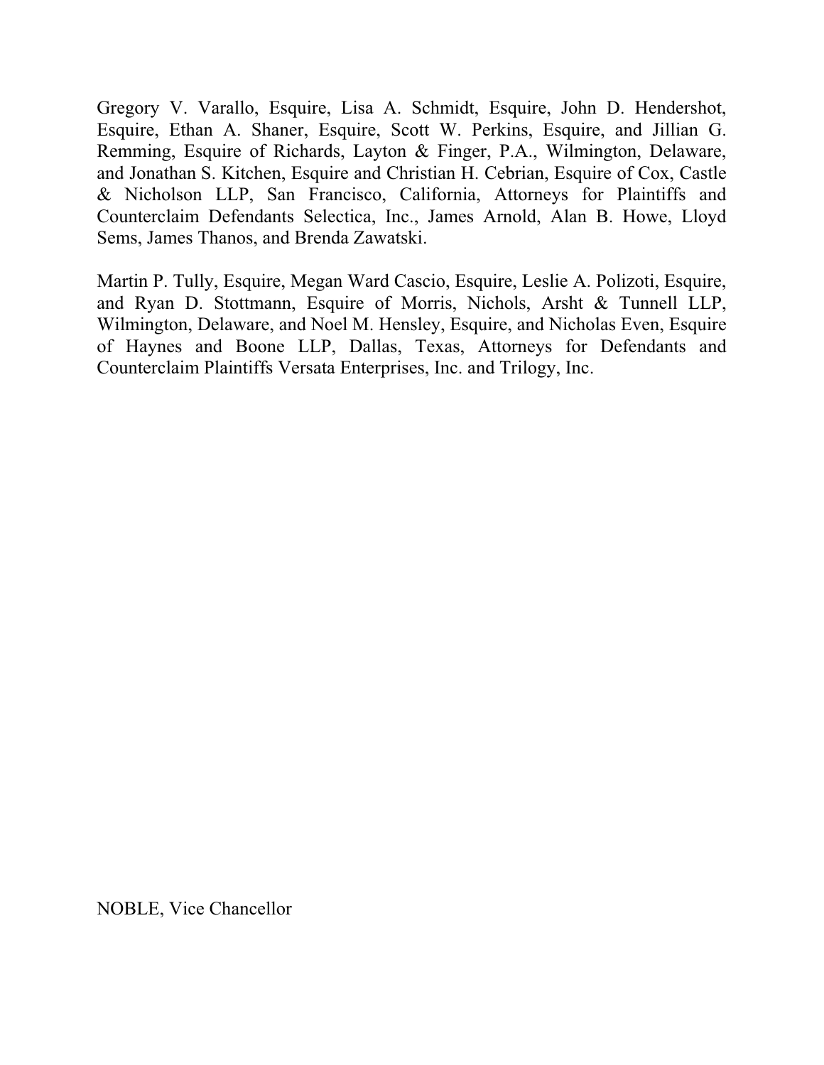Gregory V. Varallo, Esquire, Lisa A. Schmidt, Esquire, John D. Hendershot, Esquire, Ethan A. Shaner, Esquire, Scott W. Perkins, Esquire, and Jillian G. Remming, Esquire of Richards, Layton & Finger, P.A., Wilmington, Delaware, and Jonathan S. Kitchen, Esquire and Christian H. Cebrian, Esquire of Cox, Castle & Nicholson LLP, San Francisco, California, Attorneys for Plaintiffs and Counterclaim Defendants Selectica, Inc., James Arnold, Alan B. Howe, Lloyd Sems, James Thanos, and Brenda Zawatski.

Martin P. Tully, Esquire, Megan Ward Cascio, Esquire, Leslie A. Polizoti, Esquire, and Ryan D. Stottmann, Esquire of Morris, Nichols, Arsht & Tunnell LLP, Wilmington, Delaware, and Noel M. Hensley, Esquire, and Nicholas Even, Esquire of Haynes and Boone LLP, Dallas, Texas, Attorneys for Defendants and Counterclaim Plaintiffs Versata Enterprises, Inc. and Trilogy, Inc.

NOBLE, Vice Chancellor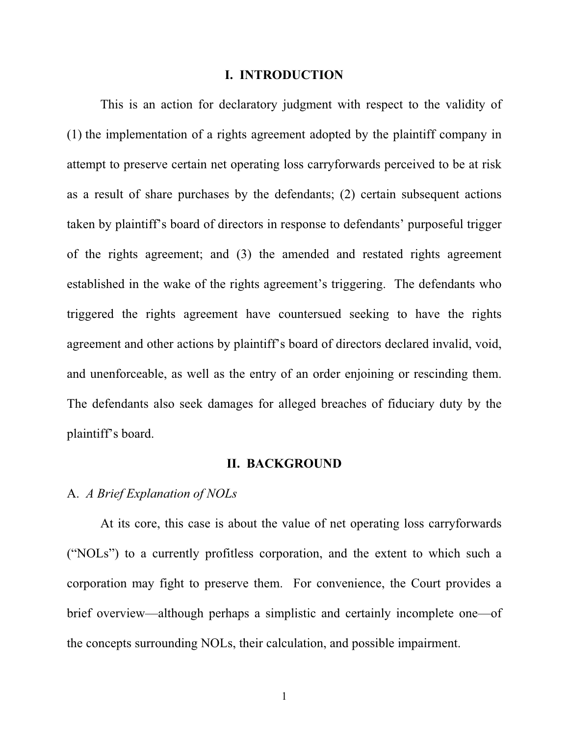## I. INTRODUCTION

This is an action for declaratory judgment with respect to the validity of (1) the implementation of a rights agreement adopted by the plaintiff company in attempt to preserve certain net operating loss carryforwards perceived to be at risk as a result of share purchases by the defendants; (2) certain subsequent actions taken by plaintiff's board of directors in response to defendants' purposeful trigger of the rights agreement; and (3) the amended and restated rights agreement established in the wake of the rights agreement's triggering. The defendants who triggered the rights agreement have countersued seeking to have the rights agreement and other actions by plaintiff's board of directors declared invalid, void, and unenforceable, as well as the entry of an order enjoining or rescinding them. The defendants also seek damages for alleged breaches of fiduciary duty by the plaintiff's board.

## II. BACKGROUND

### A. *A Brief Explanation of NOLs*

At its core, this case is about the value of net operating loss carryforwards ("NOLs") to a currently profitless corporation, and the extent to which such a corporation may fight to preserve them. For convenience, the Court provides a brief overview—although perhaps a simplistic and certainly incomplete one—of the concepts surrounding NOLs, their calculation, and possible impairment.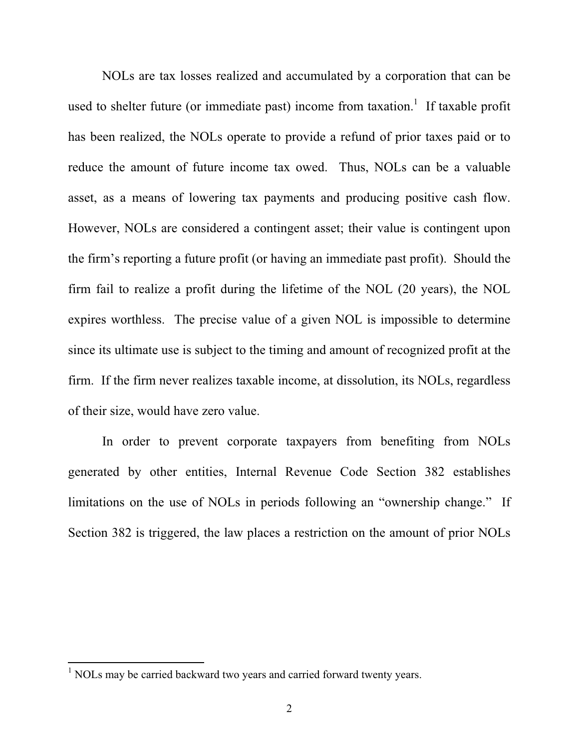NOLs are tax losses realized and accumulated by a corporation that can be used to shelter future (or immediate past) income from taxation.[1] If taxable profit has been realized, the NOLs operate to provide a refund of prior taxes paid or to reduce the amount of future income tax owed. Thus, NOLs can be a valuable asset, as a means of lowering tax payments and producing positive cash flow. However, NOLs are considered a contingent asset; their value is contingent upon the firm's reporting a future profit (or having an immediate past profit). Should the firm fail to realize a profit during the lifetime of the NOL (20 years), the NOL expires worthless. The precise value of a given NOL is impossible to determine since its ultimate use is subject to the timing and amount of recognized profit at the firm. If the firm never realizes taxable income, at dissolution, its NOLs, regardless of their size, would have zero value.

In order to prevent corporate taxpayers from benefiting from NOLs generated by other entities, Internal Revenue Code Section 382 establishes limitations on the use of NOLs in periods following an "ownership change." If Section 382 is triggered, the law places a restriction on the amount of prior NOLs

[1] NOLs may be carried backward two years and carried forward twenty years.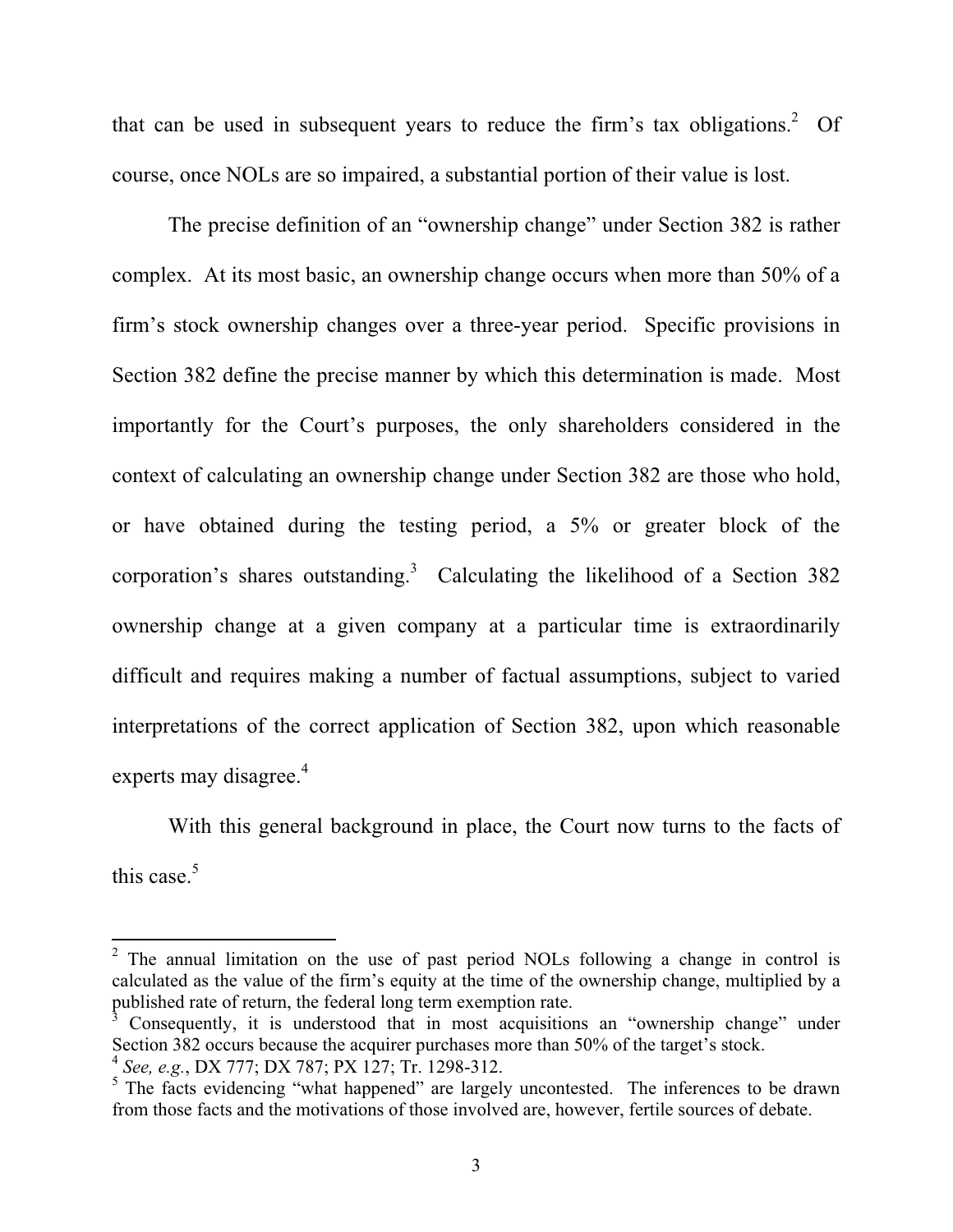that can be used in subsequent years to reduce the firm's tax obligations.[2] Of course, once NOLs are so impaired, a substantial portion of their value is lost.

The precise definition of an "ownership change" under Section 382 is rather complex. At its most basic, an ownership change occurs when more than 50% of a firm's stock ownership changes over a three-year period. Specific provisions in Section 382 define the precise manner by which this determination is made. Most importantly for the Court's purposes, the only shareholders considered in the context of calculating an ownership change under Section 382 are those who hold, or have obtained during the testing period, a 5% or greater block of the corporation's shares outstanding.[3] Calculating the likelihood of a Section 382 ownership change at a given company at a particular time is extraordinarily difficult and requires making a number of factual assumptions, subject to varied interpretations of the correct application of Section 382, upon which reasonable experts may disagree.[4]

With this general background in place, the Court now turns to the facts of this case.[5]

---

[2] The annual limitation on the use of past period NOLs following a change in control is calculated as the value of the firm's equity at the time of the ownership change, multiplied by a published rate of return, the federal long term exemption rate.

[3] Consequently, it is understood that in most acquisitions an "ownership change" under Section 382 occurs because the acquirer purchases more than 50% of the target's stock.

[4] *See, e.g.*, DX 777; DX 787; PX 127; Tr. 1298-312.

[5] The facts evidencing "what happened" are largely uncontested. The inferences to be drawn from those facts and the motivations of those involved are, however, fertile sources of debate.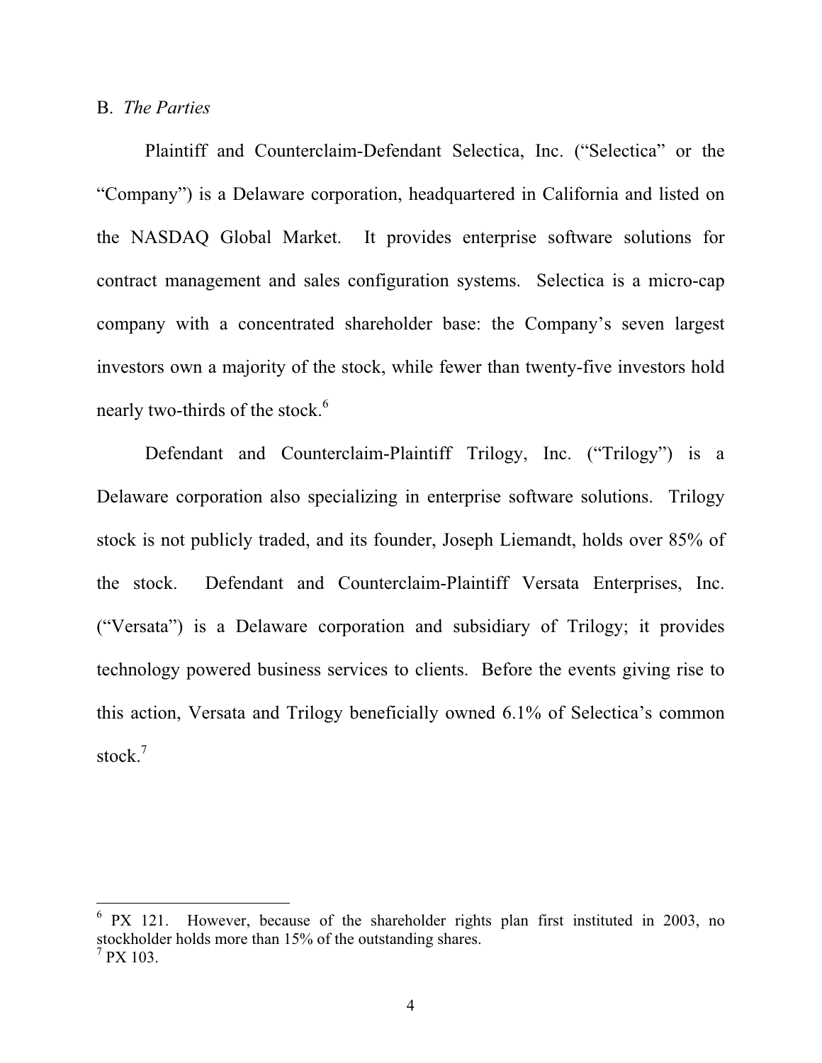B. *The Parties*

Plaintiff and Counterclaim-Defendant Selectica, Inc. ("Selectica" or the "Company") is a Delaware corporation, headquartered in California and listed on the NASDAQ Global Market. It provides enterprise software solutions for contract management and sales configuration systems. Selectica is a micro-cap company with a concentrated shareholder base: the Company's seven largest investors own a majority of the stock, while fewer than twenty-five investors hold nearly two-thirds of the stock.[6]

Defendant and Counterclaim-Plaintiff Trilogy, Inc. ("Trilogy") is a Delaware corporation also specializing in enterprise software solutions. Trilogy stock is not publicly traded, and its founder, Joseph Liemandt, holds over 85% of the stock. Defendant and Counterclaim-Plaintiff Versata Enterprises, Inc. ("Versata") is a Delaware corporation and subsidiary of Trilogy; it provides technology powered business services to clients. Before the events giving rise to this action, Versata and Trilogy beneficially owned 6.1% of Selectica's common stock.[7]

---

[6] PX 121. However, because of the shareholder rights plan first instituted in 2003, no stockholder holds more than 15% of the outstanding shares.

[7] PX 103.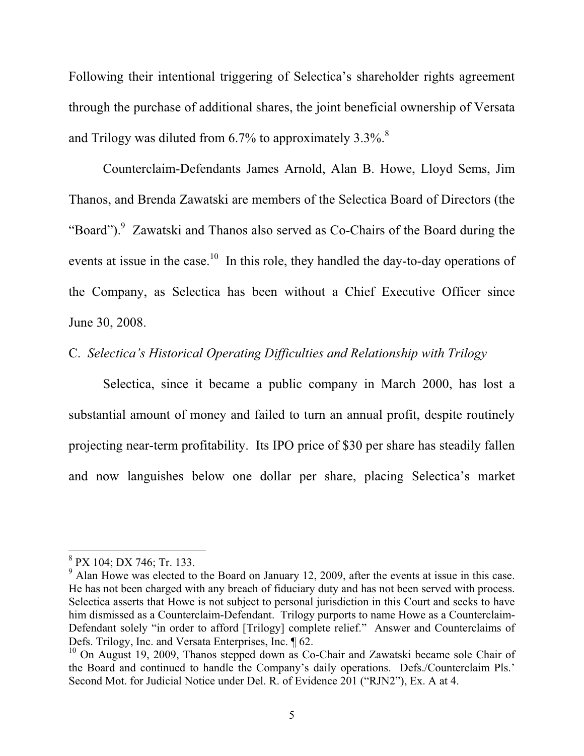Following their intentional triggering of Selectica's shareholder rights agreement through the purchase of additional shares, the joint beneficial ownership of Versata and Trilogy was diluted from 6.7% to approximately 3.3%.[8]

Counterclaim-Defendants James Arnold, Alan B. Howe, Lloyd Sems, Jim Thanos, and Brenda Zawatski are members of the Selectica Board of Directors (the "Board").[9] Zawatski and Thanos also served as Co-Chairs of the Board during the events at issue in the case.[10] In this role, they handled the day-to-day operations of the Company, as Selectica has been without a Chief Executive Officer since June 30, 2008.

### C. *Selectica's Historical Operating Difficulties and Relationship with Trilogy*

Selectica, since it became a public company in March 2000, has lost a substantial amount of money and failed to turn an annual profit, despite routinely projecting near-term profitability. Its IPO price of $30 per share has steadily fallen and now languishes below one dollar per share, placing Selectica's market

---

[8] PX 104; DX 746; Tr. 133.

[9] Alan Howe was elected to the Board on January 12, 2009, after the events at issue in this case. He has not been charged with any breach of fiduciary duty and has not been served with process. Selectica asserts that Howe is not subject to personal jurisdiction in this Court and seeks to have him dismissed as a Counterclaim-Defendant. Trilogy purports to name Howe as a Counterclaim-Defendant solely "in order to afford [Trilogy] complete relief." Answer and Counterclaims of Defs. Trilogy, Inc. and Versata Enterprises, Inc. ¶ 62.

[10] On August 19, 2009, Thanos stepped down as Co-Chair and Zawatski became sole Chair of the Board and continued to handle the Company's daily operations. Defs./Counterclaim Pls.' Second Mot. for Judicial Notice under Del. R. of Evidence 201 ("RJN2"), Ex. A at 4.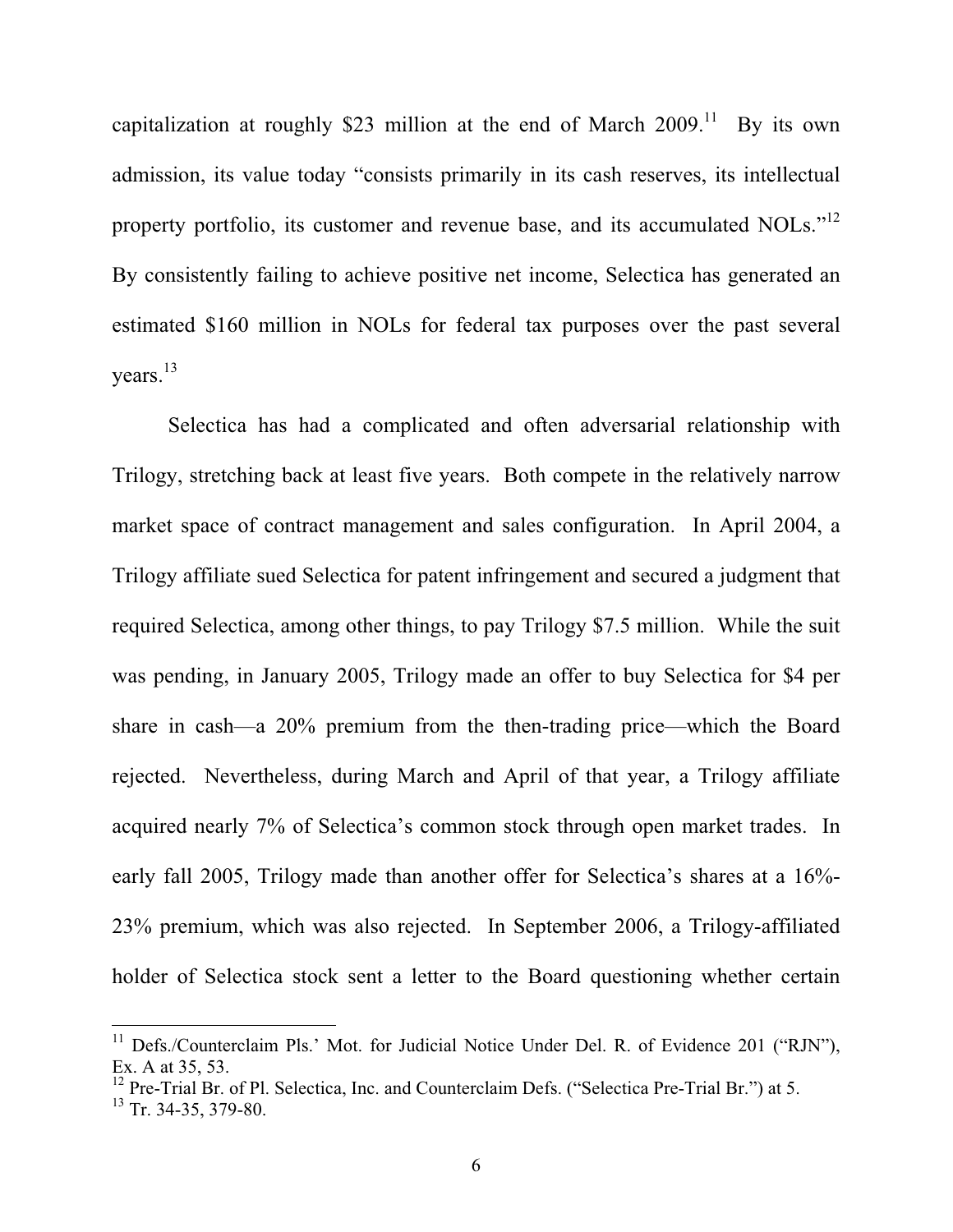capitalization at roughly $23 million at the end of March 2009.[11] By its own admission, its value today "consists primarily in its cash reserves, its intellectual property portfolio, its customer and revenue base, and its accumulated NOLs."[12] By consistently failing to achieve positive net income, Selectica has generated an estimated $160 million in NOLs for federal tax purposes over the past several years.[13]

Selectica has had a complicated and often adversarial relationship with Trilogy, stretching back at least five years. Both compete in the relatively narrow market space of contract management and sales configuration. In April 2004, a Trilogy affiliate sued Selectica for patent infringement and secured a judgment that required Selectica, among other things, to pay Trilogy $7.5 million. While the suit was pending, in January 2005, Trilogy made an offer to buy Selectica for $4 per share in cash—a 20% premium from the then-trading price—which the Board rejected. Nevertheless, during March and April of that year, a Trilogy affiliate acquired nearly 7% of Selectica's common stock through open market trades. In early fall 2005, Trilogy made than another offer for Selectica's shares at a 16%-23% premium, which was also rejected. In September 2006, a Trilogy-affiliated holder of Selectica stock sent a letter to the Board questioning whether certain

---

[11] Defs./Counterclaim Pls.' Mot. for Judicial Notice Under Del. R. of Evidence 201 ("RJN"), Ex. A at 35, 53.

[12] Pre-Trial Br. of Pl. Selectica, Inc. and Counterclaim Defs. ("Selectica Pre-Trial Br.") at 5.

[13] Tr. 34-35, 379-80.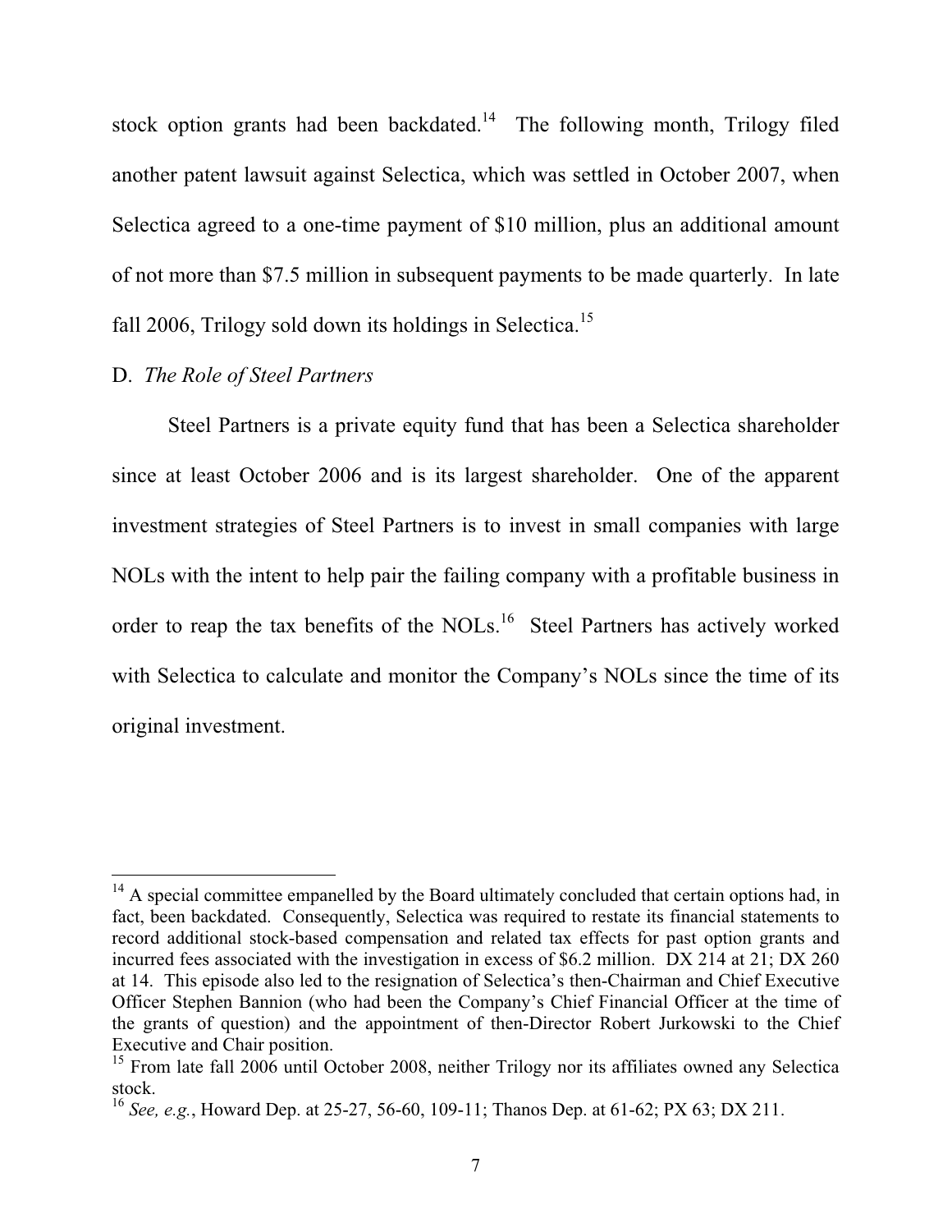stock option grants had been backdated.[14] The following month, Trilogy filed another patent lawsuit against Selectica, which was settled in October 2007, when Selectica agreed to a one-time payment of $10 million, plus an additional amount of not more than $7.5 million in subsequent payments to be made quarterly. In late fall 2006, Trilogy sold down its holdings in Selectica.[15]

D. *The Role of Steel Partners*

Steel Partners is a private equity fund that has been a Selectica shareholder since at least October 2006 and is its largest shareholder. One of the apparent investment strategies of Steel Partners is to invest in small companies with large NOLs with the intent to help pair the failing company with a profitable business in order to reap the tax benefits of the NOLs.[16] Steel Partners has actively worked with Selectica to calculate and monitor the Company's NOLs since the time of its original investment.

---

[14] A special committee empanelled by the Board ultimately concluded that certain options had, in fact, been backdated. Consequently, Selectica was required to restate its financial statements to record additional stock-based compensation and related tax effects for past option grants and incurred fees associated with the investigation in excess of $6.2 million. DX 214 at 21; DX 260 at 14. This episode also led to the resignation of Selectica's then-Chairman and Chief Executive Officer Stephen Bannion (who had been the Company's Chief Financial Officer at the time of the grants of question) and the appointment of then-Director Robert Jurkowski to the Chief Executive and Chair position.

[15] From late fall 2006 until October 2008, neither Trilogy nor its affiliates owned any Selectica stock.

[16] *See, e.g.*, Howard Dep. at 25-27, 56-60, 109-11; Thanos Dep. at 61-62; PX 63; DX 211.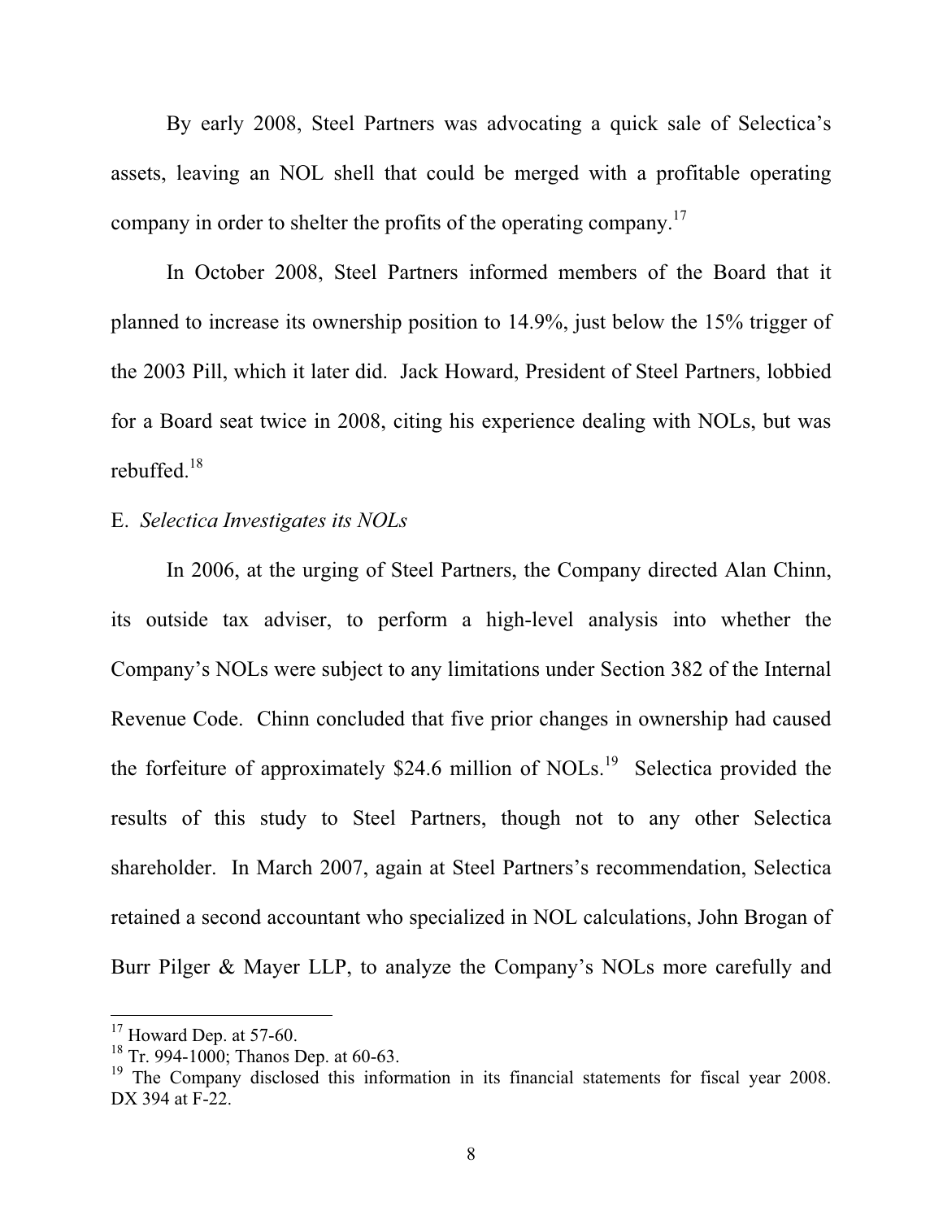By early 2008, Steel Partners was advocating a quick sale of Selectica's assets, leaving an NOL shell that could be merged with a profitable operating company in order to shelter the profits of the operating company.[17]

In October 2008, Steel Partners informed members of the Board that it planned to increase its ownership position to 14.9%, just below the 15% trigger of the 2003 Pill, which it later did. Jack Howard, President of Steel Partners, lobbied for a Board seat twice in 2008, citing his experience dealing with NOLs, but was rebuffed.[18]

E. *Selectica Investigates its NOLs*

In 2006, at the urging of Steel Partners, the Company directed Alan Chinn, its outside tax adviser, to perform a high-level analysis into whether the Company's NOLs were subject to any limitations under Section 382 of the Internal Revenue Code. Chinn concluded that five prior changes in ownership had caused the forfeiture of approximately $24.6 million of NOLs.[19] Selectica provided the results of this study to Steel Partners, though not to any other Selectica shareholder. In March 2007, again at Steel Partners's recommendation, Selectica retained a second accountant who specialized in NOL calculations, John Brogan of Burr Pilger & Mayer LLP, to analyze the Company's NOLs more carefully and

---

[17] Howard Dep. at 57-60.

[18] Tr. 994-1000; Thanos Dep. at 60-63.

[19] The Company disclosed this information in its financial statements for fiscal year 2008. DX 394 at F-22.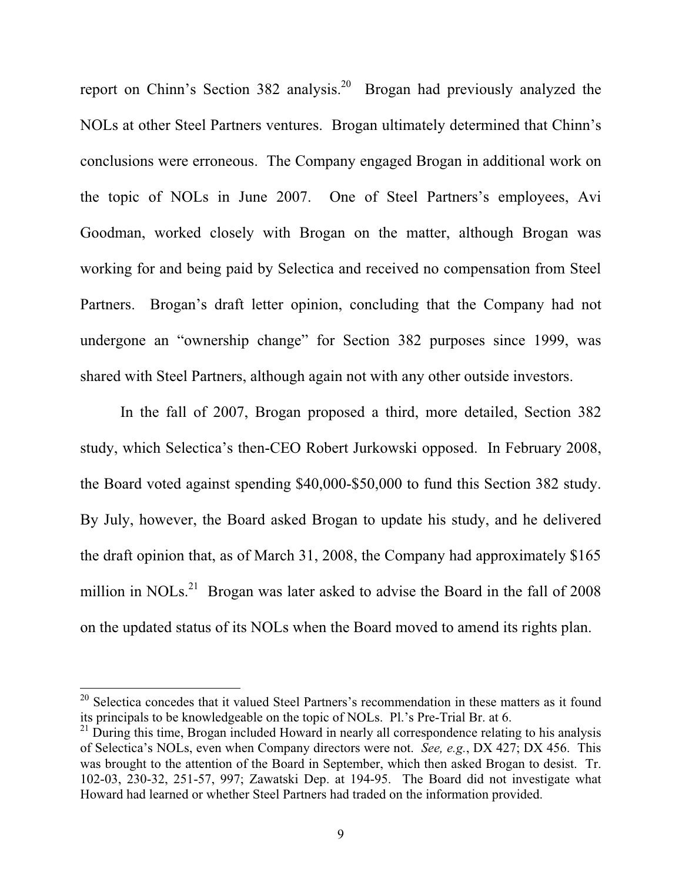report on Chinn's Section 382 analysis.[20] Brogan had previously analyzed the NOLs at other Steel Partners ventures. Brogan ultimately determined that Chinn's conclusions were erroneous. The Company engaged Brogan in additional work on the topic of NOLs in June 2007. One of Steel Partners's employees, Avi Goodman, worked closely with Brogan on the matter, although Brogan was working for and being paid by Selectica and received no compensation from Steel Partners. Brogan's draft letter opinion, concluding that the Company had not undergone an "ownership change" for Section 382 purposes since 1999, was shared with Steel Partners, although again not with any other outside investors.

In the fall of 2007, Brogan proposed a third, more detailed, Section 382 study, which Selectica's then-CEO Robert Jurkowski opposed. In February 2008, the Board voted against spending $40,000-$50,000 to fund this Section 382 study. By July, however, the Board asked Brogan to update his study, and he delivered the draft opinion that, as of March 31, 2008, the Company had approximately $165 million in NOLs.[21] Brogan was later asked to advise the Board in the fall of 2008 on the updated status of its NOLs when the Board moved to amend its rights plan.

---

[20] Selectica concedes that it valued Steel Partners's recommendation in these matters as it found its principals to be knowledgeable on the topic of NOLs. Pl.'s Pre-Trial Br. at 6.

[21] During this time, Brogan included Howard in nearly all correspondence relating to his analysis of Selectica's NOLs, even when Company directors were not. *See, e.g.*, DX 427; DX 456. This was brought to the attention of the Board in September, which then asked Brogan to desist. Tr. 102-03, 230-32, 251-57, 997; Zawatski Dep. at 194-95. The Board did not investigate what Howard had learned or whether Steel Partners had traded on the information provided.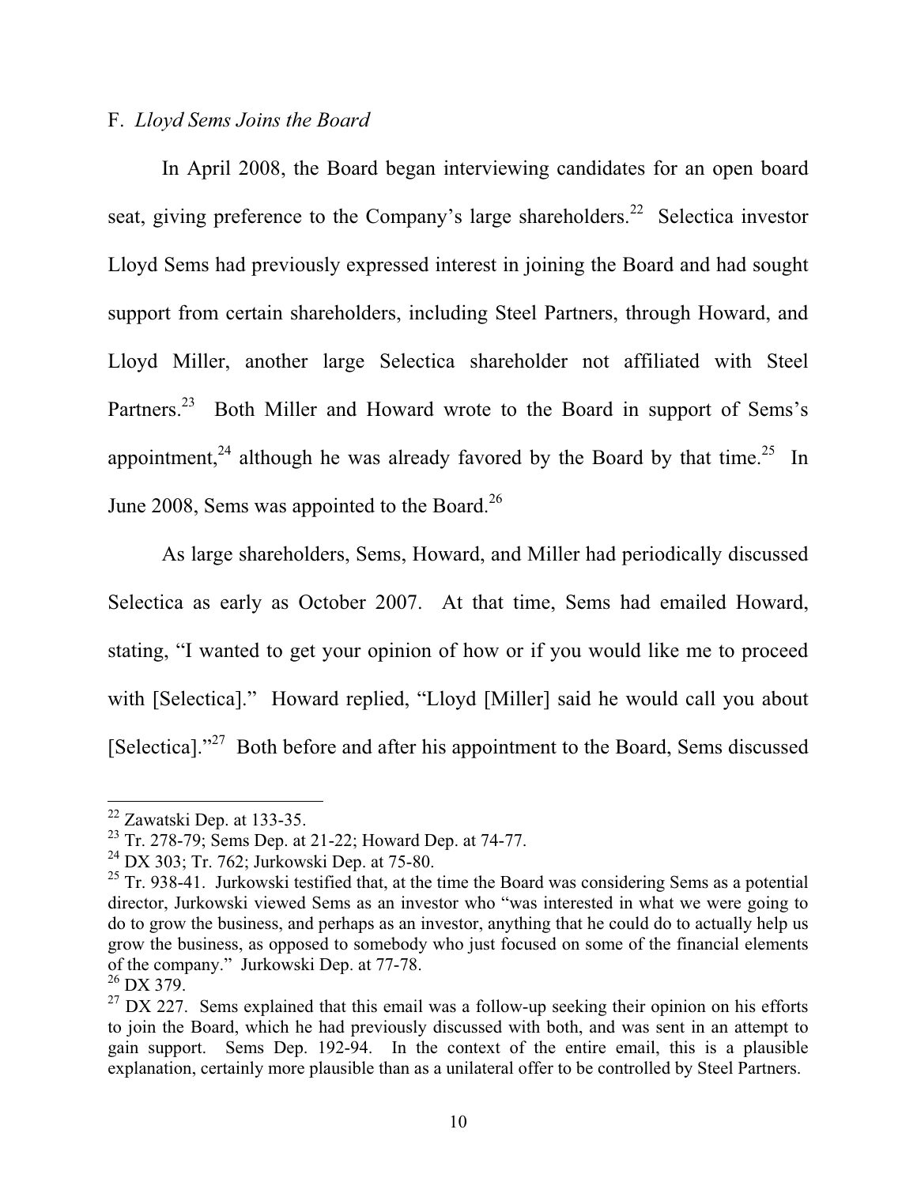F. *Lloyd Sems Joins the Board*

In April 2008, the Board began interviewing candidates for an open board seat, giving preference to the Company's large shareholders.[22] Selectica investor Lloyd Sems had previously expressed interest in joining the Board and had sought support from certain shareholders, including Steel Partners, through Howard, and Lloyd Miller, another large Selectica shareholder not affiliated with Steel Partners.[23] Both Miller and Howard wrote to the Board in support of Sems's appointment,[24] although he was already favored by the Board by that time.[25] In June 2008, Sems was appointed to the Board.[26]

As large shareholders, Sems, Howard, and Miller had periodically discussed Selectica as early as October 2007. At that time, Sems had emailed Howard, stating, "I wanted to get your opinion of how or if you would like me to proceed with [Selectica]." Howard replied, "Lloyd [Miller] said he would call you about [Selectica]."[27] Both before and after his appointment to the Board, Sems discussed

---

[22] Zawatski Dep. at 133-35.

[23] Tr. 278-79; Sems Dep. at 21-22; Howard Dep. at 74-77.

[24] DX 303; Tr. 762; Jurkowski Dep. at 75-80.

[25] Tr. 938-41. Jurkowski testified that, at the time the Board was considering Sems as a potential director, Jurkowski viewed Sems as an investor who "was interested in what we were going to do to grow the business, and perhaps as an investor, anything that he could do to actually help us grow the business, as opposed to somebody who just focused on some of the financial elements of the company." Jurkowski Dep. at 77-78.

[26] DX 379.

[27] DX 227. Sems explained that this email was a follow-up seeking their opinion on his efforts to join the Board, which he had previously discussed with both, and was sent in an attempt to gain support. Sems Dep. 192-94. In the context of the entire email, this is a plausible explanation, certainly more plausible than as a unilateral offer to be controlled by Steel Partners.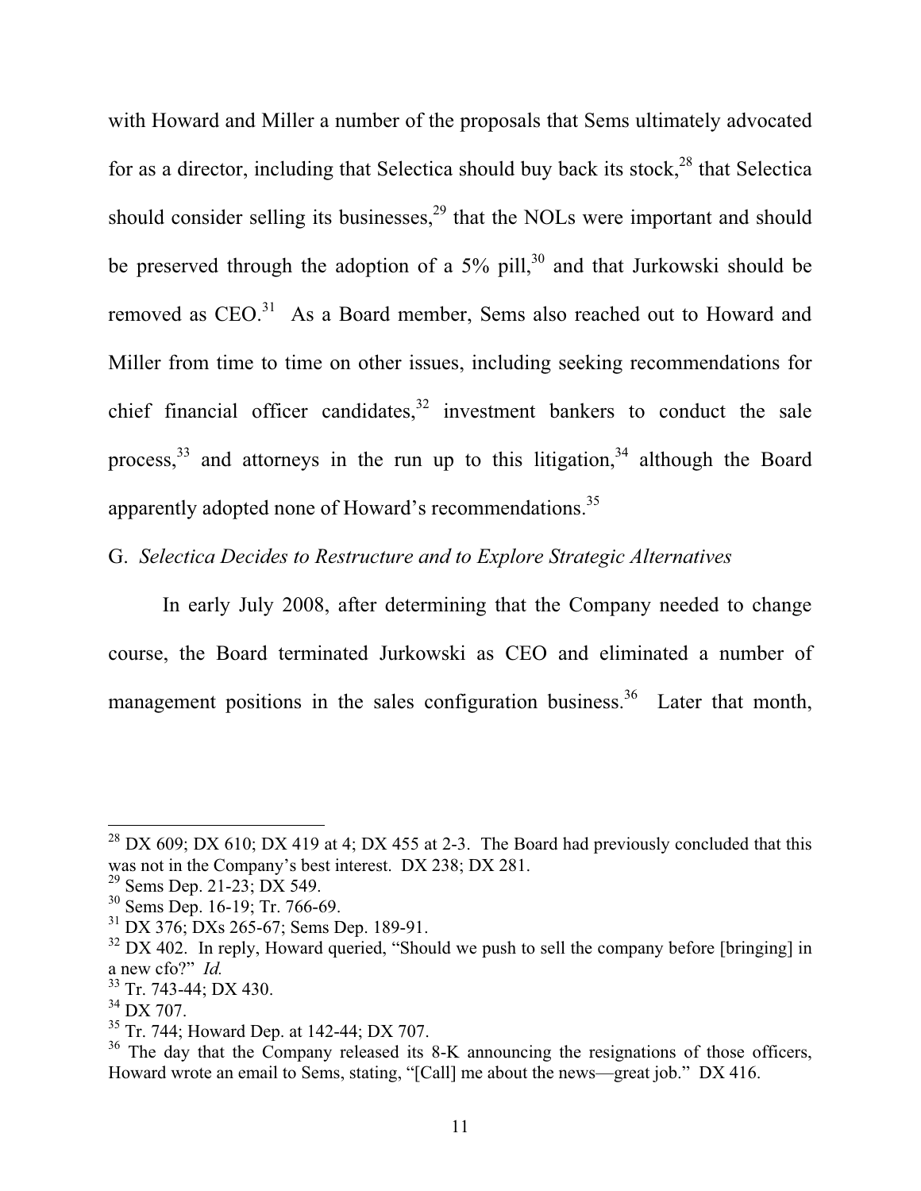with Howard and Miller a number of the proposals that Sems ultimately advocated for as a director, including that Selectica should buy back its stock,[28] that Selectica should consider selling its businesses,[29] that the NOLs were important and should be preserved through the adoption of a 5% pill,[30] and that Jurkowski should be removed as CEO.[31] As a Board member, Sems also reached out to Howard and Miller from time to time on other issues, including seeking recommendations for chief financial officer candidates,[32] investment bankers to conduct the sale process,[33] and attorneys in the run up to this litigation,[34] although the Board apparently adopted none of Howard's recommendations.[35]

G. *Selectica Decides to Restructure and to Explore Strategic Alternatives*

In early July 2008, after determining that the Company needed to change course, the Board terminated Jurkowski as CEO and eliminated a number of management positions in the sales configuration business.[36] Later that month,

---

[28] DX 609; DX 610; DX 419 at 4; DX 455 at 2-3. The Board had previously concluded that this was not in the Company's best interest. DX 238; DX 281.

[29] Sems Dep. 21-23; DX 549.

[30] Sems Dep. 16-19; Tr. 766-69.

[31] DX 376; DXs 265-67; Sems Dep. 189-91.

[32] DX 402. In reply, Howard queried, "Should we push to sell the company before [bringing] in a new cfo?" *Id.*

[33] Tr. 743-44; DX 430.

[34] DX 707.

[35] Tr. 744; Howard Dep. at 142-44; DX 707.

[36] The day that the Company released its 8-K announcing the resignations of those officers, Howard wrote an email to Sems, stating, "[Call] me about the news—great job." DX 416.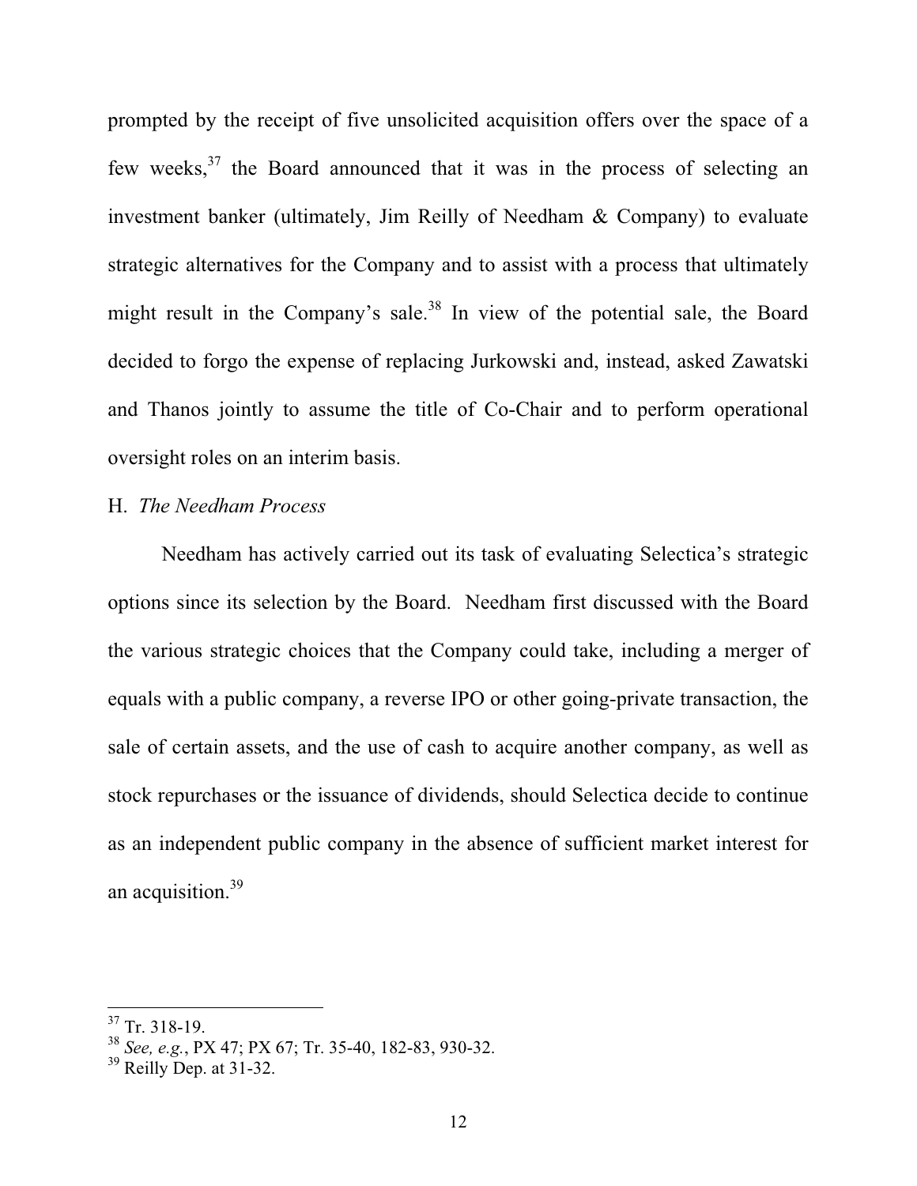prompted by the receipt of five unsolicited acquisition offers over the space of a few weeks,[37] the Board announced that it was in the process of selecting an investment banker (ultimately, Jim Reilly of Needham & Company) to evaluate strategic alternatives for the Company and to assist with a process that ultimately might result in the Company's sale.[38] In view of the potential sale, the Board decided to forgo the expense of replacing Jurkowski and, instead, asked Zawatski and Thanos jointly to assume the title of Co-Chair and to perform operational oversight roles on an interim basis.

H. *The Needham Process*

Needham has actively carried out its task of evaluating Selectica's strategic options since its selection by the Board. Needham first discussed with the Board the various strategic choices that the Company could take, including a merger of equals with a public company, a reverse IPO or other going-private transaction, the sale of certain assets, and the use of cash to acquire another company, as well as stock repurchases or the issuance of dividends, should Selectica decide to continue as an independent public company in the absence of sufficient market interest for an acquisition.[39]

---

[37] Tr. 318-19.

[38] *See, e.g.*, PX 47; PX 67; Tr. 35-40, 182-83, 930-32.

[39] Reilly Dep. at 31-32.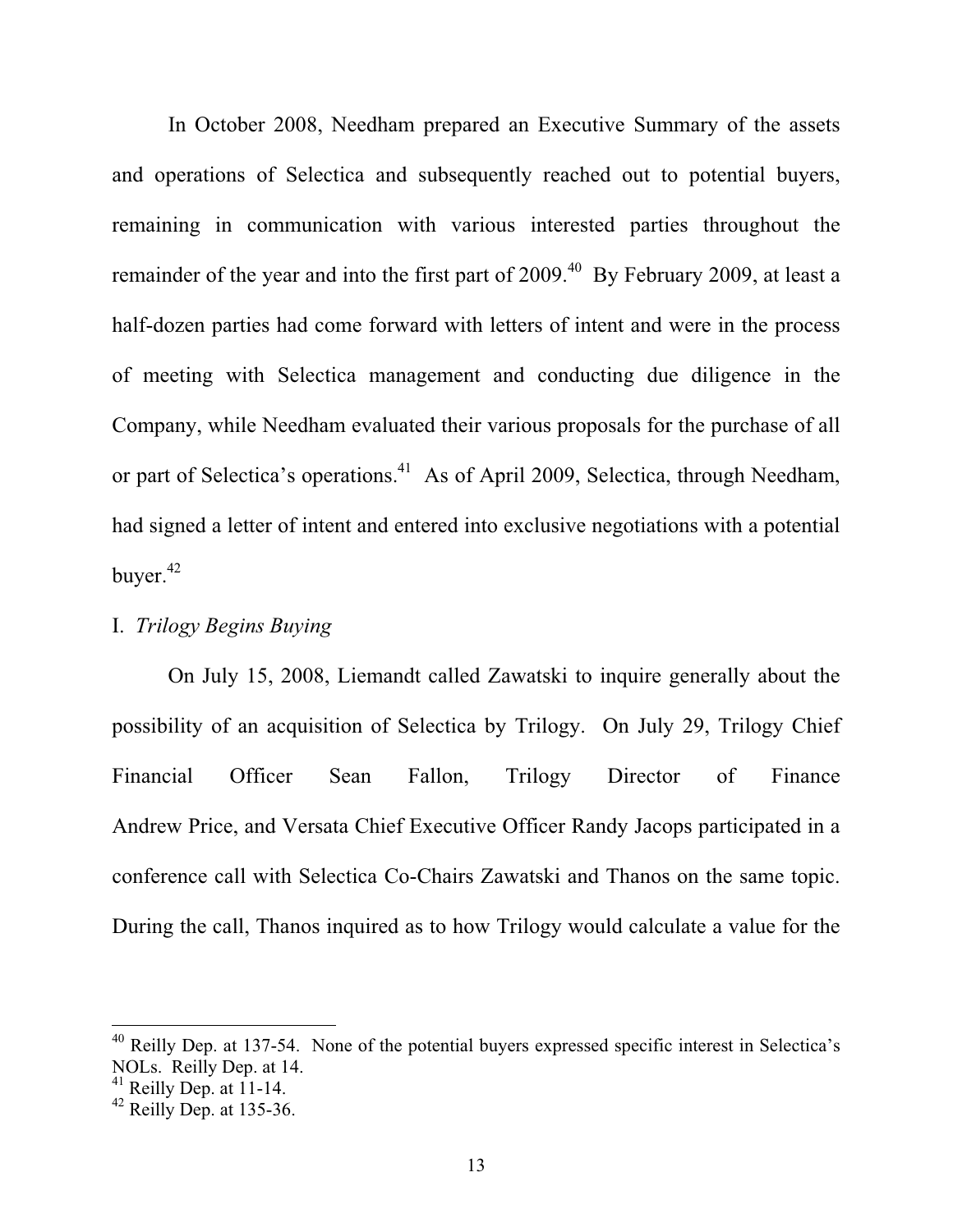In October 2008, Needham prepared an Executive Summary of the assets and operations of Selectica and subsequently reached out to potential buyers, remaining in communication with various interested parties throughout the remainder of the year and into the first part of 2009.[40] By February 2009, at least a half-dozen parties had come forward with letters of intent and were in the process of meeting with Selectica management and conducting due diligence in the Company, while Needham evaluated their various proposals for the purchase of all or part of Selectica's operations.[41] As of April 2009, Selectica, through Needham, had signed a letter of intent and entered into exclusive negotiations with a potential buyer.[42]

I. *Trilogy Begins Buying*

On July 15, 2008, Liemandt called Zawatski to inquire generally about the possibility of an acquisition of Selectica by Trilogy. On July 29, Trilogy Chief Financial Officer Sean Fallon, Trilogy Director of Finance Andrew Price, and Versata Chief Executive Officer Randy Jacops participated in a conference call with Selectica Co-Chairs Zawatski and Thanos on the same topic. During the call, Thanos inquired as to how Trilogy would calculate a value for the

---

[40] Reilly Dep. at 137-54. None of the potential buyers expressed specific interest in Selectica's NOLs. Reilly Dep. at 14.

[41] Reilly Dep. at 11-14.

[42] Reilly Dep. at 135-36.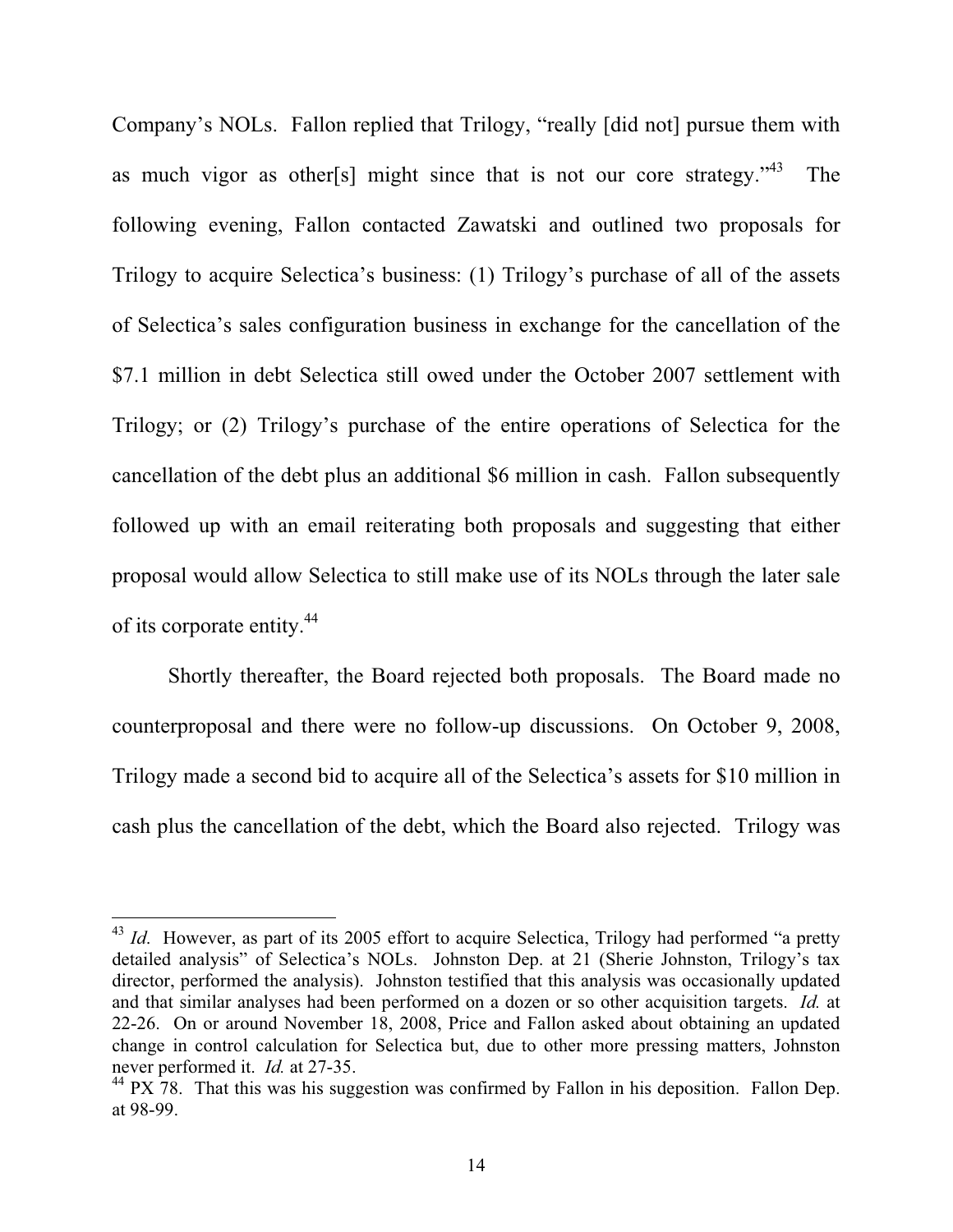Company's NOLs. Fallon replied that Trilogy, "really [did not] pursue them with as much vigor as other[s] might since that is not our core strategy."[43] The following evening, Fallon contacted Zawatski and outlined two proposals for Trilogy to acquire Selectica's business: (1) Trilogy's purchase of all of the assets of Selectica's sales configuration business in exchange for the cancellation of the $7.1 million in debt Selectica still owed under the October 2007 settlement with Trilogy; or (2) Trilogy's purchase of the entire operations of Selectica for the cancellation of the debt plus an additional $6 million in cash. Fallon subsequently followed up with an email reiterating both proposals and suggesting that either proposal would allow Selectica to still make use of its NOLs through the later sale of its corporate entity.[44]

Shortly thereafter, the Board rejected both proposals. The Board made no counterproposal and there were no follow-up discussions. On October 9, 2008, Trilogy made a second bid to acquire all of the Selectica's assets for $10 million in cash plus the cancellation of the debt, which the Board also rejected. Trilogy was

---

[43] *Id.* However, as part of its 2005 effort to acquire Selectica, Trilogy had performed "a pretty detailed analysis" of Selectica's NOLs. Johnston Dep. at 21 (Sherie Johnston, Trilogy's tax director, performed the analysis). Johnston testified that this analysis was occasionally updated and that similar analyses had been performed on a dozen or so other acquisition targets. *Id.* at 22-26. On or around November 18, 2008, Price and Fallon asked about obtaining an updated change in control calculation for Selectica but, due to other more pressing matters, Johnston never performed it. *Id.* at 27-35.

[44] PX 78. That this was his suggestion was confirmed by Fallon in his deposition. Fallon Dep. at 98-99.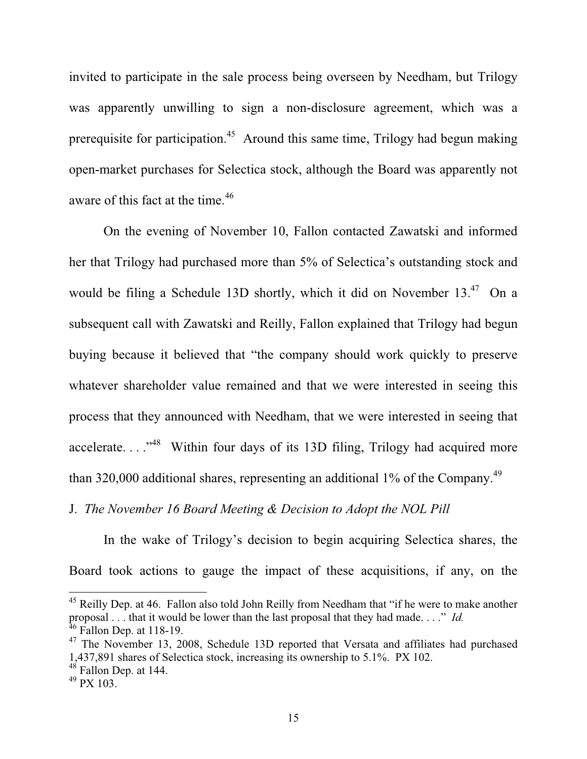invited to participate in the sale process being overseen by Needham, but Trilogy was apparently unwilling to sign a non-disclosure agreement, which was a prerequisite for participation.[45] Around this same time, Trilogy had begun making open-market purchases for Selectica stock, although the Board was apparently not aware of this fact at the time.[46]

On the evening of November 10, Fallon contacted Zawatski and informed her that Trilogy had purchased more than 5% of Selectica's outstanding stock and would be filing a Schedule 13D shortly, which it did on November 13.[47] On a subsequent call with Zawatski and Reilly, Fallon explained that Trilogy had begun buying because it believed that "the company should work quickly to preserve whatever shareholder value remained and that we were interested in seeing this process that they announced with Needham, that we were interested in seeing that accelerate. . . ."[48] Within four days of its 13D filing, Trilogy had acquired more than 320,000 additional shares, representing an additional 1% of the Company.[49]

J. *The November 16 Board Meeting & Decision to Adopt the NOL Pill*

In the wake of Trilogy's decision to begin acquiring Selectica shares, the Board took actions to gauge the impact of these acquisitions, if any, on the

---

[45] Reilly Dep. at 46. Fallon also told John Reilly from Needham that "if he were to make another proposal . . . that it would be lower than the last proposal that they had made. . . ." *Id.*

[46] Fallon Dep. at 118-19.

[47] The November 13, 2008, Schedule 13D reported that Versata and affiliates had purchased 1,437,891 shares of Selectica stock, increasing its ownership to 5.1%. PX 102.

[48] Fallon Dep. at 144.

[49] PX 103.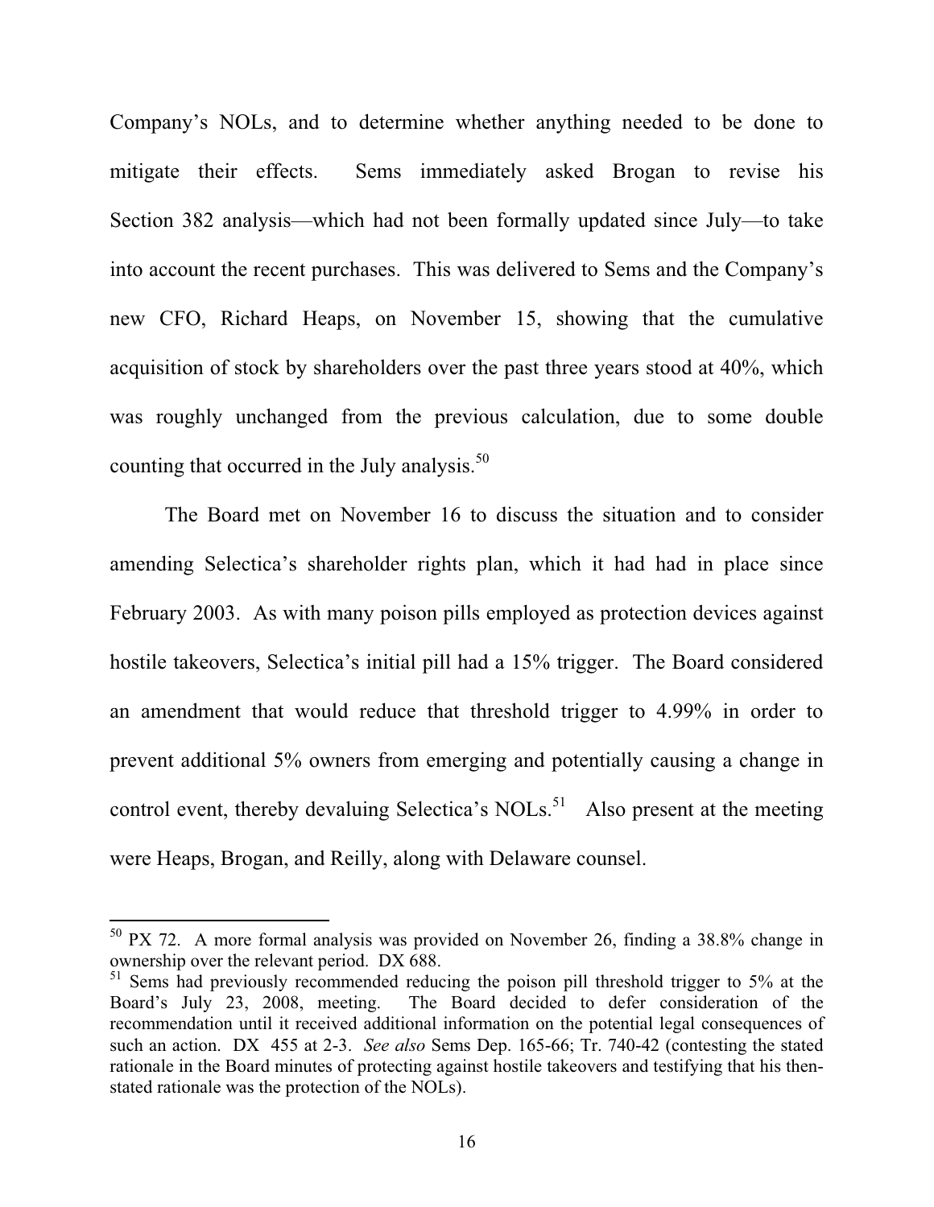Company's NOLs, and to determine whether anything needed to be done to mitigate their effects. Sems immediately asked Brogan to revise his Section 382 analysis—which had not been formally updated since July—to take into account the recent purchases. This was delivered to Sems and the Company's new CFO, Richard Heaps, on November 15, showing that the cumulative acquisition of stock by shareholders over the past three years stood at 40%, which was roughly unchanged from the previous calculation, due to some double counting that occurred in the July analysis.[50]

The Board met on November 16 to discuss the situation and to consider amending Selectica's shareholder rights plan, which it had had in place since February 2003. As with many poison pills employed as protection devices against hostile takeovers, Selectica's initial pill had a 15% trigger. The Board considered an amendment that would reduce that threshold trigger to 4.99% in order to prevent additional 5% owners from emerging and potentially causing a change in control event, thereby devaluing Selectica's NOLs.[51] Also present at the meeting were Heaps, Brogan, and Reilly, along with Delaware counsel.

---

[50] PX 72. A more formal analysis was provided on November 26, finding a 38.8% change in ownership over the relevant period. DX 688.

[51] Sems had previously recommended reducing the poison pill threshold trigger to 5% at the Board's July 23, 2008, meeting. The Board decided to defer consideration of the recommendation until it received additional information on the potential legal consequences of such an action. DX 455 at 2-3. *See also* Sems Dep. 165-66; Tr. 740-42 (contesting the stated rationale in the Board minutes of protecting against hostile takeovers and testifying that his then-stated rationale was the protection of the NOLs).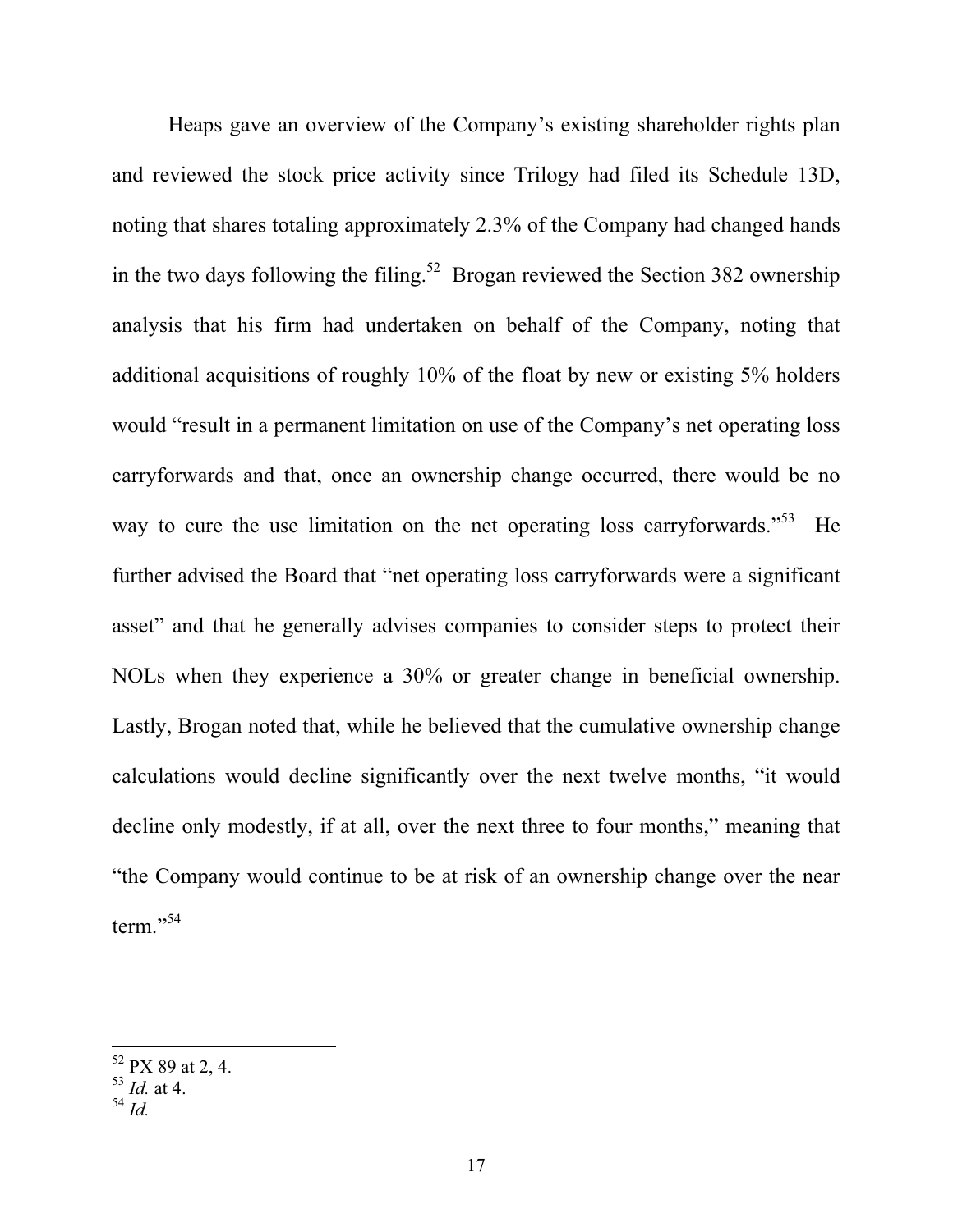Heaps gave an overview of the Company's existing shareholder rights plan and reviewed the stock price activity since Trilogy had filed its Schedule 13D, noting that shares totaling approximately 2.3% of the Company had changed hands in the two days following the filing.[52] Brogan reviewed the Section 382 ownership analysis that his firm had undertaken on behalf of the Company, noting that additional acquisitions of roughly 10% of the float by new or existing 5% holders would "result in a permanent limitation on use of the Company's net operating loss carryforwards and that, once an ownership change occurred, there would be no way to cure the use limitation on the net operating loss carryforwards."[53] He further advised the Board that "net operating loss carryforwards were a significant asset" and that he generally advises companies to consider steps to protect their NOLs when they experience a 30% or greater change in beneficial ownership. Lastly, Brogan noted that, while he believed that the cumulative ownership change calculations would decline significantly over the next twelve months, "it would decline only modestly, if at all, over the next three to four months," meaning that "the Company would continue to be at risk of an ownership change over the near term."[54]

---

[52] PX 89 at 2, 4.

[53] *Id.* at 4.

[54] *Id.*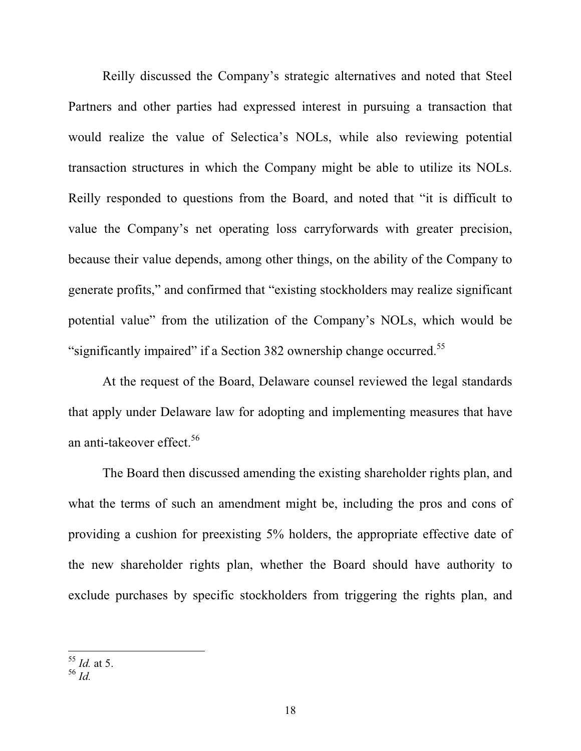Reilly discussed the Company's strategic alternatives and noted that Steel Partners and other parties had expressed interest in pursuing a transaction that would realize the value of Selectica's NOLs, while also reviewing potential transaction structures in which the Company might be able to utilize its NOLs. Reilly responded to questions from the Board, and noted that "it is difficult to value the Company's net operating loss carryforwards with greater precision, because their value depends, among other things, on the ability of the Company to generate profits," and confirmed that "existing stockholders may realize significant potential value" from the utilization of the Company's NOLs, which would be "significantly impaired" if a Section 382 ownership change occurred.[55]

At the request of the Board, Delaware counsel reviewed the legal standards that apply under Delaware law for adopting and implementing measures that have an anti-takeover effect.[56]

The Board then discussed amending the existing shareholder rights plan, and what the terms of such an amendment might be, including the pros and cons of providing a cushion for preexisting 5% holders, the appropriate effective date of the new shareholder rights plan, whether the Board should have authority to exclude purchases by specific stockholders from triggering the rights plan, and

---

[55] *Id.* at 5.

[56] *Id.*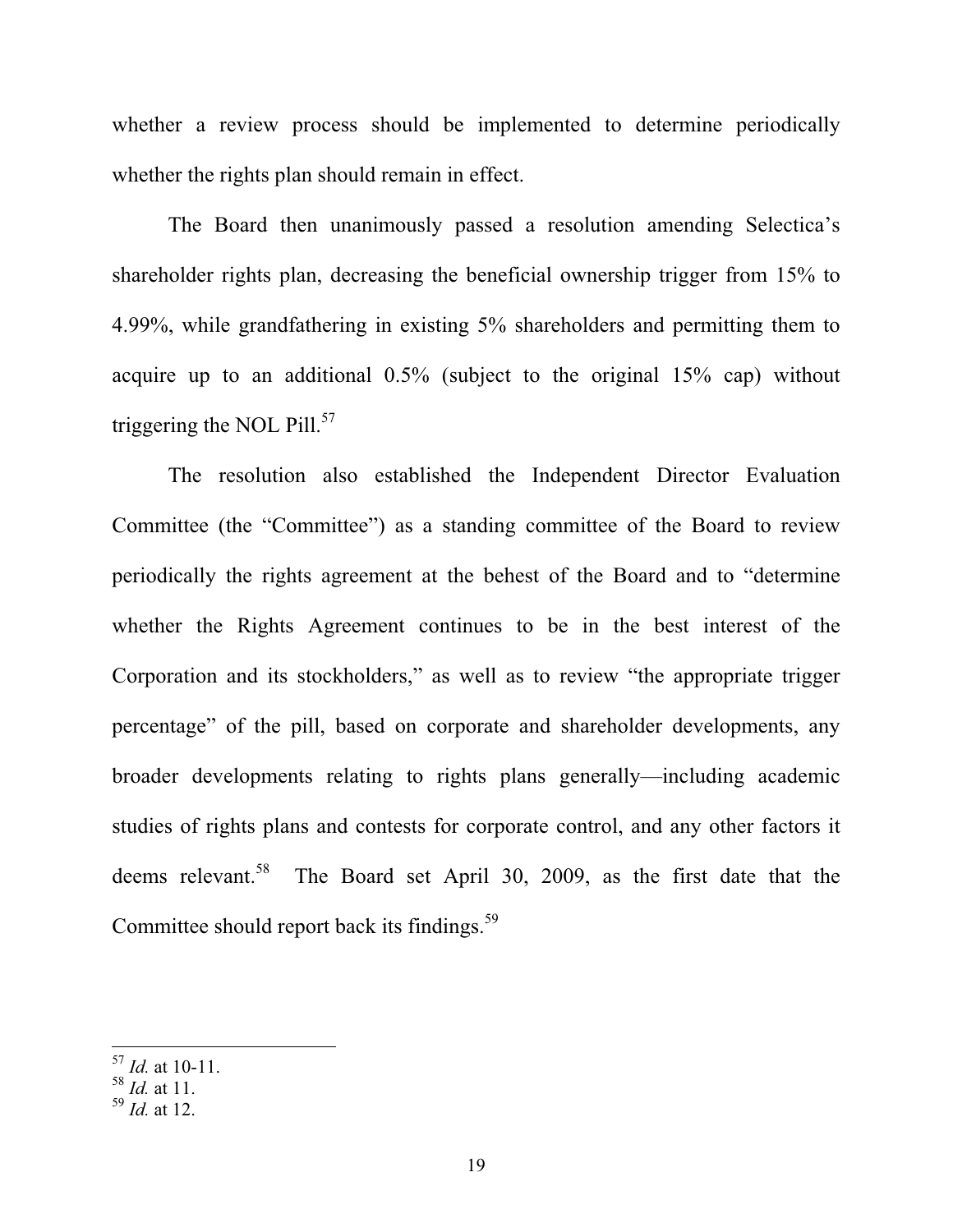whether a review process should be implemented to determine periodically whether the rights plan should remain in effect.

The Board then unanimously passed a resolution amending Selectica's shareholder rights plan, decreasing the beneficial ownership trigger from 15% to 4.99%, while grandfathering in existing 5% shareholders and permitting them to acquire up to an additional 0.5% (subject to the original 15% cap) without triggering the NOL Pill.[57]

The resolution also established the Independent Director Evaluation Committee (the "Committee") as a standing committee of the Board to review periodically the rights agreement at the behest of the Board and to "determine whether the Rights Agreement continues to be in the best interest of the Corporation and its stockholders," as well as to review "the appropriate trigger percentage" of the pill, based on corporate and shareholder developments, any broader developments relating to rights plans generally—including academic studies of rights plans and contests for corporate control, and any other factors it deems relevant.[58] The Board set April 30, 2009, as the first date that the Committee should report back its findings.[59]

---

[57] *Id.* at 10-11.
[58] *Id.* at 11.
[59] *Id.* at 12.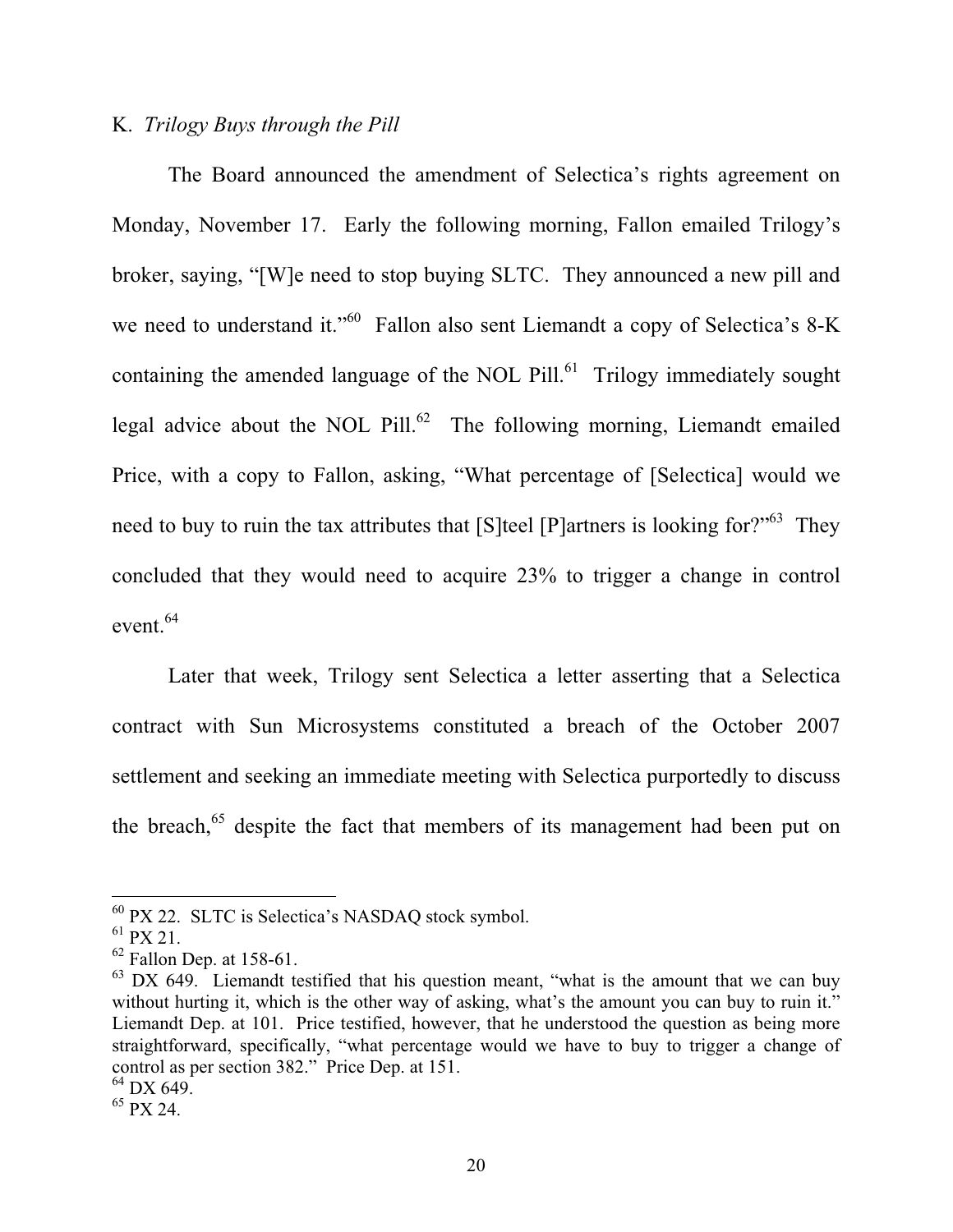K. *Trilogy Buys through the Pill*

The Board announced the amendment of Selectica's rights agreement on Monday, November 17. Early the following morning, Fallon emailed Trilogy's broker, saying, "[W]e need to stop buying SLTC. They announced a new pill and we need to understand it."[60] Fallon also sent Liemandt a copy of Selectica's 8-K containing the amended language of the NOL Pill.[61] Trilogy immediately sought legal advice about the NOL Pill.[62] The following morning, Liemandt emailed Price, with a copy to Fallon, asking, "What percentage of [Selectica] would we need to buy to ruin the tax attributes that [S]teel [P]artners is looking for?"[63] They concluded that they would need to acquire 23% to trigger a change in control event.[64]

Later that week, Trilogy sent Selectica a letter asserting that a Selectica contract with Sun Microsystems constituted a breach of the October 2007 settlement and seeking an immediate meeting with Selectica purportedly to discuss the breach,[65] despite the fact that members of its management had been put on

---

[60] PX 22. SLTC is Selectica's NASDAQ stock symbol.

[61] PX 21.

[62] Fallon Dep. at 158-61.

[63] DX 649. Liemandt testified that his question meant, "what is the amount that we can buy without hurting it, which is the other way of asking, what's the amount you can buy to ruin it." Liemandt Dep. at 101. Price testified, however, that he understood the question as being more straightforward, specifically, "what percentage would we have to buy to trigger a change of control as per section 382." Price Dep. at 151.

[64] DX 649.

[65] PX 24.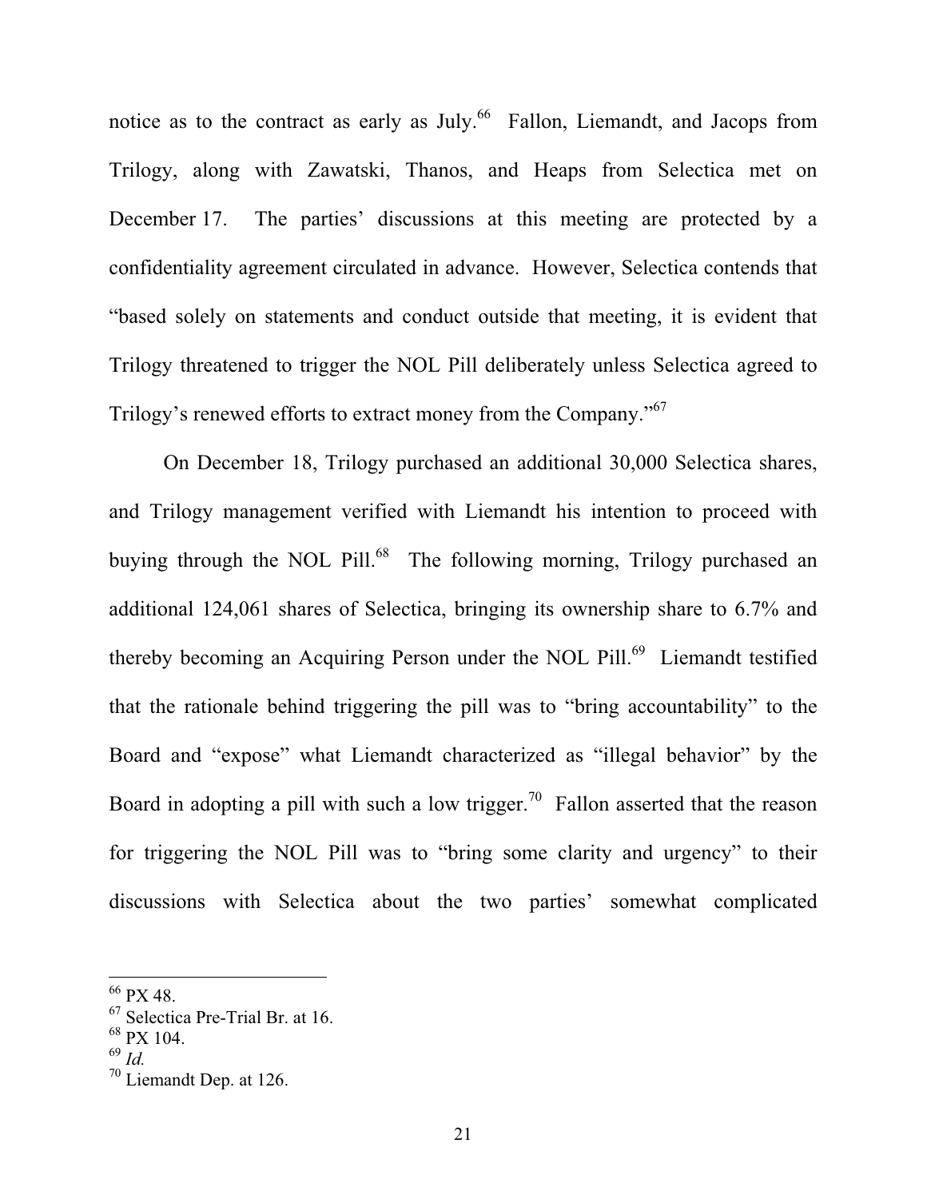notice as to the contract as early as July.[66] Fallon, Liemandt, and Jacops from Trilogy, along with Zawatski, Thanos, and Heaps from Selectica met on December 17. The parties' discussions at this meeting are protected by a confidentiality agreement circulated in advance. However, Selectica contends that "based solely on statements and conduct outside that meeting, it is evident that Trilogy threatened to trigger the NOL Pill deliberately unless Selectica agreed to Trilogy's renewed efforts to extract money from the Company."[67]

On December 18, Trilogy purchased an additional 30,000 Selectica shares, and Trilogy management verified with Liemandt his intention to proceed with buying through the NOL Pill.[68] The following morning, Trilogy purchased an additional 124,061 shares of Selectica, bringing its ownership share to 6.7% and thereby becoming an Acquiring Person under the NOL Pill.[69] Liemandt testified that the rationale behind triggering the pill was to "bring accountability" to the Board and "expose" what Liemandt characterized as "illegal behavior" by the Board in adopting a pill with such a low trigger.[70] Fallon asserted that the reason for triggering the NOL Pill was to "bring some clarity and urgency" to their discussions with Selectica about the two parties' somewhat complicated

---

[66] PX 48.

[67] Selectica Pre-Trial Br. at 16.

[68] PX 104.

[69] *Id.*

[70] Liemandt Dep. at 126.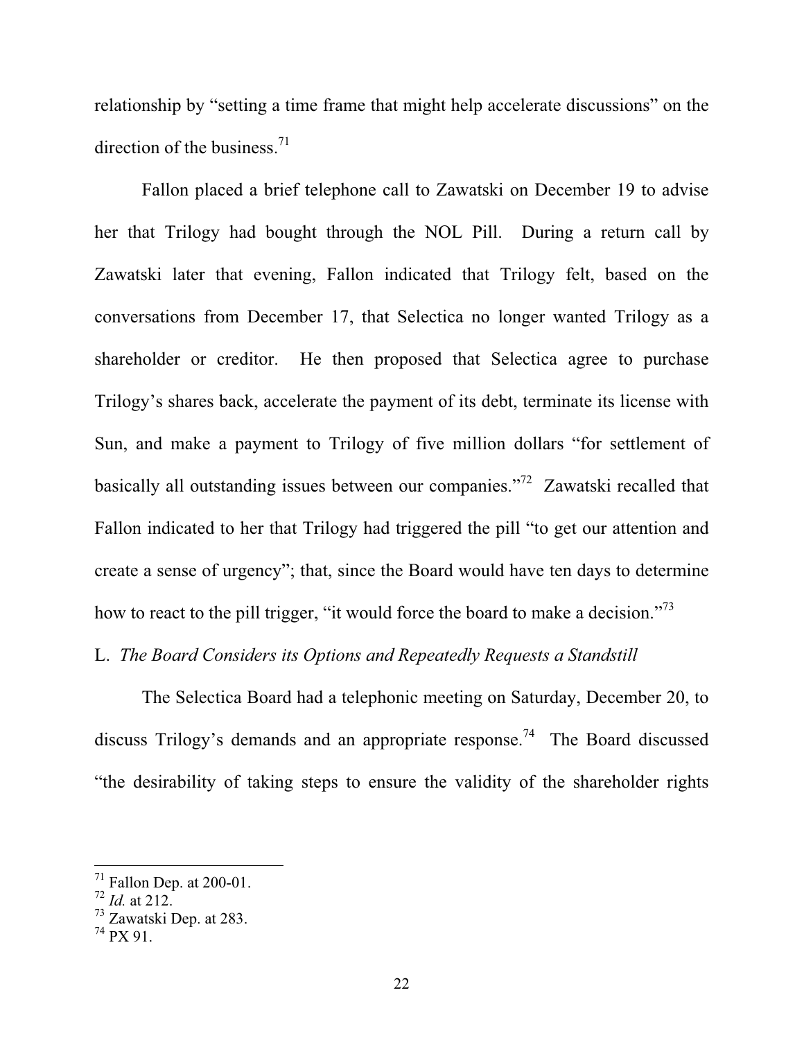relationship by "setting a time frame that might help accelerate discussions" on the direction of the business.[71]

Fallon placed a brief telephone call to Zawatski on December 19 to advise her that Trilogy had bought through the NOL Pill. During a return call by Zawatski later that evening, Fallon indicated that Trilogy felt, based on the conversations from December 17, that Selectica no longer wanted Trilogy as a shareholder or creditor. He then proposed that Selectica agree to purchase Trilogy's shares back, accelerate the payment of its debt, terminate its license with Sun, and make a payment to Trilogy of five million dollars "for settlement of basically all outstanding issues between our companies."[72] Zawatski recalled that Fallon indicated to her that Trilogy had triggered the pill "to get our attention and create a sense of urgency"; that, since the Board would have ten days to determine how to react to the pill trigger, "it would force the board to make a decision."[73]

L. *The Board Considers its Options and Repeatedly Requests a Standstill*

The Selectica Board had a telephonic meeting on Saturday, December 20, to discuss Trilogy's demands and an appropriate response.[74] The Board discussed "the desirability of taking steps to ensure the validity of the shareholder rights

[71] Fallon Dep. at 200-01.
[72] *Id.* at 212.
[73] Zawatski Dep. at 283.
[74] PX 91.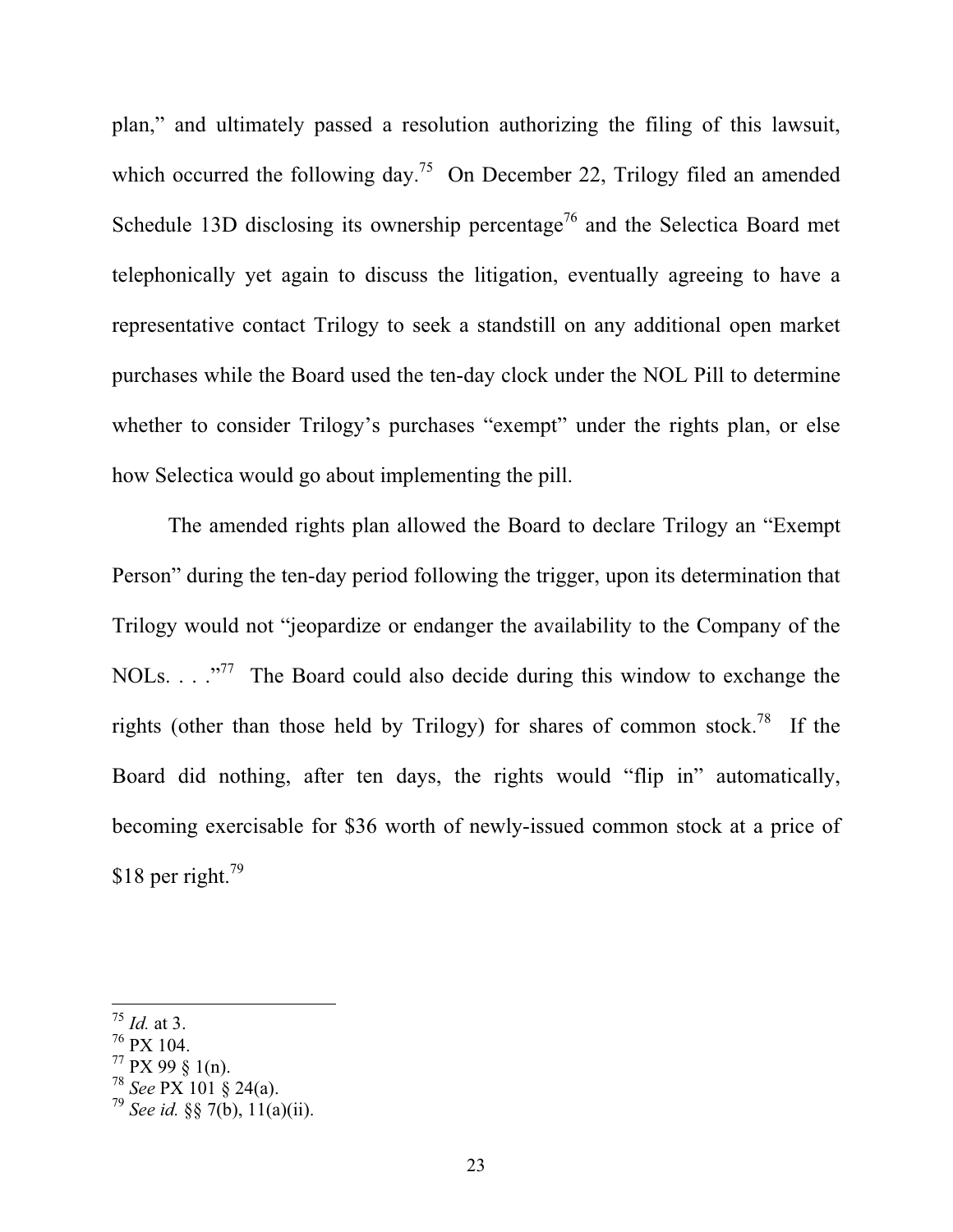plan," and ultimately passed a resolution authorizing the filing of this lawsuit, which occurred the following day.[75] On December 22, Trilogy filed an amended Schedule 13D disclosing its ownership percentage[76] and the Selectica Board met telephonically yet again to discuss the litigation, eventually agreeing to have a representative contact Trilogy to seek a standstill on any additional open market purchases while the Board used the ten-day clock under the NOL Pill to determine whether to consider Trilogy's purchases "exempt" under the rights plan, or else how Selectica would go about implementing the pill.

The amended rights plan allowed the Board to declare Trilogy an "Exempt Person" during the ten-day period following the trigger, upon its determination that Trilogy would not "jeopardize or endanger the availability to the Company of the NOLs. . . ."[77] The Board could also decide during this window to exchange the rights (other than those held by Trilogy) for shares of common stock.[78] If the Board did nothing, after ten days, the rights would "flip in" automatically, becoming exercisable for $36 worth of newly-issued common stock at a price of $18 per right.[79]

---

[75] *Id.* at 3.
[76] PX 104.
[77] PX 99 § 1(n).
[78] *See* PX 101 § 24(a).
[79] *See id.* §§ 7(b), 11(a)(ii).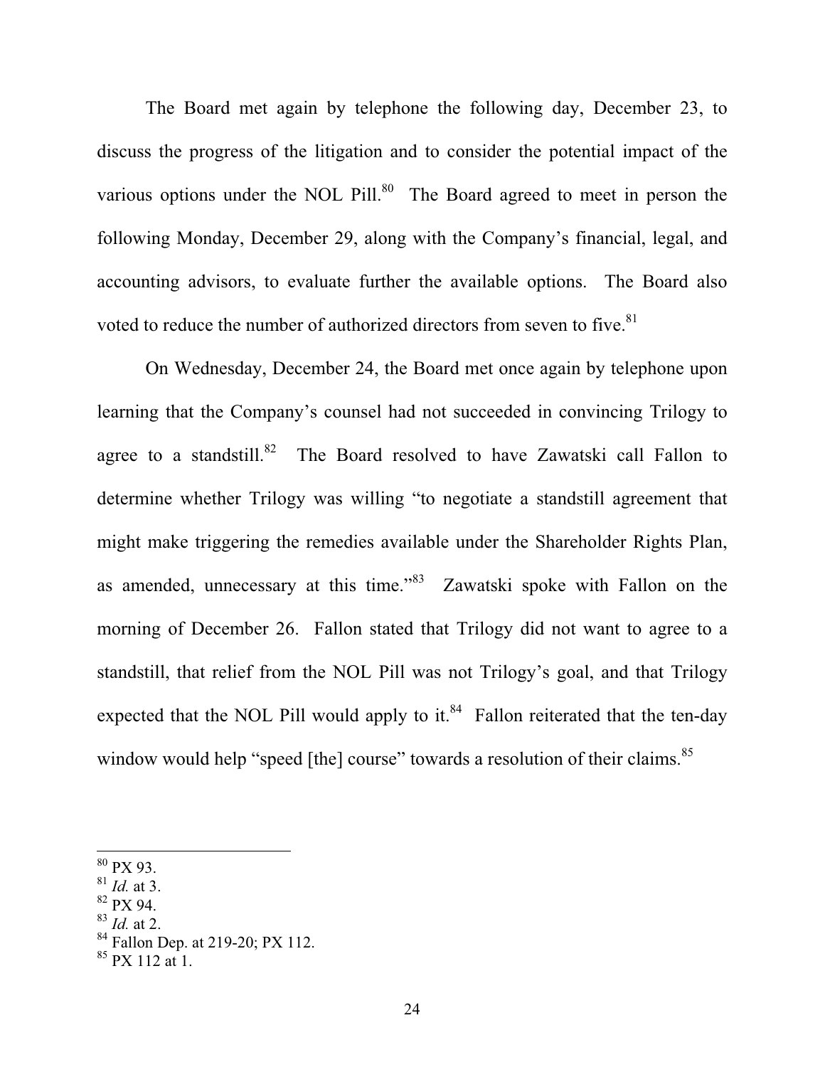The Board met again by telephone the following day, December 23, to discuss the progress of the litigation and to consider the potential impact of the various options under the NOL Pill.[80] The Board agreed to meet in person the following Monday, December 29, along with the Company's financial, legal, and accounting advisors, to evaluate further the available options. The Board also voted to reduce the number of authorized directors from seven to five.[81]

On Wednesday, December 24, the Board met once again by telephone upon learning that the Company's counsel had not succeeded in convincing Trilogy to agree to a standstill.[82] The Board resolved to have Zawatski call Fallon to determine whether Trilogy was willing "to negotiate a standstill agreement that might make triggering the remedies available under the Shareholder Rights Plan, as amended, unnecessary at this time."[83] Zawatski spoke with Fallon on the morning of December 26. Fallon stated that Trilogy did not want to agree to a standstill, that relief from the NOL Pill was not Trilogy's goal, and that Trilogy expected that the NOL Pill would apply to it.[84] Fallon reiterated that the ten-day window would help "speed [the] course" towards a resolution of their claims.[85]

---

[80] PX 93.
[81] *Id.* at 3.
[82] PX 94.
[83] *Id.* at 2.
[84] Fallon Dep. at 219-20; PX 112.
[85] PX 112 at 1.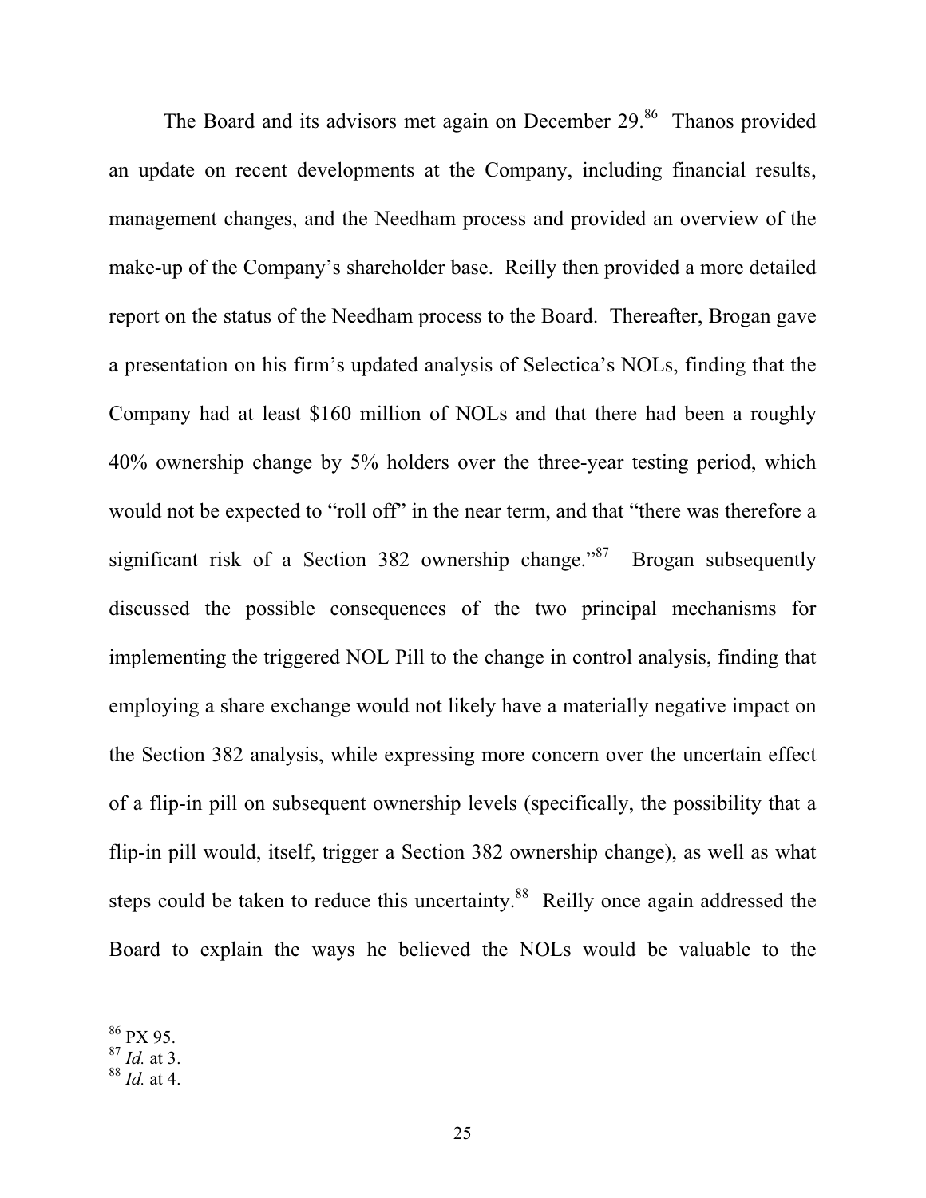The Board and its advisors met again on December 29.[86] Thanos provided an update on recent developments at the Company, including financial results, management changes, and the Needham process and provided an overview of the make-up of the Company's shareholder base. Reilly then provided a more detailed report on the status of the Needham process to the Board. Thereafter, Brogan gave a presentation on his firm's updated analysis of Selectica's NOLs, finding that the Company had at least $160 million of NOLs and that there had been a roughly 40% ownership change by 5% holders over the three-year testing period, which would not be expected to "roll off" in the near term, and that "there was therefore a significant risk of a Section 382 ownership change."[87] Brogan subsequently discussed the possible consequences of the two principal mechanisms for implementing the triggered NOL Pill to the change in control analysis, finding that employing a share exchange would not likely have a materially negative impact on the Section 382 analysis, while expressing more concern over the uncertain effect of a flip-in pill on subsequent ownership levels (specifically, the possibility that a flip-in pill would, itself, trigger a Section 382 ownership change), as well as what steps could be taken to reduce this uncertainty.[88] Reilly once again addressed the Board to explain the ways he believed the NOLs would be valuable to the

---

[86] PX 95.

[87] *Id.* at 3.

[88] *Id.* at 4.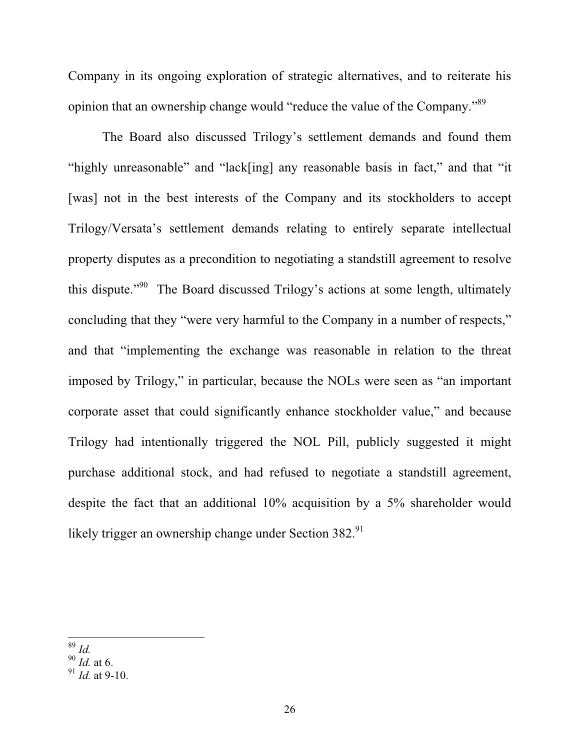Company in its ongoing exploration of strategic alternatives, and to reiterate his opinion that an ownership change would "reduce the value of the Company."[89]

The Board also discussed Trilogy's settlement demands and found them "highly unreasonable" and "lack[ing] any reasonable basis in fact," and that "it [was] not in the best interests of the Company and its stockholders to accept Trilogy/Versata's settlement demands relating to entirely separate intellectual property disputes as a precondition to negotiating a standstill agreement to resolve this dispute."[90] The Board discussed Trilogy's actions at some length, ultimately concluding that they "were very harmful to the Company in a number of respects," and that "implementing the exchange was reasonable in relation to the threat imposed by Trilogy," in particular, because the NOLs were seen as "an important corporate asset that could significantly enhance stockholder value," and because Trilogy had intentionally triggered the NOL Pill, publicly suggested it might purchase additional stock, and had refused to negotiate a standstill agreement, despite the fact that an additional 10% acquisition by a 5% shareholder would likely trigger an ownership change under Section 382.[91]

---

[89] *Id.*

[90] *Id.* at 6.

[91] *Id.* at 9-10.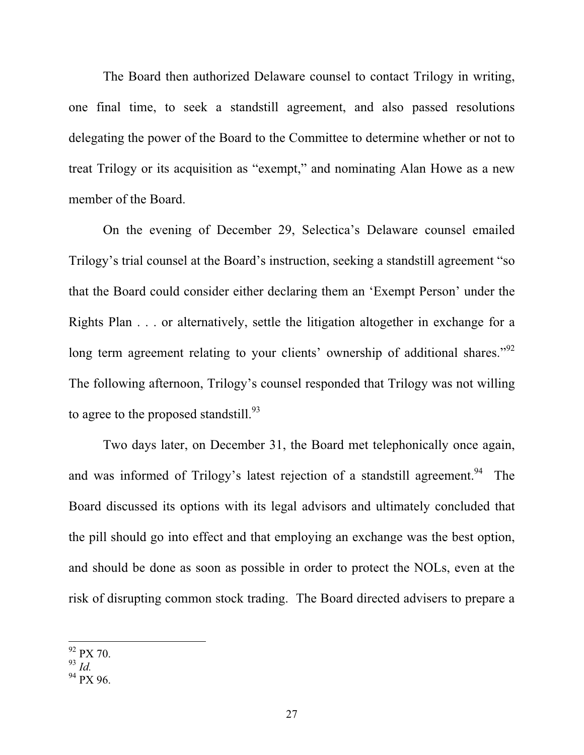The Board then authorized Delaware counsel to contact Trilogy in writing, one final time, to seek a standstill agreement, and also passed resolutions delegating the power of the Board to the Committee to determine whether or not to treat Trilogy or its acquisition as "exempt," and nominating Alan Howe as a new member of the Board.

On the evening of December 29, Selectica's Delaware counsel emailed Trilogy's trial counsel at the Board's instruction, seeking a standstill agreement "so that the Board could consider either declaring them an 'Exempt Person' under the Rights Plan . . . or alternatively, settle the litigation altogether in exchange for a long term agreement relating to your clients' ownership of additional shares."[92] The following afternoon, Trilogy's counsel responded that Trilogy was not willing to agree to the proposed standstill.[93]

Two days later, on December 31, the Board met telephonically once again, and was informed of Trilogy's latest rejection of a standstill agreement.[94] The Board discussed its options with its legal advisors and ultimately concluded that the pill should go into effect and that employing an exchange was the best option, and should be done as soon as possible in order to protect the NOLs, even at the risk of disrupting common stock trading. The Board directed advisers to prepare a

---

[92] PX 70.

[93] *Id.*

[94] PX 96.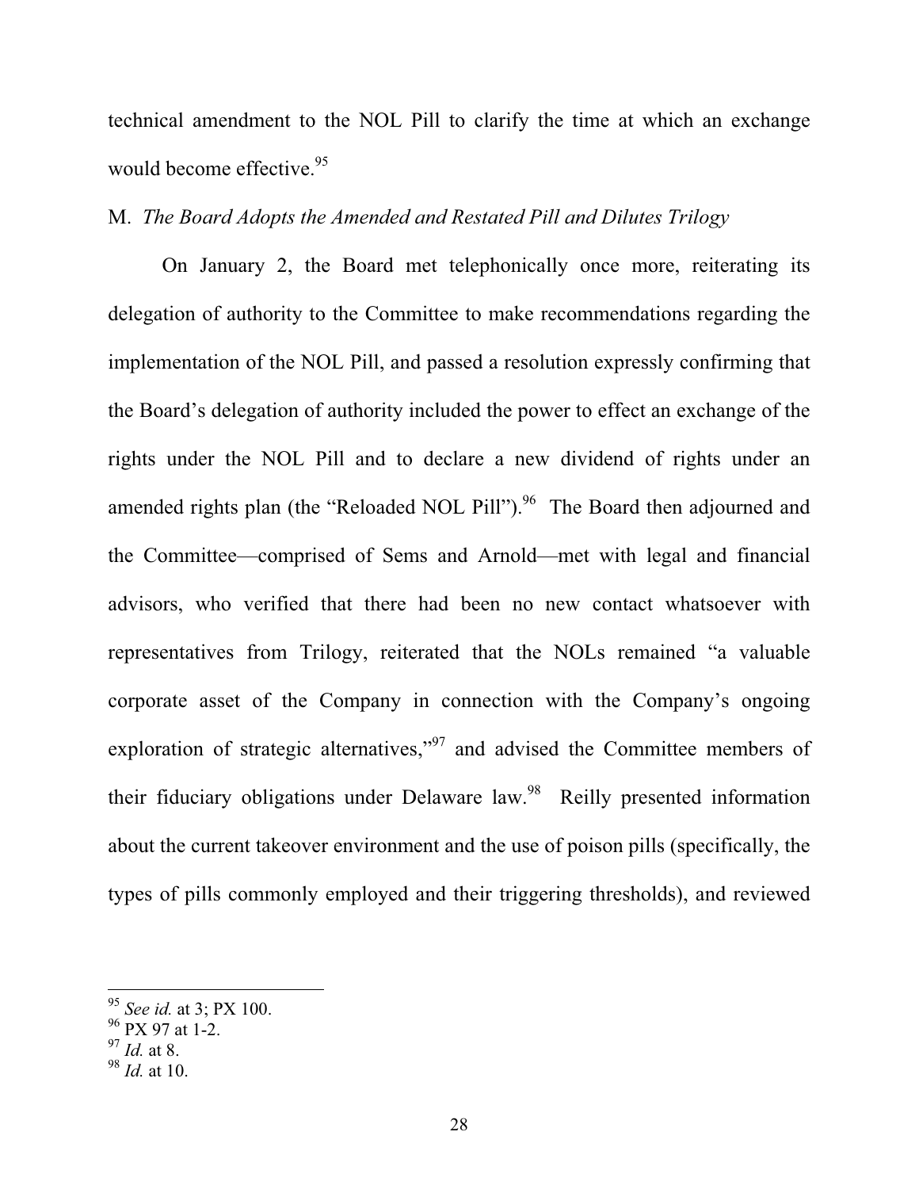technical amendment to the NOL Pill to clarify the time at which an exchange would become effective.[95]

M. *The Board Adopts the Amended and Restated Pill and Dilutes Trilogy*

On January 2, the Board met telephonically once more, reiterating its delegation of authority to the Committee to make recommendations regarding the implementation of the NOL Pill, and passed a resolution expressly confirming that the Board's delegation of authority included the power to effect an exchange of the rights under the NOL Pill and to declare a new dividend of rights under an amended rights plan (the "Reloaded NOL Pill").[96] The Board then adjourned and the Committee—comprised of Sems and Arnold—met with legal and financial advisors, who verified that there had been no new contact whatsoever with representatives from Trilogy, reiterated that the NOLs remained "a valuable corporate asset of the Company in connection with the Company's ongoing exploration of strategic alternatives,"[97] and advised the Committee members of their fiduciary obligations under Delaware law.[98] Reilly presented information about the current takeover environment and the use of poison pills (specifically, the types of pills commonly employed and their triggering thresholds), and reviewed

---

[95] *See id.* at 3; PX 100.

[96] PX 97 at 1-2.

[97] *Id.* at 8.

[98] *Id.* at 10.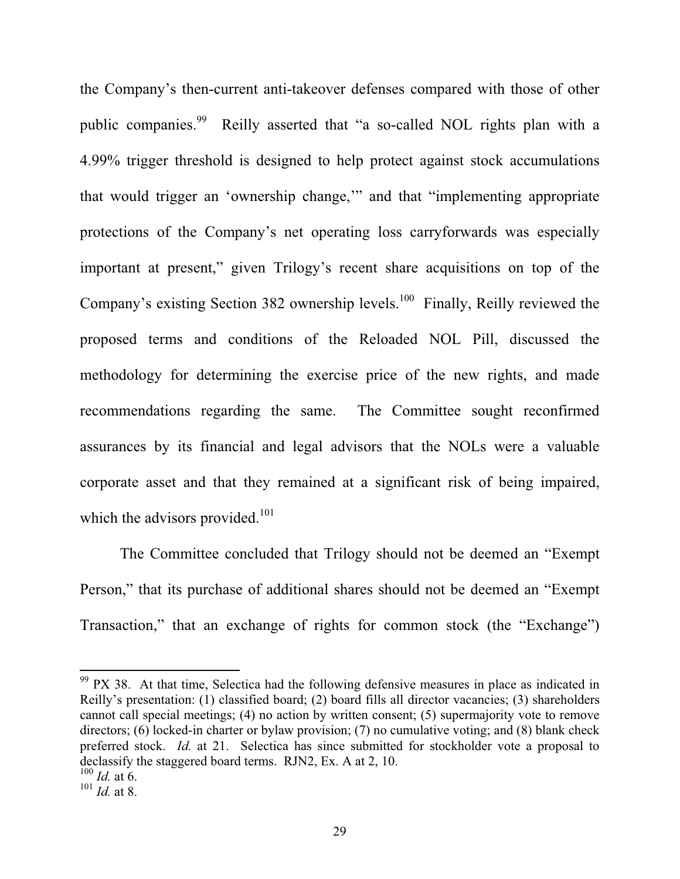the Company's then-current anti-takeover defenses compared with those of other public companies.[99] Reilly asserted that "a so-called NOL rights plan with a 4.99% trigger threshold is designed to help protect against stock accumulations that would trigger an 'ownership change,'" and that "implementing appropriate protections of the Company's net operating loss carryforwards was especially important at present," given Trilogy's recent share acquisitions on top of the Company's existing Section 382 ownership levels.[100] Finally, Reilly reviewed the proposed terms and conditions of the Reloaded NOL Pill, discussed the methodology for determining the exercise price of the new rights, and made recommendations regarding the same. The Committee sought reconfirmed assurances by its financial and legal advisors that the NOLs were a valuable corporate asset and that they remained at a significant risk of being impaired, which the advisors provided.[101]

The Committee concluded that Trilogy should not be deemed an "Exempt Person," that its purchase of additional shares should not be deemed an "Exempt Transaction," that an exchange of rights for common stock (the "Exchange")

---

[99] PX 38. At that time, Selectica had the following defensive measures in place as indicated in Reilly's presentation: (1) classified board; (2) board fills all director vacancies; (3) shareholders cannot call special meetings; (4) no action by written consent; (5) supermajority vote to remove directors; (6) locked-in charter or bylaw provision; (7) no cumulative voting; and (8) blank check preferred stock. *Id.* at 21. Selectica has since submitted for stockholder vote a proposal to declassify the staggered board terms. RJN2, Ex. A at 2, 10.

[100] *Id.* at 6.

[101] *Id.* at 8.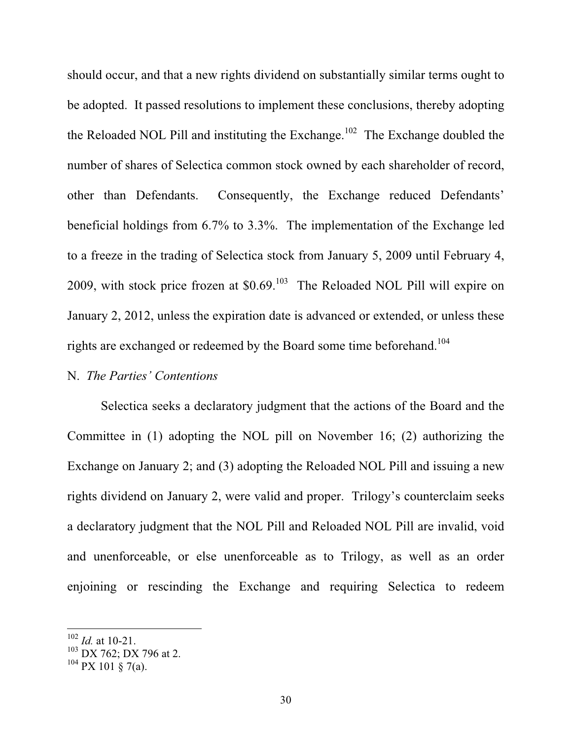should occur, and that a new rights dividend on substantially similar terms ought to be adopted. It passed resolutions to implement these conclusions, thereby adopting the Reloaded NOL Pill and instituting the Exchange.[102] The Exchange doubled the number of shares of Selectica common stock owned by each shareholder of record, other than Defendants. Consequently, the Exchange reduced Defendants' beneficial holdings from 6.7% to 3.3%. The implementation of the Exchange led to a freeze in the trading of Selectica stock from January 5, 2009 until February 4, 2009, with stock price frozen at $0.69.[103] The Reloaded NOL Pill will expire on January 2, 2012, unless the expiration date is advanced or extended, or unless these rights are exchanged or redeemed by the Board some time beforehand.[104]

N. *The Parties' Contentions*

Selectica seeks a declaratory judgment that the actions of the Board and the Committee in (1) adopting the NOL pill on November 16; (2) authorizing the Exchange on January 2; and (3) adopting the Reloaded NOL Pill and issuing a new rights dividend on January 2, were valid and proper. Trilogy's counterclaim seeks a declaratory judgment that the NOL Pill and Reloaded NOL Pill are invalid, void and unenforceable, or else unenforceable as to Trilogy, as well as an order enjoining or rescinding the Exchange and requiring Selectica to redeem

---

[102] *Id.* at 10-21.

[103] DX 762; DX 796 at 2.

[104] PX 101 § 7(a).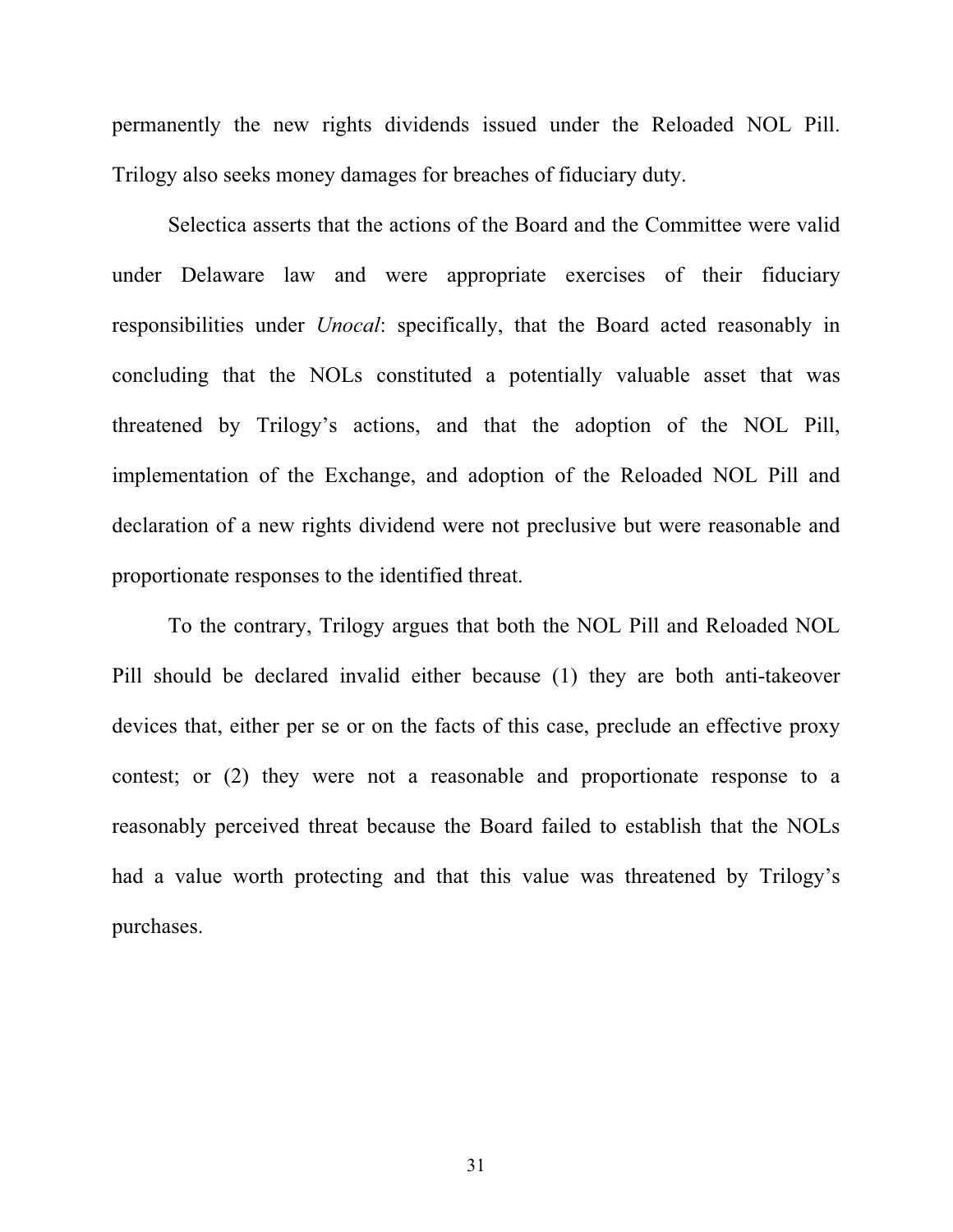permanently the new rights dividends issued under the Reloaded NOL Pill. Trilogy also seeks money damages for breaches of fiduciary duty.

Selectica asserts that the actions of the Board and the Committee were valid under Delaware law and were appropriate exercises of their fiduciary responsibilities under *Unocal*: specifically, that the Board acted reasonably in concluding that the NOLs constituted a potentially valuable asset that was threatened by Trilogy's actions, and that the adoption of the NOL Pill, implementation of the Exchange, and adoption of the Reloaded NOL Pill and declaration of a new rights dividend were not preclusive but were reasonable and proportionate responses to the identified threat.

To the contrary, Trilogy argues that both the NOL Pill and Reloaded NOL Pill should be declared invalid either because (1) they are both anti-takeover devices that, either per se or on the facts of this case, preclude an effective proxy contest; or (2) they were not a reasonable and proportionate response to a reasonably perceived threat because the Board failed to establish that the NOLs had a value worth protecting and that this value was threatened by Trilogy's purchases.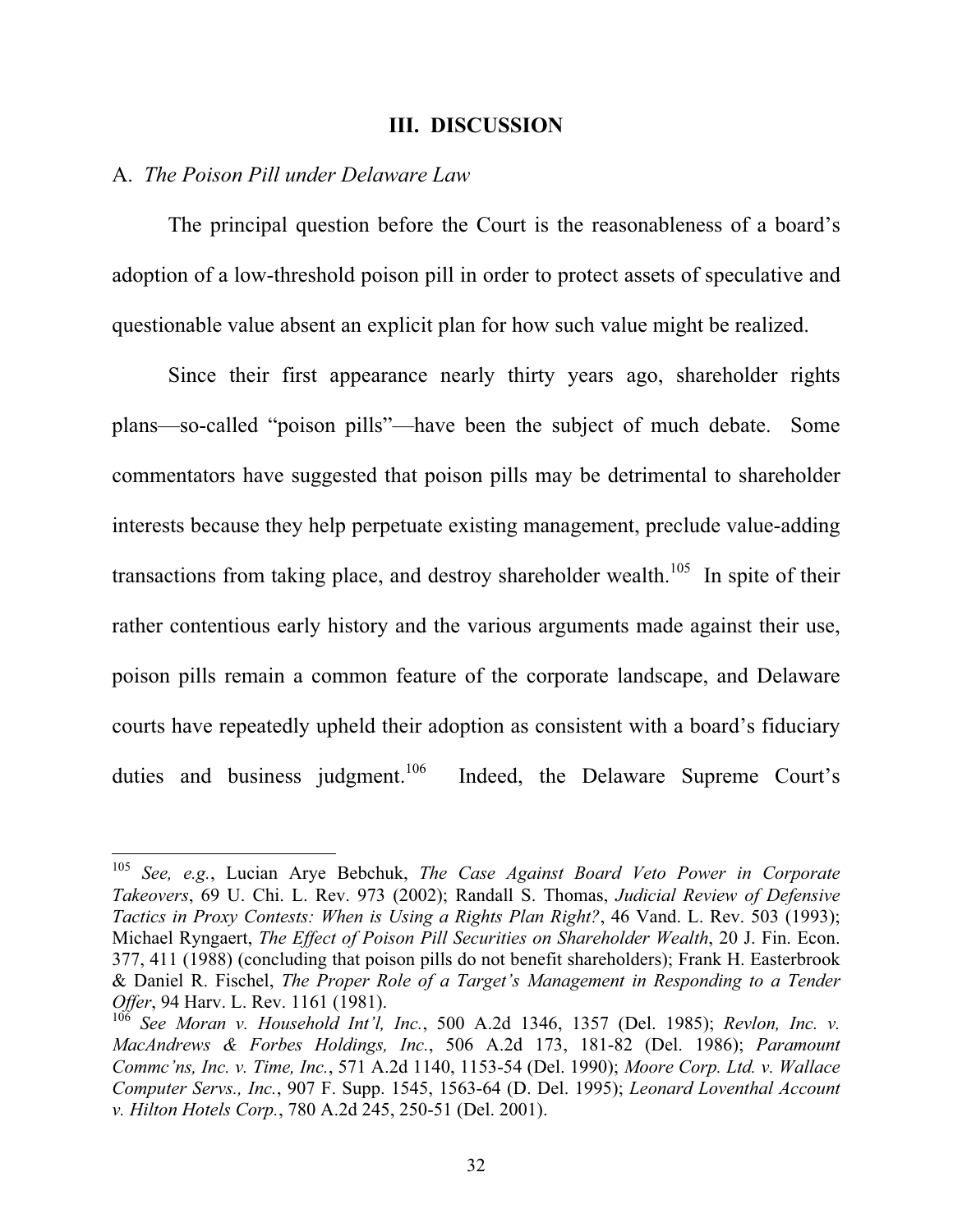## III. DISCUSSION

### A. *The Poison Pill under Delaware Law*

The principal question before the Court is the reasonableness of a board's adoption of a low-threshold poison pill in order to protect assets of speculative and questionable value absent an explicit plan for how such value might be realized.

Since their first appearance nearly thirty years ago, shareholder rights plans—so-called "poison pills"—have been the subject of much debate. Some commentators have suggested that poison pills may be detrimental to shareholder interests because they help perpetuate existing management, preclude value-adding transactions from taking place, and destroy shareholder wealth.[105] In spite of their rather contentious early history and the various arguments made against their use, poison pills remain a common feature of the corporate landscape, and Delaware courts have repeatedly upheld their adoption as consistent with a board's fiduciary duties and business judgment.[106] Indeed, the Delaware Supreme Court's

---

[105] *See, e.g.*, Lucian Arye Bebchuk, *The Case Against Board Veto Power in Corporate Takeovers*, 69 U. Chi. L. Rev. 973 (2002); Randall S. Thomas, *Judicial Review of Defensive Tactics in Proxy Contests: When is Using a Rights Plan Right?*, 46 Vand. L. Rev. 503 (1993); Michael Ryngaert, *The Effect of Poison Pill Securities on Shareholder Wealth*, 20 J. Fin. Econ. 377, 411 (1988) (concluding that poison pills do not benefit shareholders); Frank H. Easterbrook & Daniel R. Fischel, *The Proper Role of a Target's Management in Responding to a Tender Offer*, 94 Harv. L. Rev. 1161 (1981).

[106] *See Moran v. Household Int'l, Inc.*, 500 A.2d 1346, 1357 (Del. 1985); *Revlon, Inc. v. MacAndrews & Forbes Holdings, Inc.*, 506 A.2d 173, 181-82 (Del. 1986); *Paramount Commc'ns, Inc. v. Time, Inc.*, 571 A.2d 1140, 1153-54 (Del. 1990); *Moore Corp. Ltd. v. Wallace Computer Servs., Inc.*, 907 F. Supp. 1545, 1563-64 (D. Del. 1995); *Leonard Loventhal Account v. Hilton Hotels Corp.*, 780 A.2d 245, 250-51 (Del. 2001).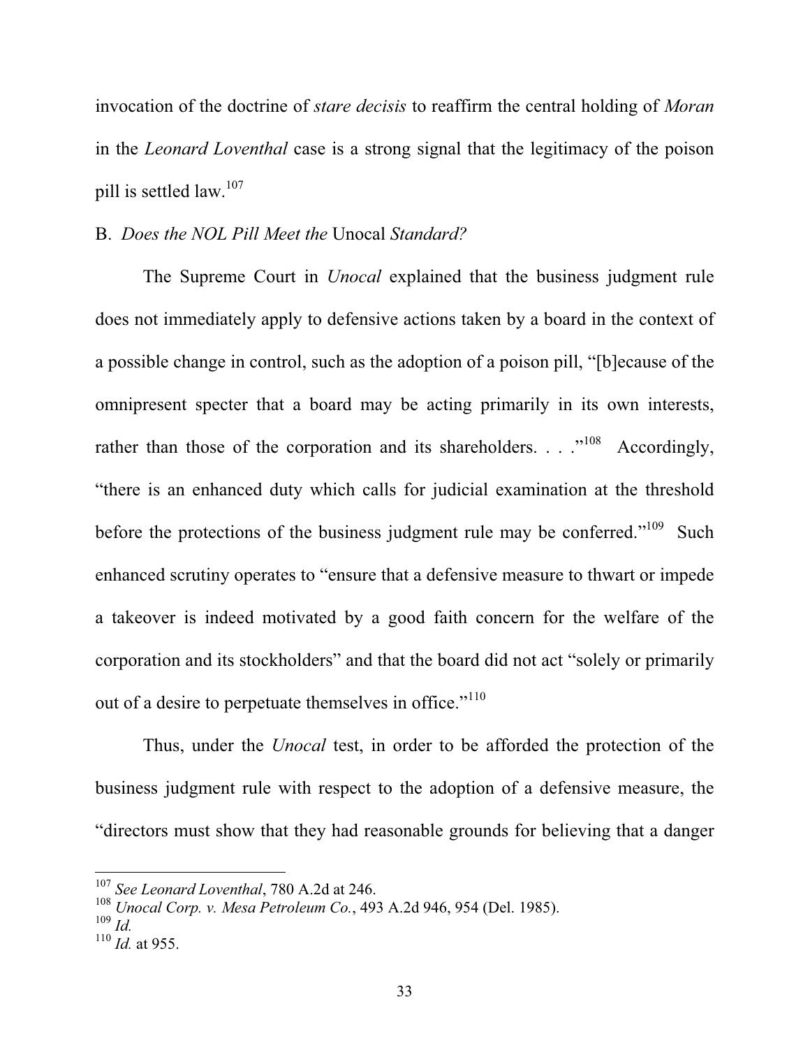invocation of the doctrine of *stare decisis* to reaffirm the central holding of *Moran* in the *Leonard Loventhal* case is a strong signal that the legitimacy of the poison pill is settled law.[107]

B. *Does the NOL Pill Meet the* Unocal *Standard?*

The Supreme Court in *Unocal* explained that the business judgment rule does not immediately apply to defensive actions taken by a board in the context of a possible change in control, such as the adoption of a poison pill, "[b]ecause of the omnipresent specter that a board may be acting primarily in its own interests, rather than those of the corporation and its shareholders. . . ."[108] Accordingly, "there is an enhanced duty which calls for judicial examination at the threshold before the protections of the business judgment rule may be conferred."[109] Such enhanced scrutiny operates to "ensure that a defensive measure to thwart or impede a takeover is indeed motivated by a good faith concern for the welfare of the corporation and its stockholders" and that the board did not act "solely or primarily out of a desire to perpetuate themselves in office."[110]

Thus, under the *Unocal* test, in order to be afforded the protection of the business judgment rule with respect to the adoption of a defensive measure, the "directors must show that they had reasonable grounds for believing that a danger

---

[107] *See Leonard Loventhal*, 780 A.2d at 246.

[108] *Unocal Corp. v. Mesa Petroleum Co.*, 493 A.2d 946, 954 (Del. 1985).

[109] *Id.*

[110] *Id.* at 955.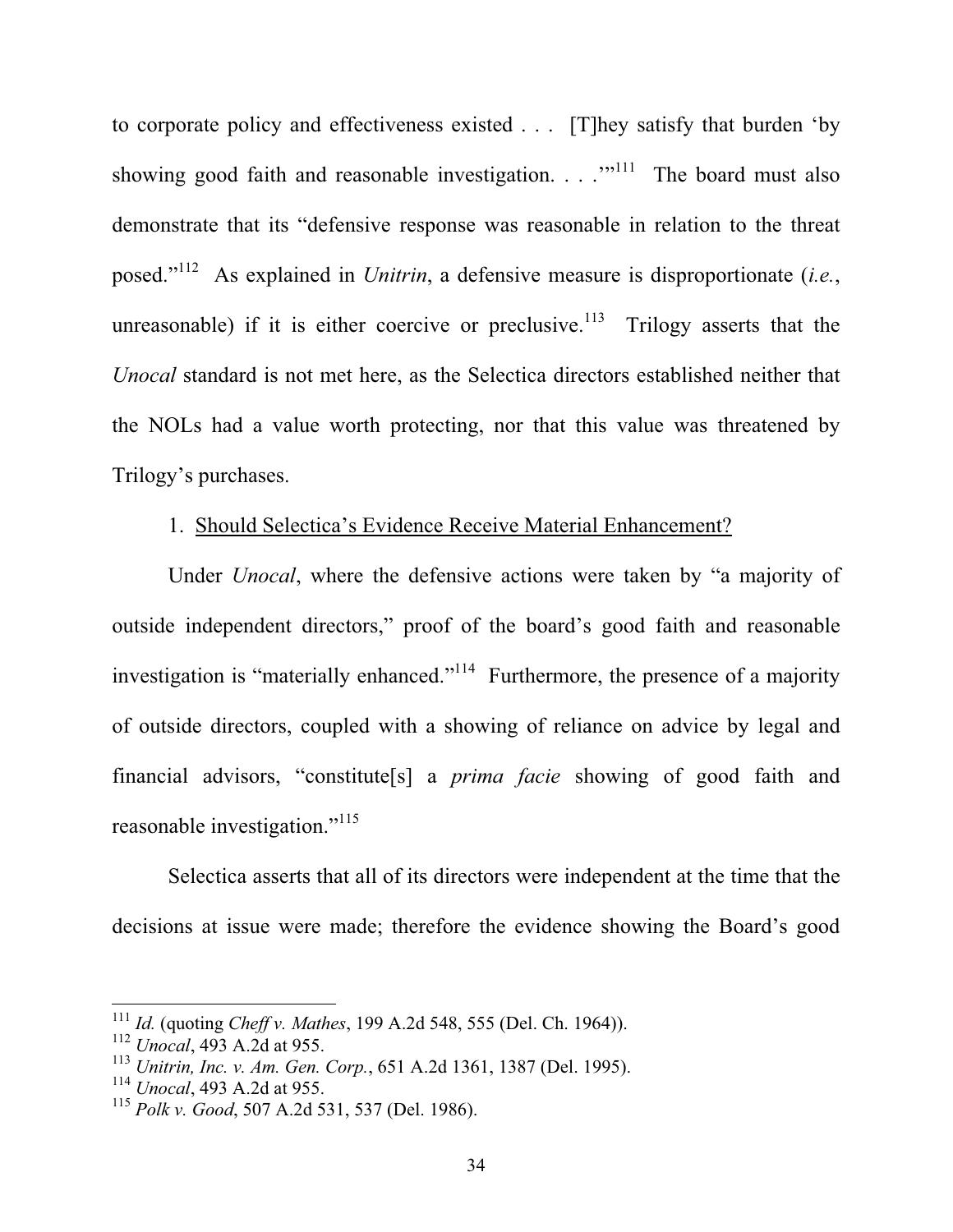to corporate policy and effectiveness existed . . . [T]hey satisfy that burden 'by showing good faith and reasonable investigation. . . .'"[111] The board must also demonstrate that its "defensive response was reasonable in relation to the threat posed."[112] As explained in *Unitrin*, a defensive measure is disproportionate (*i.e.*, unreasonable) if it is either coercive or preclusive.[113] Trilogy asserts that the *Unocal* standard is not met here, as the Selectica directors established neither that the NOLs had a value worth protecting, nor that this value was threatened by Trilogy's purchases.

1. <u>Should Selectica's Evidence Receive Material Enhancement?</u>

Under *Unocal*, where the defensive actions were taken by "a majority of outside independent directors," proof of the board's good faith and reasonable investigation is "materially enhanced."[114] Furthermore, the presence of a majority of outside directors, coupled with a showing of reliance on advice by legal and financial advisors, "constitute[s] a *prima facie* showing of good faith and reasonable investigation."[115]

Selectica asserts that all of its directors were independent at the time that the decisions at issue were made; therefore the evidence showing the Board's good

---

[111] *Id.* (quoting *Cheff v. Mathes*, 199 A.2d 548, 555 (Del. Ch. 1964)).

[112] *Unocal*, 493 A.2d at 955.

[113] *Unitrin, Inc. v. Am. Gen. Corp.*, 651 A.2d 1361, 1387 (Del. 1995).

[114] *Unocal*, 493 A.2d at 955.

[115] *Polk v. Good*, 507 A.2d 531, 537 (Del. 1986).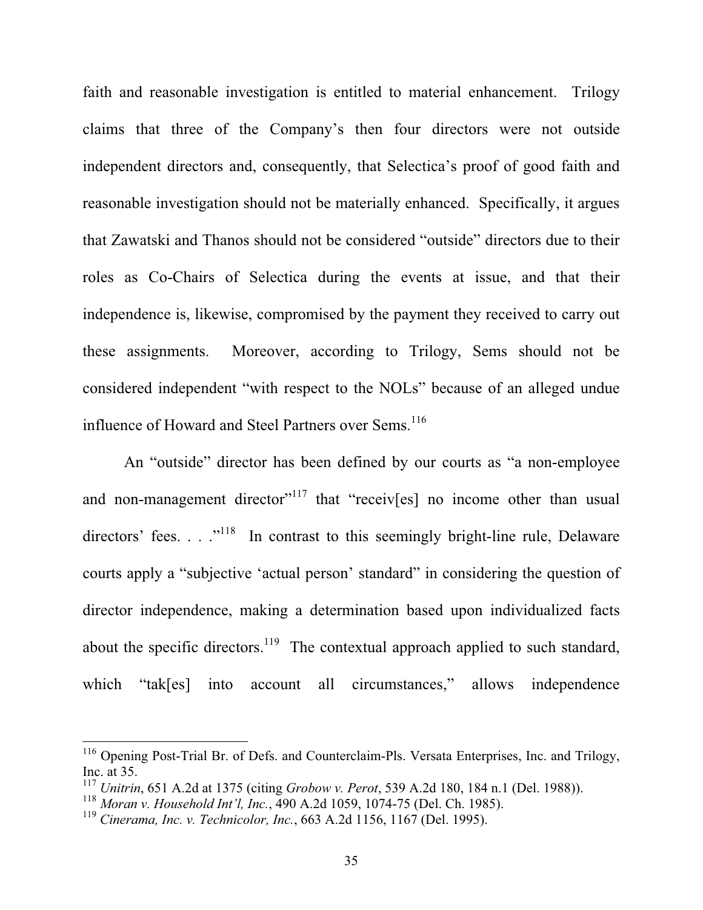faith and reasonable investigation is entitled to material enhancement. Trilogy claims that three of the Company's then four directors were not outside independent directors and, consequently, that Selectica's proof of good faith and reasonable investigation should not be materially enhanced. Specifically, it argues that Zawatski and Thanos should not be considered "outside" directors due to their roles as Co-Chairs of Selectica during the events at issue, and that their independence is, likewise, compromised by the payment they received to carry out these assignments. Moreover, according to Trilogy, Sems should not be considered independent "with respect to the NOLs" because of an alleged undue influence of Howard and Steel Partners over Sems.[116]

An "outside" director has been defined by our courts as "a non-employee and non-management director"[117] that "receiv[es] no income other than usual directors' fees. . . ."[118] In contrast to this seemingly bright-line rule, Delaware courts apply a "subjective 'actual person' standard" in considering the question of director independence, making a determination based upon individualized facts about the specific directors.[119] The contextual approach applied to such standard, which "tak[es] into account all circumstances," allows independence

---

[116] Opening Post-Trial Br. of Defs. and Counterclaim-Pls. Versata Enterprises, Inc. and Trilogy, Inc. at 35.

[117] *Unitrin*, 651 A.2d at 1375 (citing *Grobow v. Perot*, 539 A.2d 180, 184 n.1 (Del. 1988)).

[118] *Moran v. Household Int'l, Inc.*, 490 A.2d 1059, 1074-75 (Del. Ch. 1985).

[119] *Cinerama, Inc. v. Technicolor, Inc.*, 663 A.2d 1156, 1167 (Del. 1995).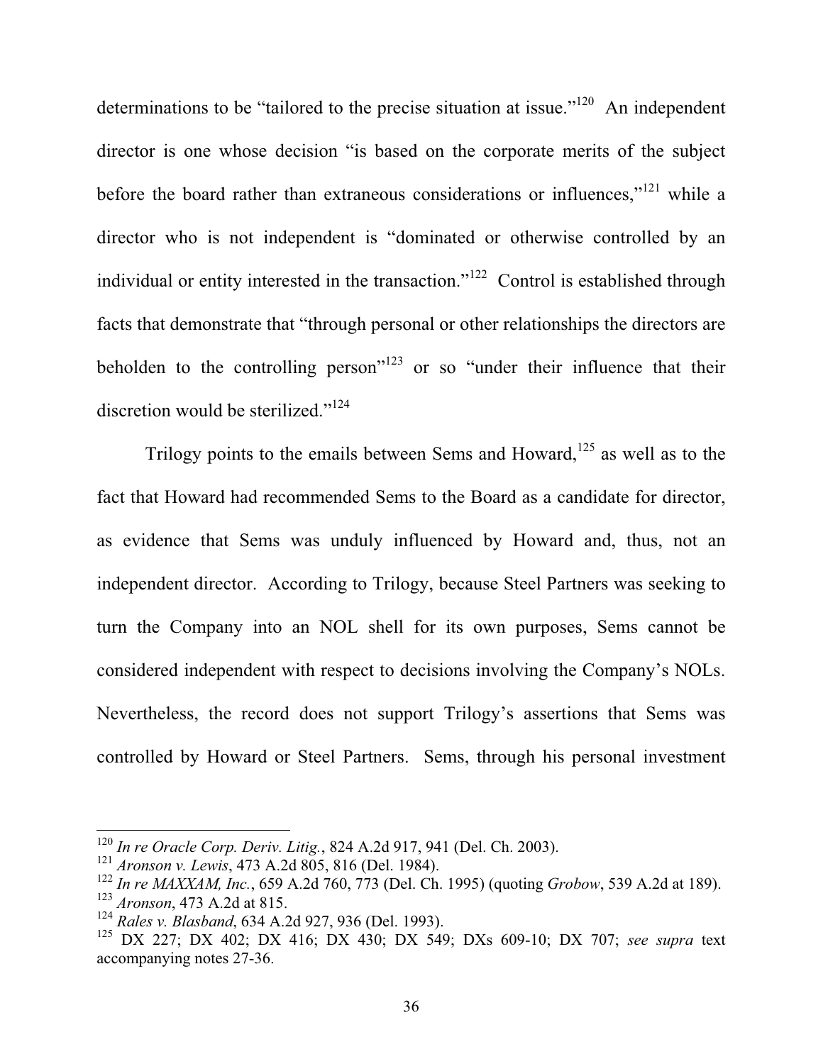determinations to be "tailored to the precise situation at issue."[120] An independent director is one whose decision "is based on the corporate merits of the subject before the board rather than extraneous considerations or influences,"[121] while a director who is not independent is "dominated or otherwise controlled by an individual or entity interested in the transaction."[122] Control is established through facts that demonstrate that "through personal or other relationships the directors are beholden to the controlling person"[123] or so "under their influence that their discretion would be sterilized."[124]

Trilogy points to the emails between Sems and Howard,[125] as well as to the fact that Howard had recommended Sems to the Board as a candidate for director, as evidence that Sems was unduly influenced by Howard and, thus, not an independent director. According to Trilogy, because Steel Partners was seeking to turn the Company into an NOL shell for its own purposes, Sems cannot be considered independent with respect to decisions involving the Company's NOLs. Nevertheless, the record does not support Trilogy's assertions that Sems was controlled by Howard or Steel Partners. Sems, through his personal investment

---

[120] *In re Oracle Corp. Deriv. Litig.*, 824 A.2d 917, 941 (Del. Ch. 2003).

[121] *Aronson v. Lewis*, 473 A.2d 805, 816 (Del. 1984).

[122] *In re MAXXAM, Inc.*, 659 A.2d 760, 773 (Del. Ch. 1995) (quoting *Grobow*, 539 A.2d at 189).

[123] *Aronson*, 473 A.2d at 815.

[124] *Rales v. Blasband*, 634 A.2d 927, 936 (Del. 1993).

[125] DX 227; DX 402; DX 416; DX 430; DX 549; DXs 609-10; DX 707; *see supra* text accompanying notes 27-36.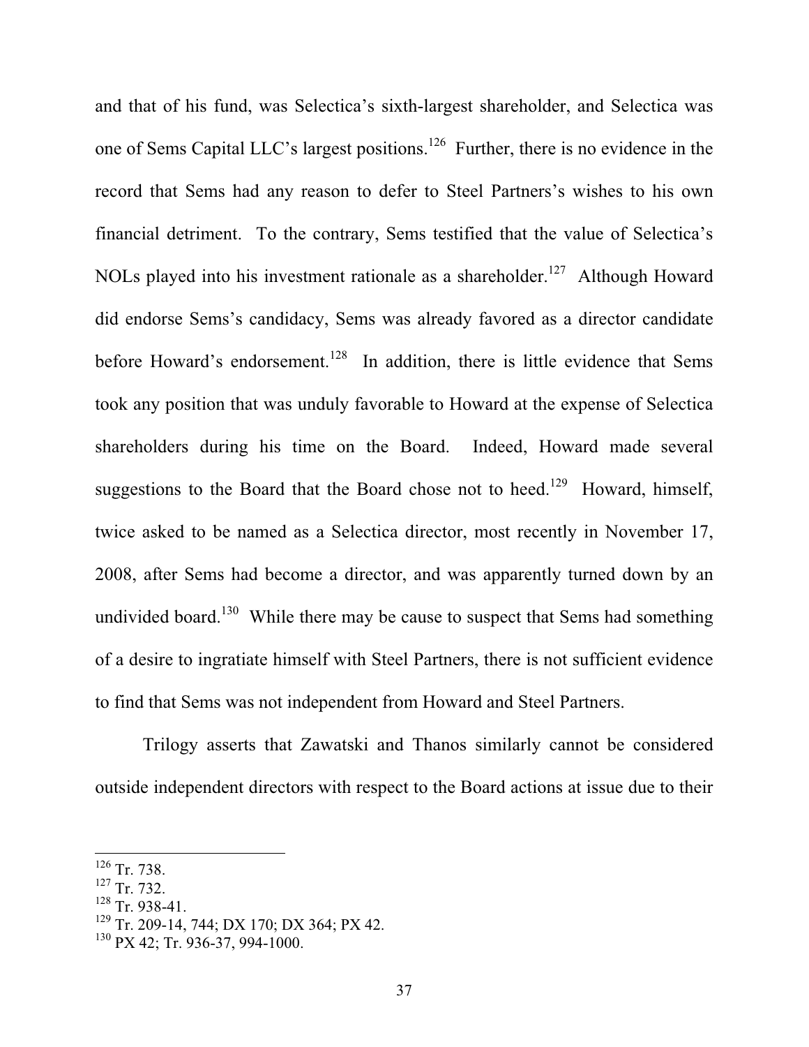and that of his fund, was Selectica's sixth-largest shareholder, and Selectica was one of Sems Capital LLC's largest positions.[126] Further, there is no evidence in the record that Sems had any reason to defer to Steel Partners's wishes to his own financial detriment. To the contrary, Sems testified that the value of Selectica's NOLs played into his investment rationale as a shareholder.[127] Although Howard did endorse Sems's candidacy, Sems was already favored as a director candidate before Howard's endorsement.[128] In addition, there is little evidence that Sems took any position that was unduly favorable to Howard at the expense of Selectica shareholders during his time on the Board. Indeed, Howard made several suggestions to the Board that the Board chose not to heed.[129] Howard, himself, twice asked to be named as a Selectica director, most recently in November 17, 2008, after Sems had become a director, and was apparently turned down by an undivided board.[130] While there may be cause to suspect that Sems had something of a desire to ingratiate himself with Steel Partners, there is not sufficient evidence to find that Sems was not independent from Howard and Steel Partners.

Trilogy asserts that Zawatski and Thanos similarly cannot be considered outside independent directors with respect to the Board actions at issue due to their

---

[126] Tr. 738.
[127] Tr. 732.
[128] Tr. 938-41.
[129] Tr. 209-14, 744; DX 170; DX 364; PX 42.
[130] PX 42; Tr. 936-37, 994-1000.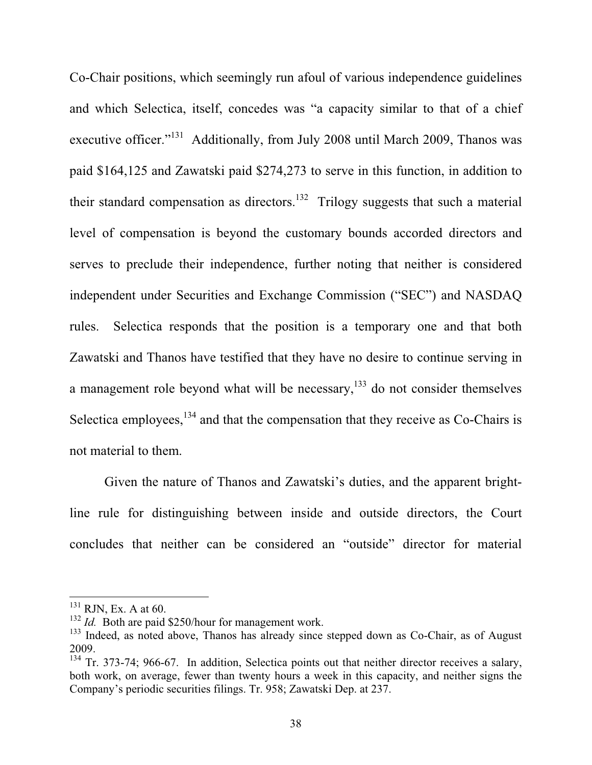Co-Chair positions, which seemingly run afoul of various independence guidelines and which Selectica, itself, concedes was "a capacity similar to that of a chief executive officer."[131] Additionally, from July 2008 until March 2009, Thanos was paid $164,125 and Zawatski paid $274,273 to serve in this function, in addition to their standard compensation as directors.[132] Trilogy suggests that such a material level of compensation is beyond the customary bounds accorded directors and serves to preclude their independence, further noting that neither is considered independent under Securities and Exchange Commission ("SEC") and NASDAQ rules. Selectica responds that the position is a temporary one and that both Zawatski and Thanos have testified that they have no desire to continue serving in a management role beyond what will be necessary,[133] do not consider themselves Selectica employees,[134] and that the compensation that they receive as Co-Chairs is not material to them.

Given the nature of Thanos and Zawatski's duties, and the apparent bright-line rule for distinguishing between inside and outside directors, the Court concludes that neither can be considered an "outside" director for material

---

[131] RJN, Ex. A at 60.

[132] *Id.* Both are paid $250/hour for management work.

[133] Indeed, as noted above, Thanos has already since stepped down as Co-Chair, as of August 2009.

[134] Tr. 373-74; 966-67. In addition, Selectica points out that neither director receives a salary, both work, on average, fewer than twenty hours a week in this capacity, and neither signs the Company's periodic securities filings. Tr. 958; Zawatski Dep. at 237.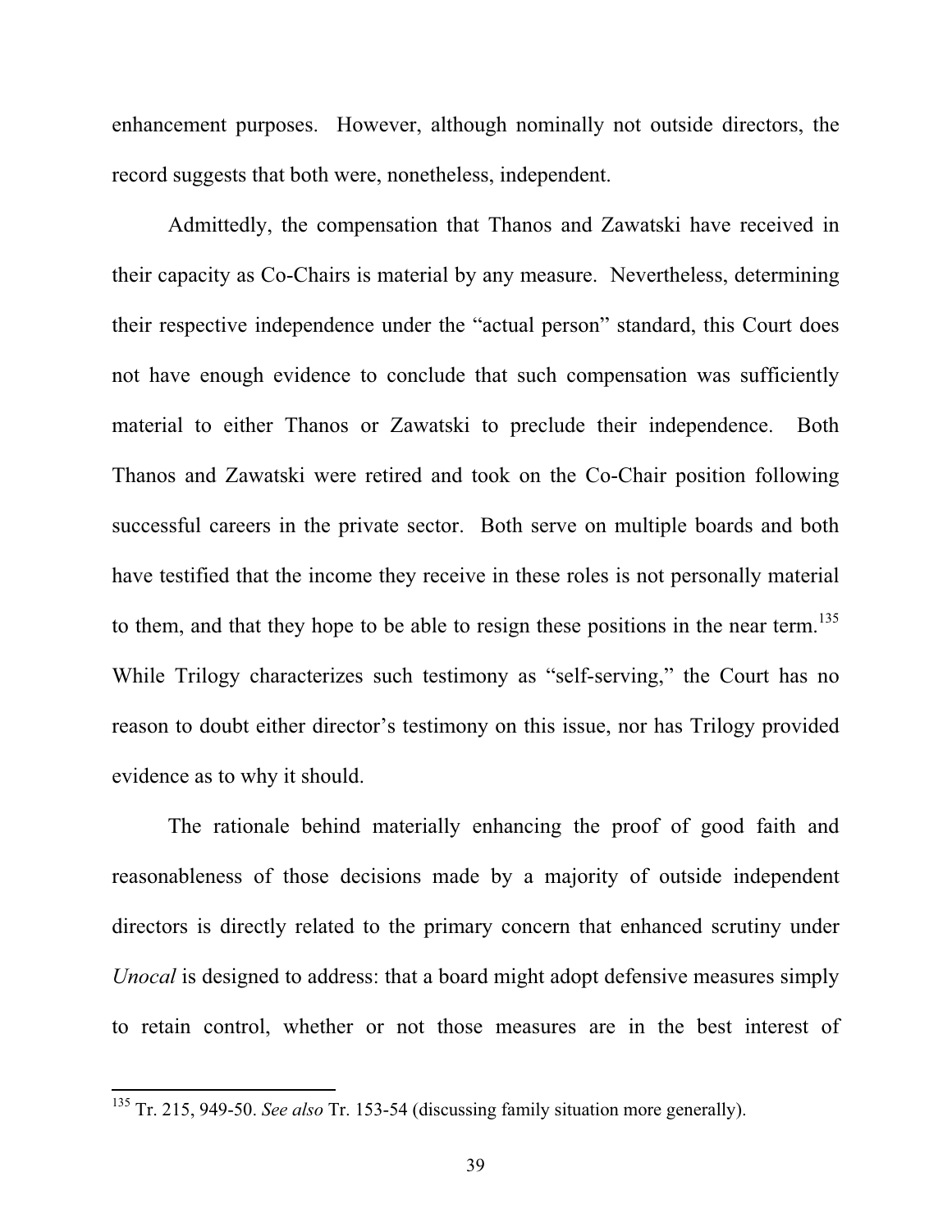enhancement purposes. However, although nominally not outside directors, the record suggests that both were, nonetheless, independent.

Admittedly, the compensation that Thanos and Zawatski have received in their capacity as Co-Chairs is material by any measure. Nevertheless, determining their respective independence under the "actual person" standard, this Court does not have enough evidence to conclude that such compensation was sufficiently material to either Thanos or Zawatski to preclude their independence. Both Thanos and Zawatski were retired and took on the Co-Chair position following successful careers in the private sector. Both serve on multiple boards and both have testified that the income they receive in these roles is not personally material to them, and that they hope to be able to resign these positions in the near term.[135] While Trilogy characterizes such testimony as "self-serving," the Court has no reason to doubt either director's testimony on this issue, nor has Trilogy provided evidence as to why it should.

The rationale behind materially enhancing the proof of good faith and reasonableness of those decisions made by a majority of outside independent directors is directly related to the primary concern that enhanced scrutiny under *Unocal* is designed to address: that a board might adopt defensive measures simply to retain control, whether or not those measures are in the best interest of

---

[135] Tr. 215, 949-50. *See also* Tr. 153-54 (discussing family situation more generally).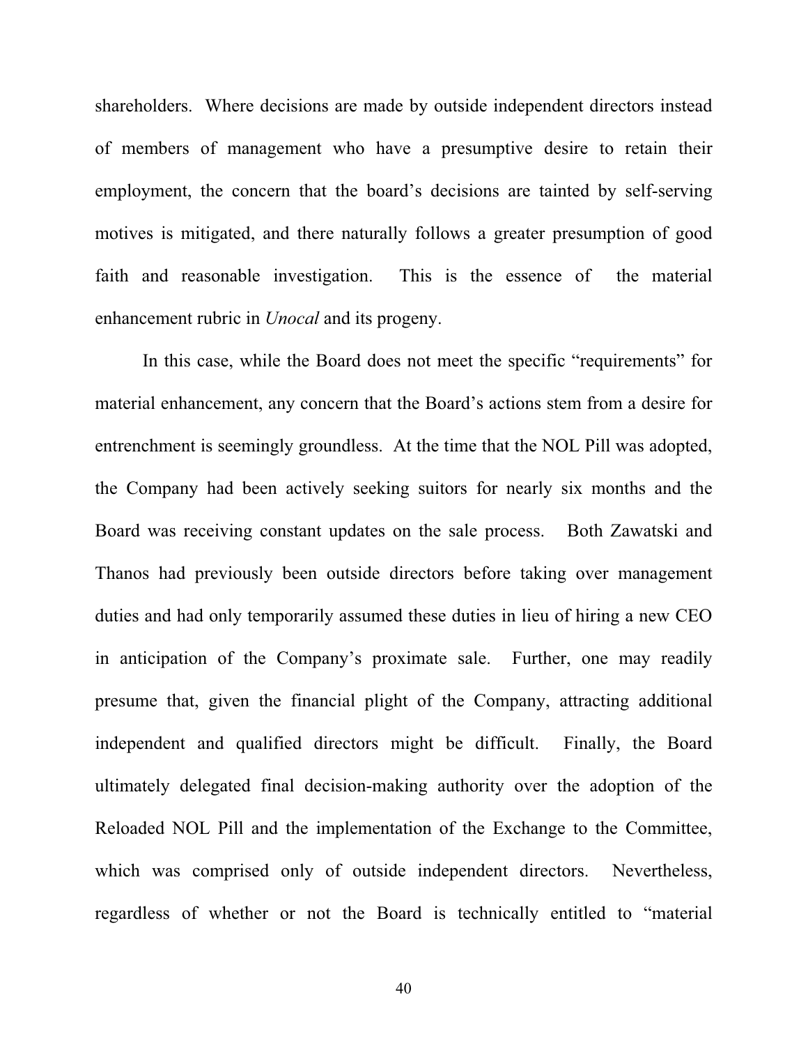shareholders. Where decisions are made by outside independent directors instead of members of management who have a presumptive desire to retain their employment, the concern that the board's decisions are tainted by self-serving motives is mitigated, and there naturally follows a greater presumption of good faith and reasonable investigation. This is the essence of the material enhancement rubric in *Unocal* and its progeny.

In this case, while the Board does not meet the specific "requirements" for material enhancement, any concern that the Board's actions stem from a desire for entrenchment is seemingly groundless. At the time that the NOL Pill was adopted, the Company had been actively seeking suitors for nearly six months and the Board was receiving constant updates on the sale process. Both Zawatski and Thanos had previously been outside directors before taking over management duties and had only temporarily assumed these duties in lieu of hiring a new CEO in anticipation of the Company's proximate sale. Further, one may readily presume that, given the financial plight of the Company, attracting additional independent and qualified directors might be difficult. Finally, the Board ultimately delegated final decision-making authority over the adoption of the Reloaded NOL Pill and the implementation of the Exchange to the Committee, which was comprised only of outside independent directors. Nevertheless, regardless of whether or not the Board is technically entitled to "material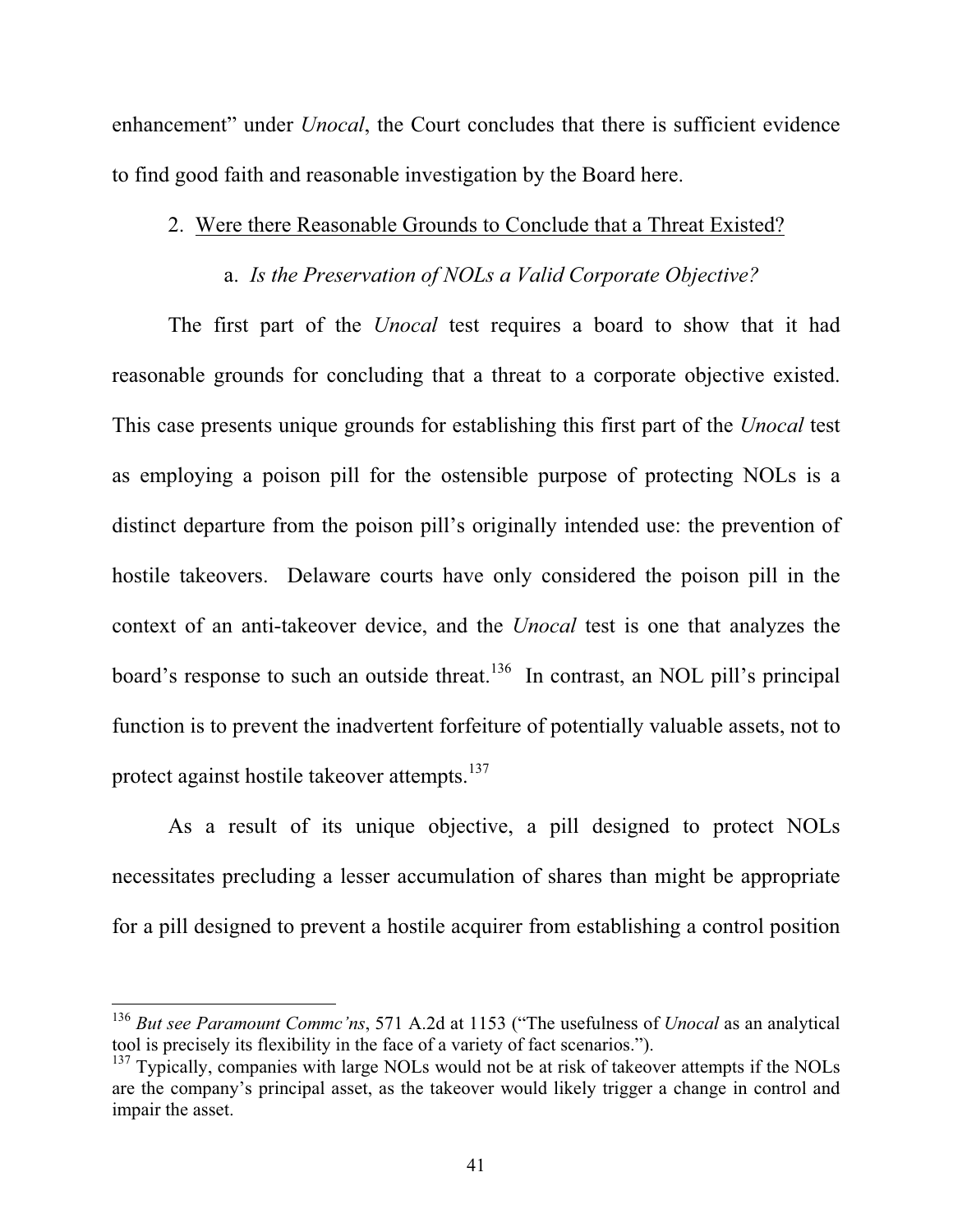enhancement" under *Unocal*, the Court concludes that there is sufficient evidence to find good faith and reasonable investigation by the Board here.

### 2. Were there Reasonable Grounds to Conclude that a Threat Existed?

#### a. *Is the Preservation of NOLs a Valid Corporate Objective?*

The first part of the *Unocal* test requires a board to show that it had reasonable grounds for concluding that a threat to a corporate objective existed. This case presents unique grounds for establishing this first part of the *Unocal* test as employing a poison pill for the ostensible purpose of protecting NOLs is a distinct departure from the poison pill's originally intended use: the prevention of hostile takeovers. Delaware courts have only considered the poison pill in the context of an anti-takeover device, and the *Unocal* test is one that analyzes the board's response to such an outside threat.[136] In contrast, an NOL pill's principal function is to prevent the inadvertent forfeiture of potentially valuable assets, not to protect against hostile takeover attempts.[137]

As a result of its unique objective, a pill designed to protect NOLs necessitates precluding a lesser accumulation of shares than might be appropriate for a pill designed to prevent a hostile acquirer from establishing a control position

---

[136] *But see Paramount Commc'ns*, 571 A.2d at 1153 ("The usefulness of *Unocal* as an analytical tool is precisely its flexibility in the face of a variety of fact scenarios.").

[137] Typically, companies with large NOLs would not be at risk of takeover attempts if the NOLs are the company's principal asset, as the takeover would likely trigger a change in control and impair the asset.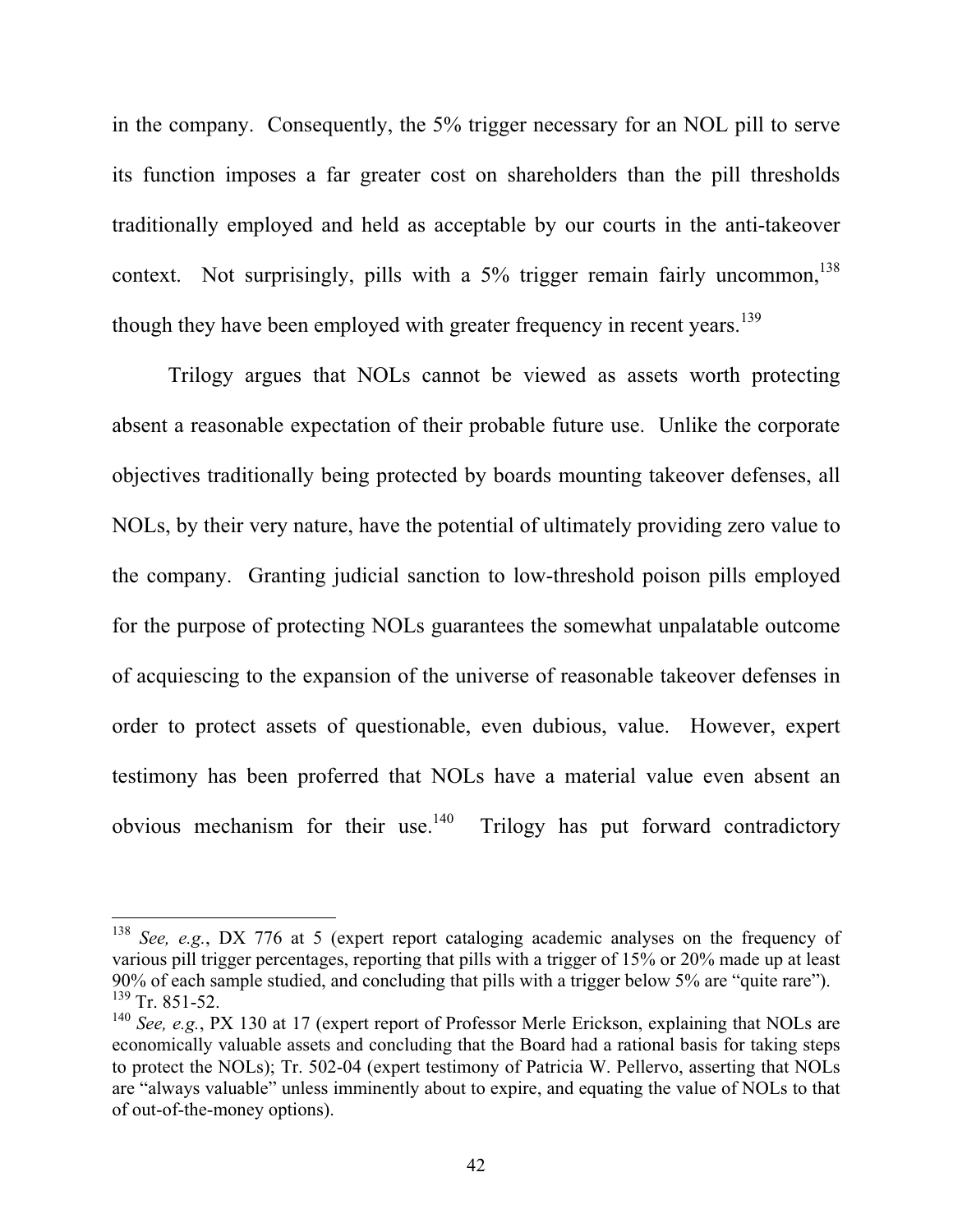in the company. Consequently, the 5% trigger necessary for an NOL pill to serve its function imposes a far greater cost on shareholders than the pill thresholds traditionally employed and held as acceptable by our courts in the anti-takeover context. Not surprisingly, pills with a 5% trigger remain fairly uncommon,[138] though they have been employed with greater frequency in recent years.[139]

Trilogy argues that NOLs cannot be viewed as assets worth protecting absent a reasonable expectation of their probable future use. Unlike the corporate objectives traditionally being protected by boards mounting takeover defenses, all NOLs, by their very nature, have the potential of ultimately providing zero value to the company. Granting judicial sanction to low-threshold poison pills employed for the purpose of protecting NOLs guarantees the somewhat unpalatable outcome of acquiescing to the expansion of the universe of reasonable takeover defenses in order to protect assets of questionable, even dubious, value. However, expert testimony has been proferred that NOLs have a material value even absent an obvious mechanism for their use.[140] Trilogy has put forward contradictory

---

[138] *See, e.g.*, DX 776 at 5 (expert report cataloging academic analyses on the frequency of various pill trigger percentages, reporting that pills with a trigger of 15% or 20% made up at least 90% of each sample studied, and concluding that pills with a trigger below 5% are "quite rare").

[139] Tr. 851-52.

[140] *See, e.g.*, PX 130 at 17 (expert report of Professor Merle Erickson, explaining that NOLs are economically valuable assets and concluding that the Board had a rational basis for taking steps to protect the NOLs); Tr. 502-04 (expert testimony of Patricia W. Pellervo, asserting that NOLs are "always valuable" unless imminently about to expire, and equating the value of NOLs to that of out-of-the-money options).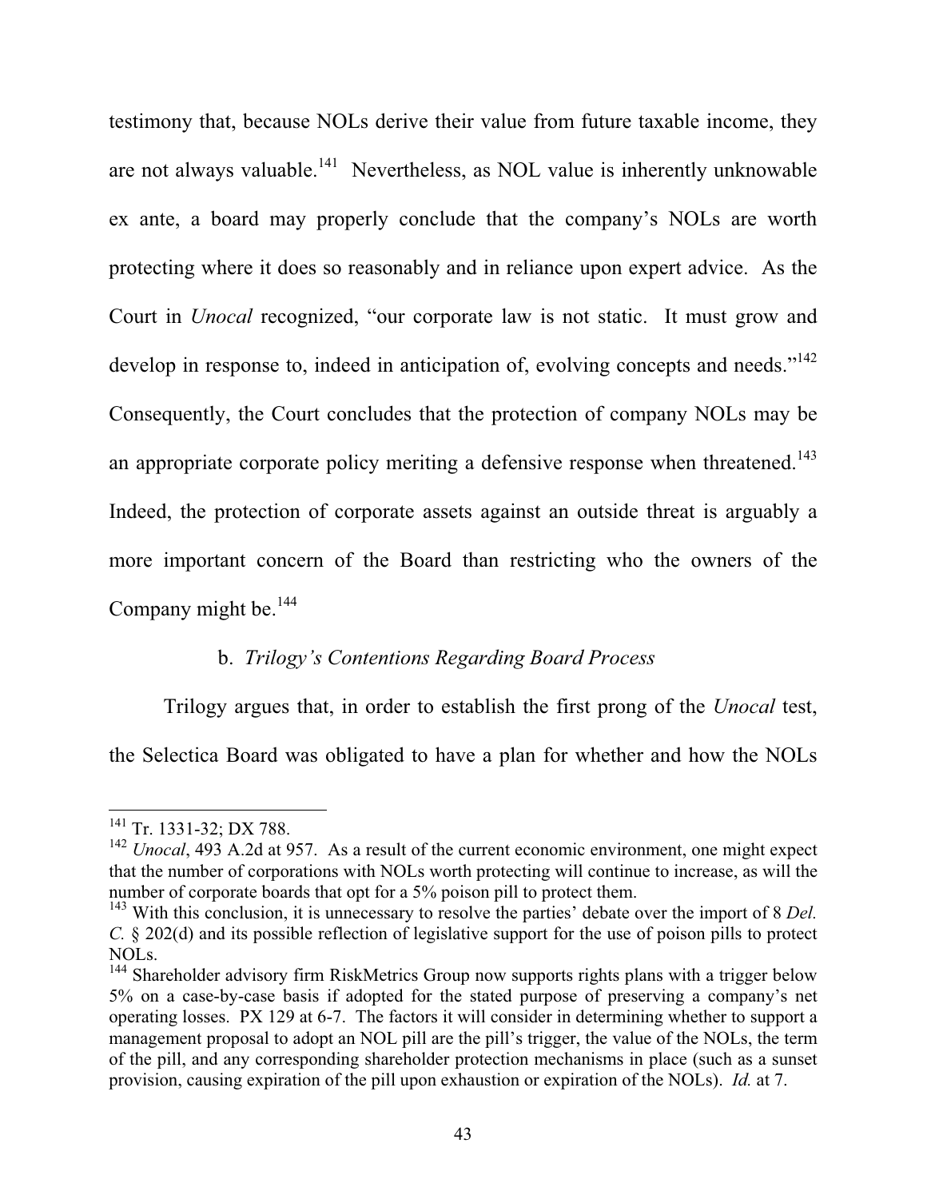testimony that, because NOLs derive their value from future taxable income, they are not always valuable.[141] Nevertheless, as NOL value is inherently unknowable ex ante, a board may properly conclude that the company's NOLs are worth protecting where it does so reasonably and in reliance upon expert advice. As the Court in *Unocal* recognized, "our corporate law is not static. It must grow and develop in response to, indeed in anticipation of, evolving concepts and needs."[142] Consequently, the Court concludes that the protection of company NOLs may be an appropriate corporate policy meriting a defensive response when threatened.[143] Indeed, the protection of corporate assets against an outside threat is arguably a more important concern of the Board than restricting who the owners of the Company might be.[144]

b. *Trilogy's Contentions Regarding Board Process*

Trilogy argues that, in order to establish the first prong of the *Unocal* test, the Selectica Board was obligated to have a plan for whether and how the NOLs

---

[141] Tr. 1331-32; DX 788.

[142] *Unocal*, 493 A.2d at 957. As a result of the current economic environment, one might expect that the number of corporations with NOLs worth protecting will continue to increase, as will the number of corporate boards that opt for a 5% poison pill to protect them.

[143] With this conclusion, it is unnecessary to resolve the parties' debate over the import of 8 *Del. C.* § 202(d) and its possible reflection of legislative support for the use of poison pills to protect NOLs.

[144] Shareholder advisory firm RiskMetrics Group now supports rights plans with a trigger below 5% on a case-by-case basis if adopted for the stated purpose of preserving a company's net operating losses. PX 129 at 6-7. The factors it will consider in determining whether to support a management proposal to adopt an NOL pill are the pill's trigger, the value of the NOLs, the term of the pill, and any corresponding shareholder protection mechanisms in place (such as a sunset provision, causing expiration of the pill upon exhaustion or expiration of the NOLs). *Id.* at 7.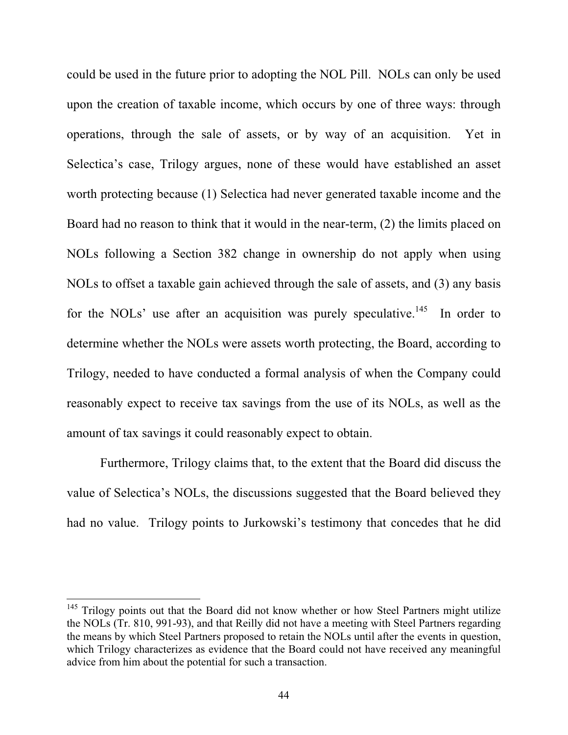could be used in the future prior to adopting the NOL Pill. NOLs can only be used upon the creation of taxable income, which occurs by one of three ways: through operations, through the sale of assets, or by way of an acquisition. Yet in Selectica's case, Trilogy argues, none of these would have established an asset worth protecting because (1) Selectica had never generated taxable income and the Board had no reason to think that it would in the near-term, (2) the limits placed on NOLs following a Section 382 change in ownership do not apply when using NOLs to offset a taxable gain achieved through the sale of assets, and (3) any basis for the NOLs' use after an acquisition was purely speculative.[145] In order to determine whether the NOLs were assets worth protecting, the Board, according to Trilogy, needed to have conducted a formal analysis of when the Company could reasonably expect to receive tax savings from the use of its NOLs, as well as the amount of tax savings it could reasonably expect to obtain.

Furthermore, Trilogy claims that, to the extent that the Board did discuss the value of Selectica's NOLs, the discussions suggested that the Board believed they had no value. Trilogy points to Jurkowski's testimony that concedes that he did

---

[145] Trilogy points out that the Board did not know whether or how Steel Partners might utilize the NOLs (Tr. 810, 991-93), and that Reilly did not have a meeting with Steel Partners regarding the means by which Steel Partners proposed to retain the NOLs until after the events in question, which Trilogy characterizes as evidence that the Board could not have received any meaningful advice from him about the potential for such a transaction.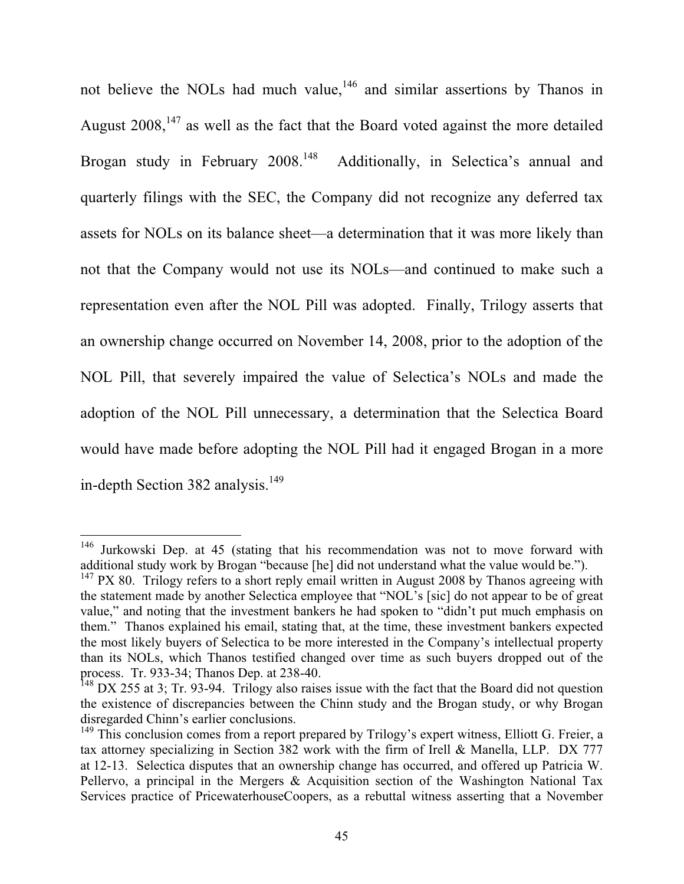not believe the NOLs had much value,[146] and similar assertions by Thanos in August 2008,[147] as well as the fact that the Board voted against the more detailed Brogan study in February 2008.[148] Additionally, in Selectica's annual and quarterly filings with the SEC, the Company did not recognize any deferred tax assets for NOLs on its balance sheet—a determination that it was more likely than not that the Company would not use its NOLs—and continued to make such a representation even after the NOL Pill was adopted. Finally, Trilogy asserts that an ownership change occurred on November 14, 2008, prior to the adoption of the NOL Pill, that severely impaired the value of Selectica's NOLs and made the adoption of the NOL Pill unnecessary, a determination that the Selectica Board would have made before adopting the NOL Pill had it engaged Brogan in a more in-depth Section 382 analysis.[149]

---

[146] Jurkowski Dep. at 45 (stating that his recommendation was not to move forward with additional study work by Brogan "because [he] did not understand what the value would be.").

[147] PX 80. Trilogy refers to a short reply email written in August 2008 by Thanos agreeing with the statement made by another Selectica employee that "NOL's [sic] do not appear to be of great value," and noting that the investment bankers he had spoken to "didn't put much emphasis on them." Thanos explained his email, stating that, at the time, these investment bankers expected the most likely buyers of Selectica to be more interested in the Company's intellectual property than its NOLs, which Thanos testified changed over time as such buyers dropped out of the process. Tr. 933-34; Thanos Dep. at 238-40.

[148] DX 255 at 3; Tr. 93-94. Trilogy also raises issue with the fact that the Board did not question the existence of discrepancies between the Chinn study and the Brogan study, or why Brogan disregarded Chinn's earlier conclusions.

[149] This conclusion comes from a report prepared by Trilogy's expert witness, Elliott G. Freier, a tax attorney specializing in Section 382 work with the firm of Irell & Manella, LLP. DX 777 at 12-13. Selectica disputes that an ownership change has occurred, and offered up Patricia W. Pellervo, a principal in the Mergers & Acquisition section of the Washington National Tax Services practice of PricewaterhouseCoopers, as a rebuttal witness asserting that a November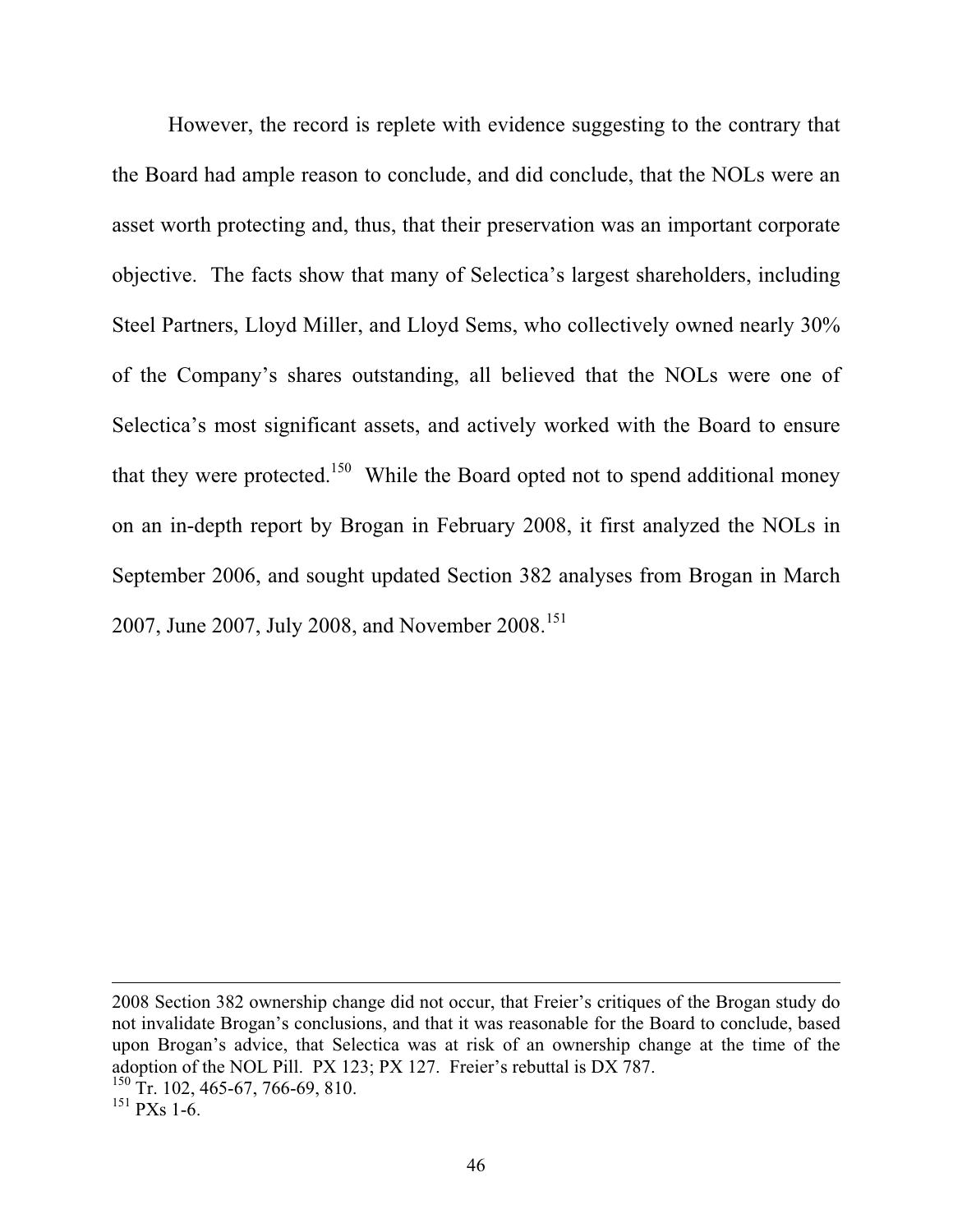However, the record is replete with evidence suggesting to the contrary that the Board had ample reason to conclude, and did conclude, that the NOLs were an asset worth protecting and, thus, that their preservation was an important corporate objective. The facts show that many of Selectica's largest shareholders, including Steel Partners, Lloyd Miller, and Lloyd Sems, who collectively owned nearly 30% of the Company's shares outstanding, all believed that the NOLs were one of Selectica's most significant assets, and actively worked with the Board to ensure that they were protected.[150] While the Board opted not to spend additional money on an in-depth report by Brogan in February 2008, it first analyzed the NOLs in September 2006, and sought updated Section 382 analyses from Brogan in March 2007, June 2007, July 2008, and November 2008.[151]

---

2008 Section 382 ownership change did not occur, that Freier's critiques of the Brogan study do not invalidate Brogan's conclusions, and that it was reasonable for the Board to conclude, based upon Brogan's advice, that Selectica was at risk of an ownership change at the time of the adoption of the NOL Pill. PX 123; PX 127. Freier's rebuttal is DX 787.

[150] Tr. 102, 465-67, 766-69, 810.

[151] PXs 1-6.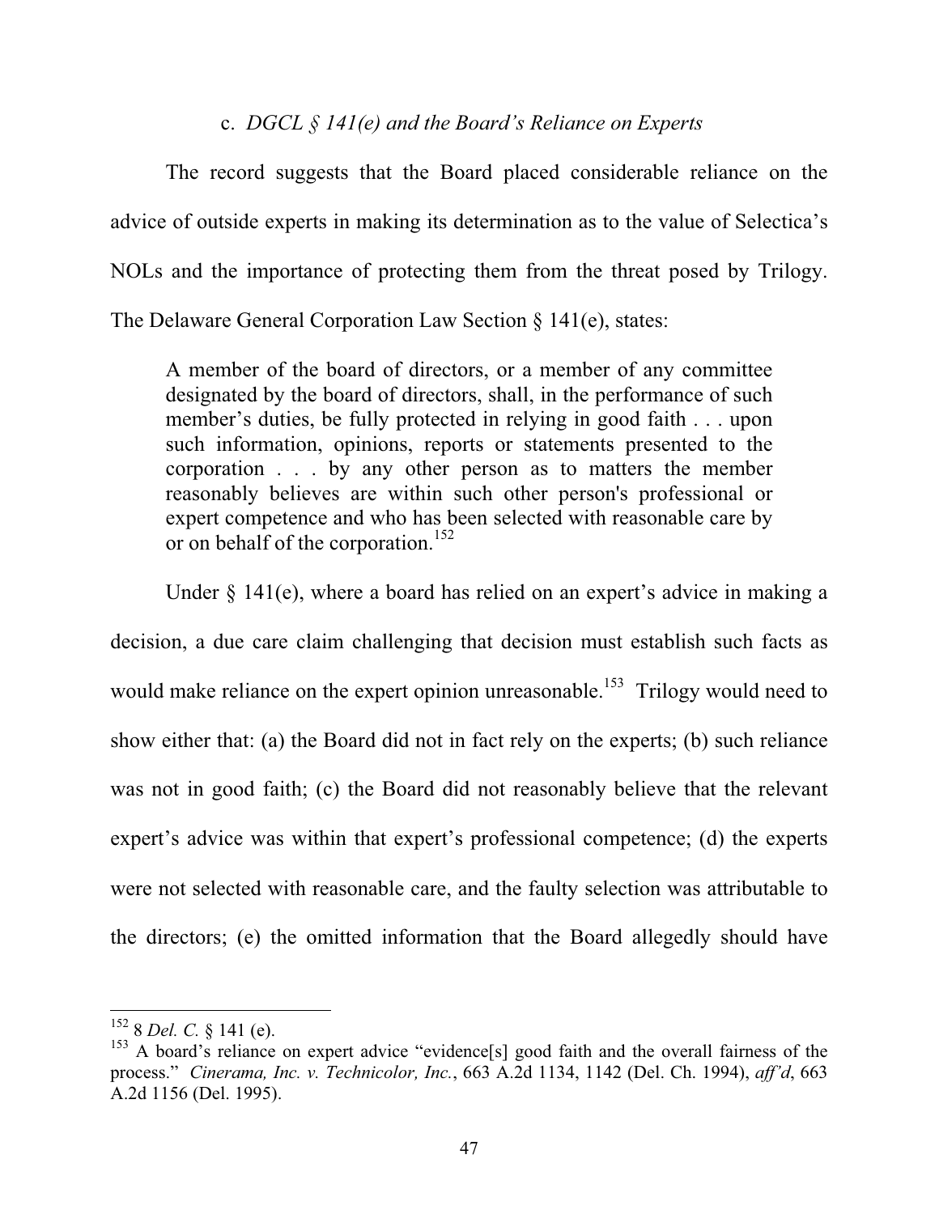### c. *DGCL § 141(e) and the Board's Reliance on Experts*

The record suggests that the Board placed considerable reliance on the advice of outside experts in making its determination as to the value of Selectica's NOLs and the importance of protecting them from the threat posed by Trilogy. The Delaware General Corporation Law Section § 141(e), states:

> A member of the board of directors, or a member of any committee designated by the board of directors, shall, in the performance of such member's duties, be fully protected in relying in good faith . . . upon such information, opinions, reports or statements presented to the corporation . . . by any other person as to matters the member reasonably believes are within such other person's professional or expert competence and who has been selected with reasonable care by or on behalf of the corporation.[152]

Under § 141(e), where a board has relied on an expert's advice in making a decision, a due care claim challenging that decision must establish such facts as would make reliance on the expert opinion unreasonable.[153] Trilogy would need to show either that: (a) the Board did not in fact rely on the experts; (b) such reliance was not in good faith; (c) the Board did not reasonably believe that the relevant expert's advice was within that expert's professional competence; (d) the experts were not selected with reasonable care, and the faulty selection was attributable to the directors; (e) the omitted information that the Board allegedly should have

---

[152] 8 *Del. C.* § 141 (e).

[153] A board's reliance on expert advice "evidence[s] good faith and the overall fairness of the process." *Cinerama, Inc. v. Technicolor, Inc.*, 663 A.2d 1134, 1142 (Del. Ch. 1994), *aff'd*, 663 A.2d 1156 (Del. 1995).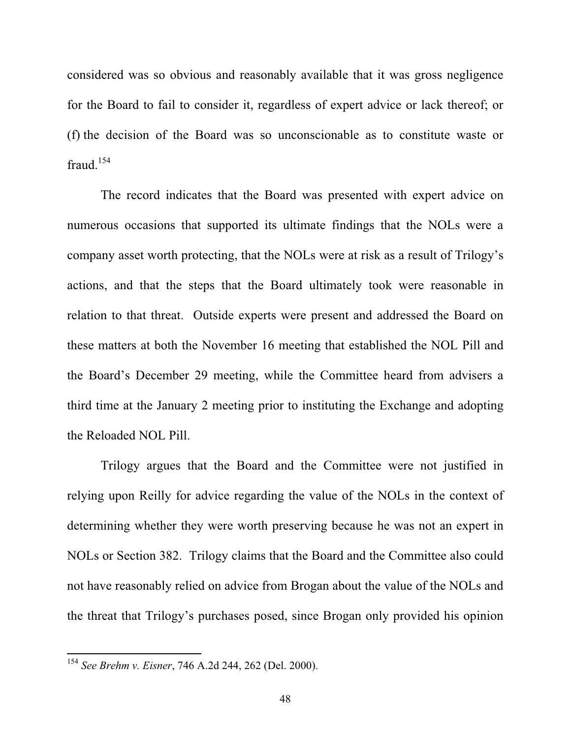considered was so obvious and reasonably available that it was gross negligence for the Board to fail to consider it, regardless of expert advice or lack thereof; or (f) the decision of the Board was so unconscionable as to constitute waste or fraud.[154]

The record indicates that the Board was presented with expert advice on numerous occasions that supported its ultimate findings that the NOLs were a company asset worth protecting, that the NOLs were at risk as a result of Trilogy's actions, and that the steps that the Board ultimately took were reasonable in relation to that threat. Outside experts were present and addressed the Board on these matters at both the November 16 meeting that established the NOL Pill and the Board's December 29 meeting, while the Committee heard from advisers a third time at the January 2 meeting prior to instituting the Exchange and adopting the Reloaded NOL Pill.

Trilogy argues that the Board and the Committee were not justified in relying upon Reilly for advice regarding the value of the NOLs in the context of determining whether they were worth preserving because he was not an expert in NOLs or Section 382. Trilogy claims that the Board and the Committee also could not have reasonably relied on advice from Brogan about the value of the NOLs and the threat that Trilogy's purchases posed, since Brogan only provided his opinion

---

[154] *See Brehm v. Eisner*, 746 A.2d 244, 262 (Del. 2000).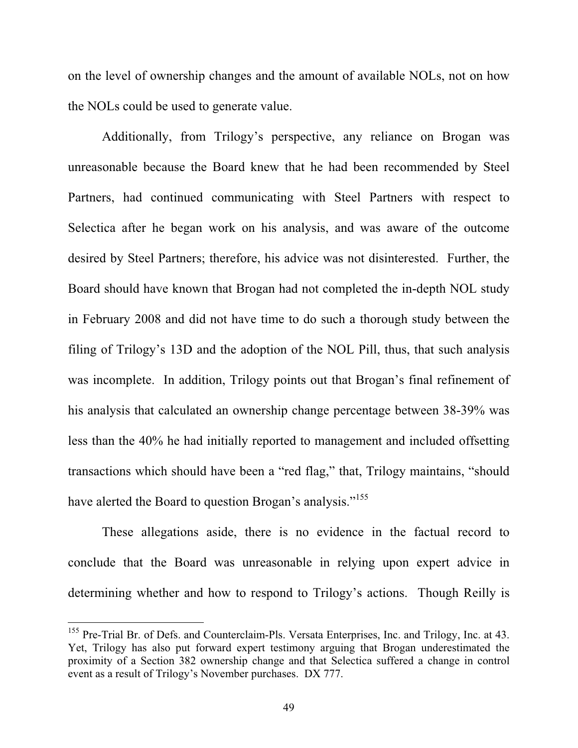on the level of ownership changes and the amount of available NOLs, not on how the NOLs could be used to generate value.

Additionally, from Trilogy's perspective, any reliance on Brogan was unreasonable because the Board knew that he had been recommended by Steel Partners, had continued communicating with Steel Partners with respect to Selectica after he began work on his analysis, and was aware of the outcome desired by Steel Partners; therefore, his advice was not disinterested. Further, the Board should have known that Brogan had not completed the in-depth NOL study in February 2008 and did not have time to do such a thorough study between the filing of Trilogy's 13D and the adoption of the NOL Pill, thus, that such analysis was incomplete. In addition, Trilogy points out that Brogan's final refinement of his analysis that calculated an ownership change percentage between 38-39% was less than the 40% he had initially reported to management and included offsetting transactions which should have been a "red flag," that, Trilogy maintains, "should have alerted the Board to question Brogan's analysis."[155]

These allegations aside, there is no evidence in the factual record to conclude that the Board was unreasonable in relying upon expert advice in determining whether and how to respond to Trilogy's actions. Though Reilly is

---

[155] Pre-Trial Br. of Defs. and Counterclaim-Pls. Versata Enterprises, Inc. and Trilogy, Inc. at 43. Yet, Trilogy has also put forward expert testimony arguing that Brogan underestimated the proximity of a Section 382 ownership change and that Selectica suffered a change in control event as a result of Trilogy's November purchases. DX 777.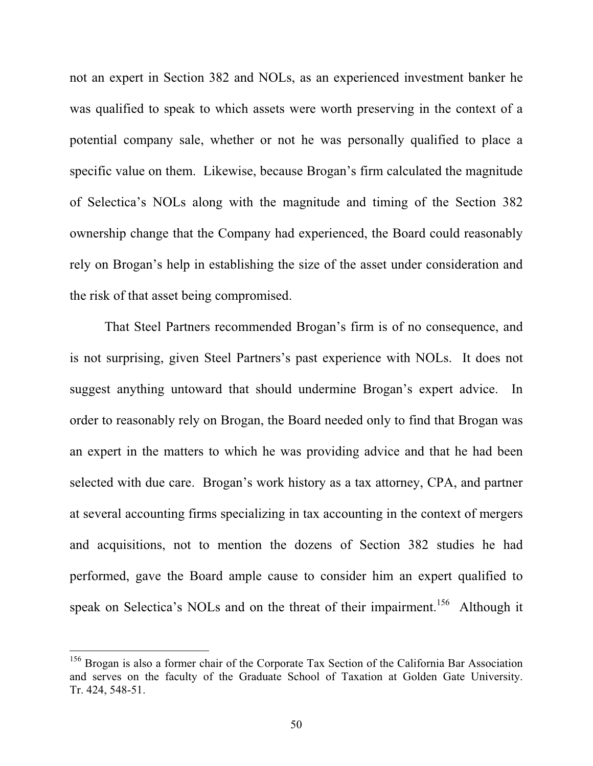not an expert in Section 382 and NOLs, as an experienced investment banker he was qualified to speak to which assets were worth preserving in the context of a potential company sale, whether or not he was personally qualified to place a specific value on them. Likewise, because Brogan's firm calculated the magnitude of Selectica's NOLs along with the magnitude and timing of the Section 382 ownership change that the Company had experienced, the Board could reasonably rely on Brogan's help in establishing the size of the asset under consideration and the risk of that asset being compromised.

That Steel Partners recommended Brogan's firm is of no consequence, and is not surprising, given Steel Partners's past experience with NOLs. It does not suggest anything untoward that should undermine Brogan's expert advice. In order to reasonably rely on Brogan, the Board needed only to find that Brogan was an expert in the matters to which he was providing advice and that he had been selected with due care. Brogan's work history as a tax attorney, CPA, and partner at several accounting firms specializing in tax accounting in the context of mergers and acquisitions, not to mention the dozens of Section 382 studies he had performed, gave the Board ample cause to consider him an expert qualified to speak on Selectica's NOLs and on the threat of their impairment.[156] Although it

---

[156] Brogan is also a former chair of the Corporate Tax Section of the California Bar Association and serves on the faculty of the Graduate School of Taxation at Golden Gate University. Tr. 424, 548-51.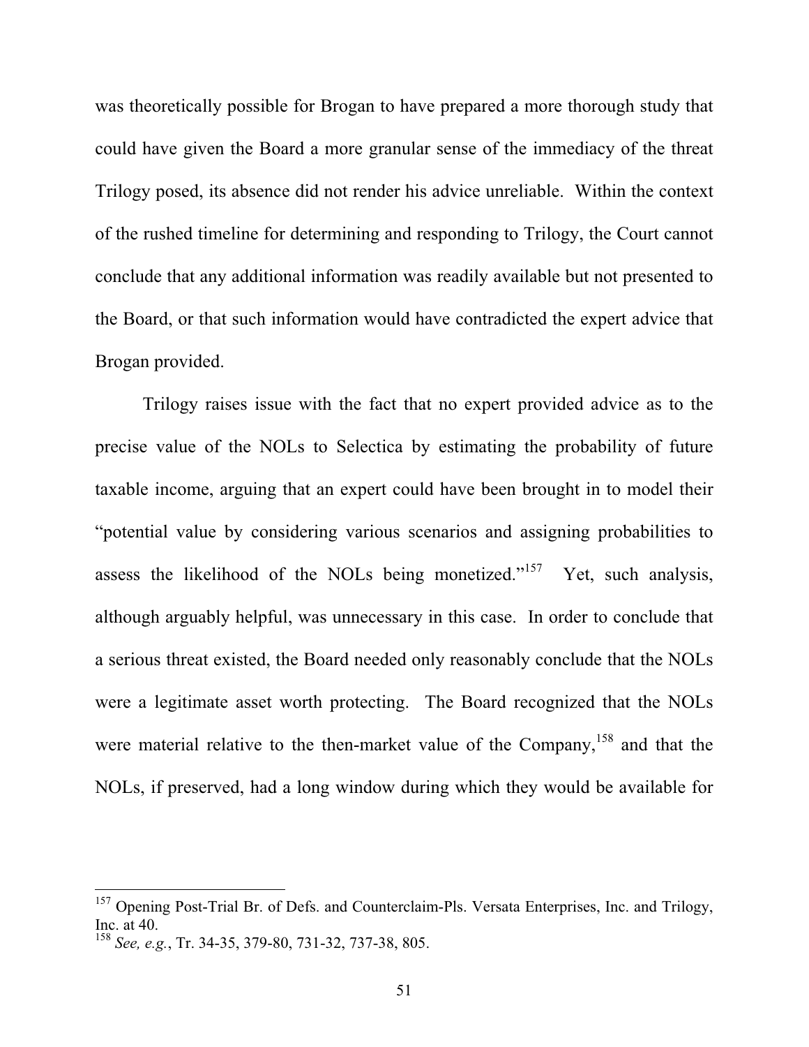was theoretically possible for Brogan to have prepared a more thorough study that could have given the Board a more granular sense of the immediacy of the threat Trilogy posed, its absence did not render his advice unreliable. Within the context of the rushed timeline for determining and responding to Trilogy, the Court cannot conclude that any additional information was readily available but not presented to the Board, or that such information would have contradicted the expert advice that Brogan provided.

Trilogy raises issue with the fact that no expert provided advice as to the precise value of the NOLs to Selectica by estimating the probability of future taxable income, arguing that an expert could have been brought in to model their "potential value by considering various scenarios and assigning probabilities to assess the likelihood of the NOLs being monetized."[157] Yet, such analysis, although arguably helpful, was unnecessary in this case. In order to conclude that a serious threat existed, the Board needed only reasonably conclude that the NOLs were a legitimate asset worth protecting. The Board recognized that the NOLs were material relative to the then-market value of the Company,[158] and that the NOLs, if preserved, had a long window during which they would be available for

---

[157] Opening Post-Trial Br. of Defs. and Counterclaim-Pls. Versata Enterprises, Inc. and Trilogy, Inc. at 40.

[158] *See, e.g.*, Tr. 34-35, 379-80, 731-32, 737-38, 805.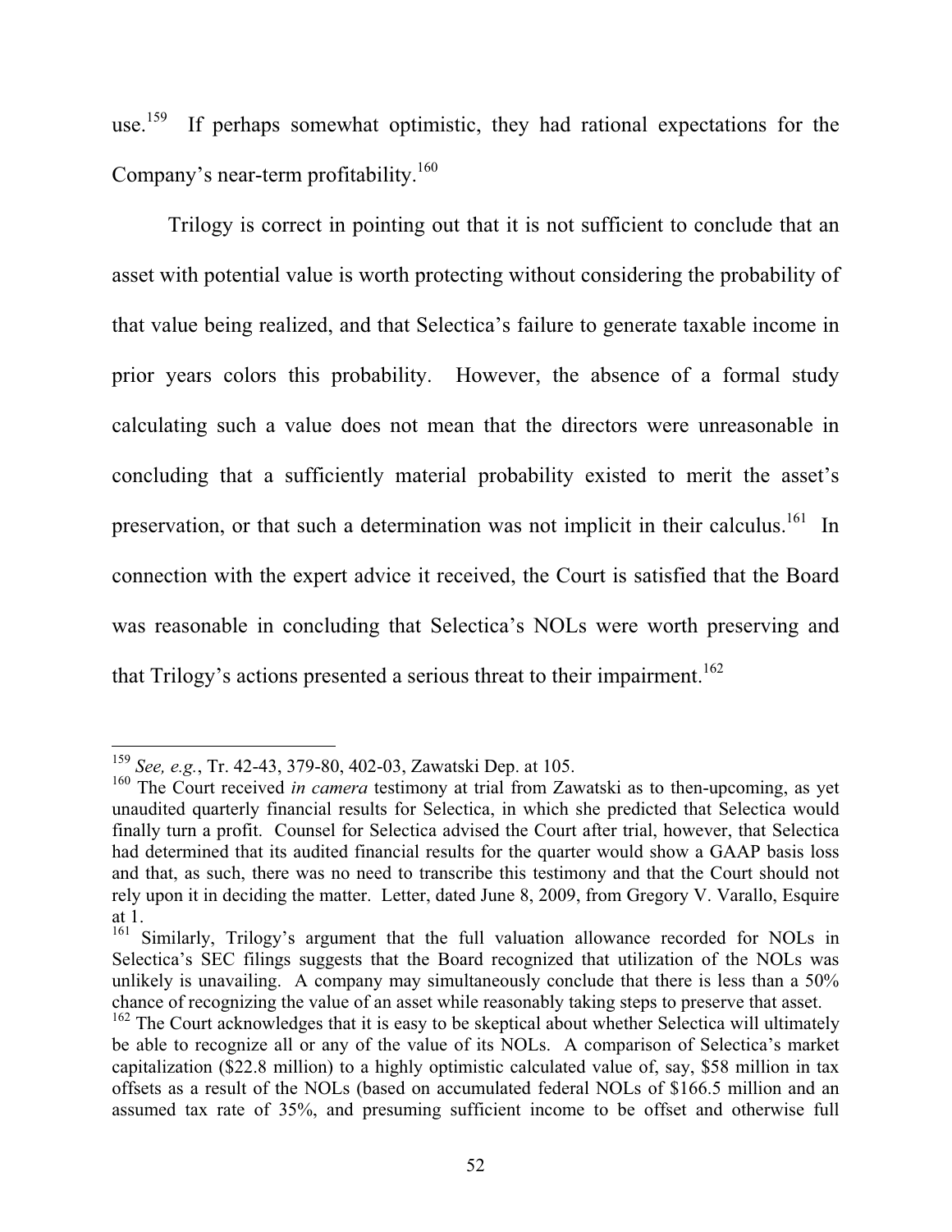use.[159] If perhaps somewhat optimistic, they had rational expectations for the Company's near-term profitability.[160]

Trilogy is correct in pointing out that it is not sufficient to conclude that an asset with potential value is worth protecting without considering the probability of that value being realized, and that Selectica's failure to generate taxable income in prior years colors this probability. However, the absence of a formal study calculating such a value does not mean that the directors were unreasonable in concluding that a sufficiently material probability existed to merit the asset's preservation, or that such a determination was not implicit in their calculus.[161] In connection with the expert advice it received, the Court is satisfied that the Board was reasonable in concluding that Selectica's NOLs were worth preserving and that Trilogy's actions presented a serious threat to their impairment.[162]

---

[159] *See, e.g.*, Tr. 42-43, 379-80, 402-03, Zawatski Dep. at 105.

[160] The Court received *in camera* testimony at trial from Zawatski as to then-upcoming, as yet unaudited quarterly financial results for Selectica, in which she predicted that Selectica would finally turn a profit. Counsel for Selectica advised the Court after trial, however, that Selectica had determined that its audited financial results for the quarter would show a GAAP basis loss and that, as such, there was no need to transcribe this testimony and that the Court should not rely upon it in deciding the matter. Letter, dated June 8, 2009, from Gregory V. Varallo, Esquire at 1.

[161] Similarly, Trilogy's argument that the full valuation allowance recorded for NOLs in Selectica's SEC filings suggests that the Board recognized that utilization of the NOLs was unlikely is unavailing. A company may simultaneously conclude that there is less than a 50% chance of recognizing the value of an asset while reasonably taking steps to preserve that asset.

[162] The Court acknowledges that it is easy to be skeptical about whether Selectica will ultimately be able to recognize all or any of the value of its NOLs. A comparison of Selectica's market capitalization ($22.8 million) to a highly optimistic calculated value of, say, $58 million in tax offsets as a result of the NOLs (based on accumulated federal NOLs of $166.5 million and an assumed tax rate of 35%, and presuming sufficient income to be offset and otherwise full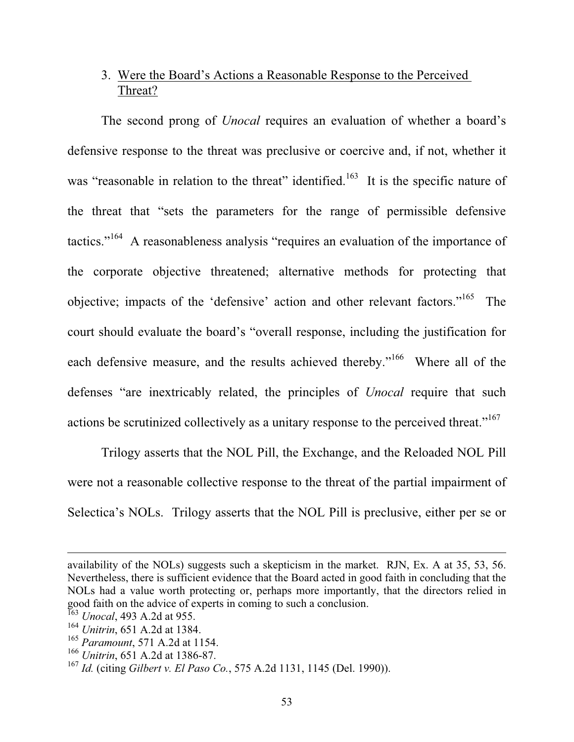### 3. Were the Board's Actions a Reasonable Response to the Perceived Threat?

The second prong of *Unocal* requires an evaluation of whether a board's defensive response to the threat was preclusive or coercive and, if not, whether it was "reasonable in relation to the threat" identified.[163] It is the specific nature of the threat that "sets the parameters for the range of permissible defensive tactics."[164] A reasonableness analysis "requires an evaluation of the importance of the corporate objective threatened; alternative methods for protecting that objective; impacts of the 'defensive' action and other relevant factors."[165] The court should evaluate the board's "overall response, including the justification for each defensive measure, and the results achieved thereby."[166] Where all of the defenses "are inextricably related, the principles of *Unocal* require that such actions be scrutinized collectively as a unitary response to the perceived threat."[167]

Trilogy asserts that the NOL Pill, the Exchange, and the Reloaded NOL Pill were not a reasonable collective response to the threat of the partial impairment of Selectica's NOLs. Trilogy asserts that the NOL Pill is preclusive, either per se or

---

availability of the NOLs) suggests such a skepticism in the market. RJN, Ex. A at 35, 53, 56. Nevertheless, there is sufficient evidence that the Board acted in good faith in concluding that the NOLs had a value worth protecting or, perhaps more importantly, that the directors relied in good faith on the advice of experts in coming to such a conclusion.

[163] *Unocal*, 493 A.2d at 955.

[164] *Unitrin*, 651 A.2d at 1384.

[165] *Paramount*, 571 A.2d at 1154.

[166] *Unitrin*, 651 A.2d at 1386-87.

[167] *Id.* (citing *Gilbert v. El Paso Co.*, 575 A.2d 1131, 1145 (Del. 1990)).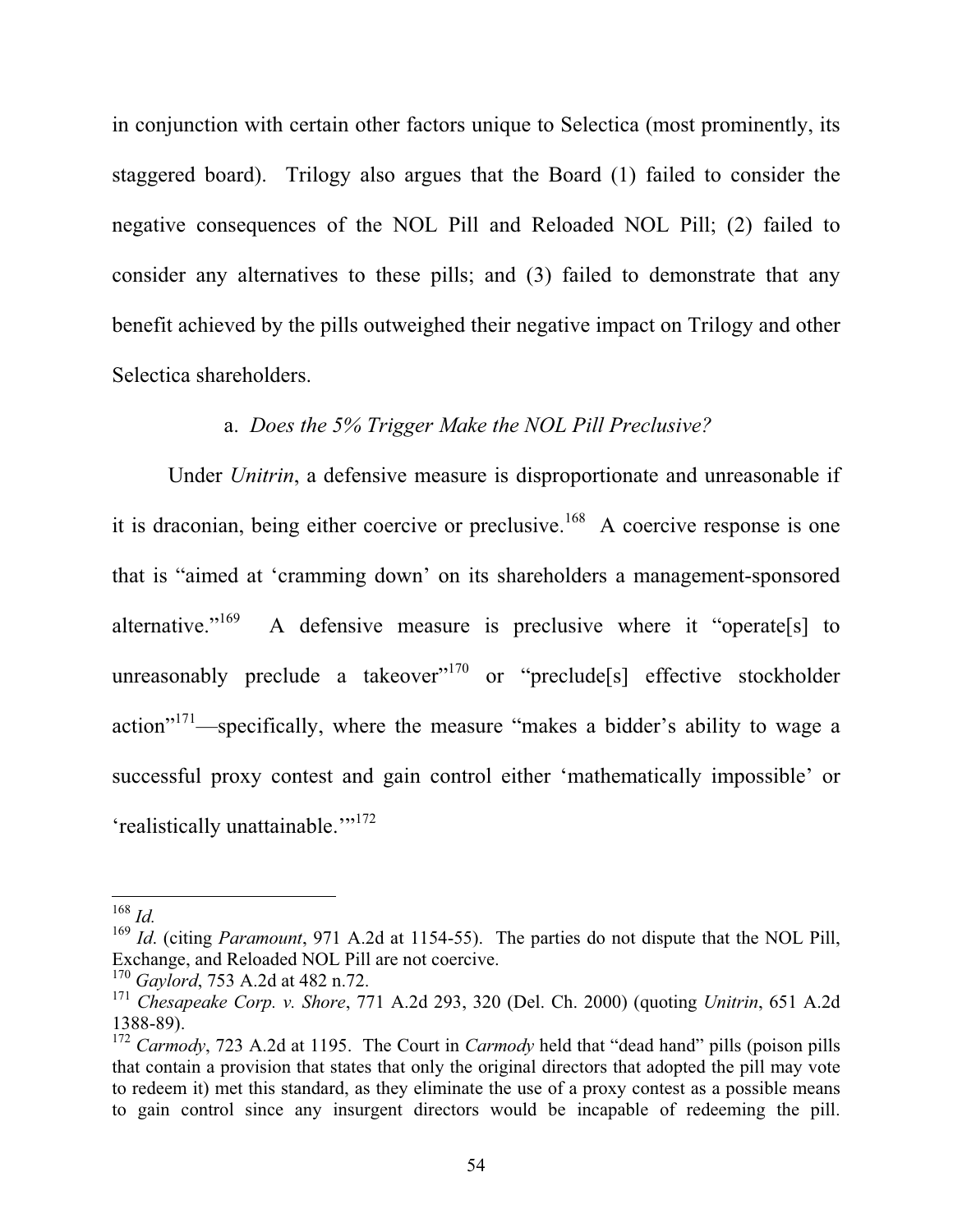in conjunction with certain other factors unique to Selectica (most prominently, its staggered board). Trilogy also argues that the Board (1) failed to consider the negative consequences of the NOL Pill and Reloaded NOL Pill; (2) failed to consider any alternatives to these pills; and (3) failed to demonstrate that any benefit achieved by the pills outweighed their negative impact on Trilogy and other Selectica shareholders.

a. *Does the 5% Trigger Make the NOL Pill Preclusive?*

Under *Unitrin*, a defensive measure is disproportionate and unreasonable if it is draconian, being either coercive or preclusive.[168] A coercive response is one that is "aimed at 'cramming down' on its shareholders a management-sponsored alternative."[169] A defensive measure is preclusive where it "operate[s] to unreasonably preclude a takeover"[170] or "preclude[s] effective stockholder action"[171]—specifically, where the measure "makes a bidder's ability to wage a successful proxy contest and gain control either 'mathematically impossible' or 'realistically unattainable.'"[172]

---

[168] *Id.*

[169] *Id*. (citing *Paramount*, 971 A.2d at 1154-55). The parties do not dispute that the NOL Pill, Exchange, and Reloaded NOL Pill are not coercive.

[170] *Gaylord*, 753 A.2d at 482 n.72.

[171] *Chesapeake Corp. v. Shore*, 771 A.2d 293, 320 (Del. Ch. 2000) (quoting *Unitrin*, 651 A.2d 1388-89).

[172] *Carmody*, 723 A.2d at 1195. The Court in *Carmody* held that "dead hand" pills (poison pills that contain a provision that states that only the original directors that adopted the pill may vote to redeem it) met this standard, as they eliminate the use of a proxy contest as a possible means to gain control since any insurgent directors would be incapable of redeeming the pill.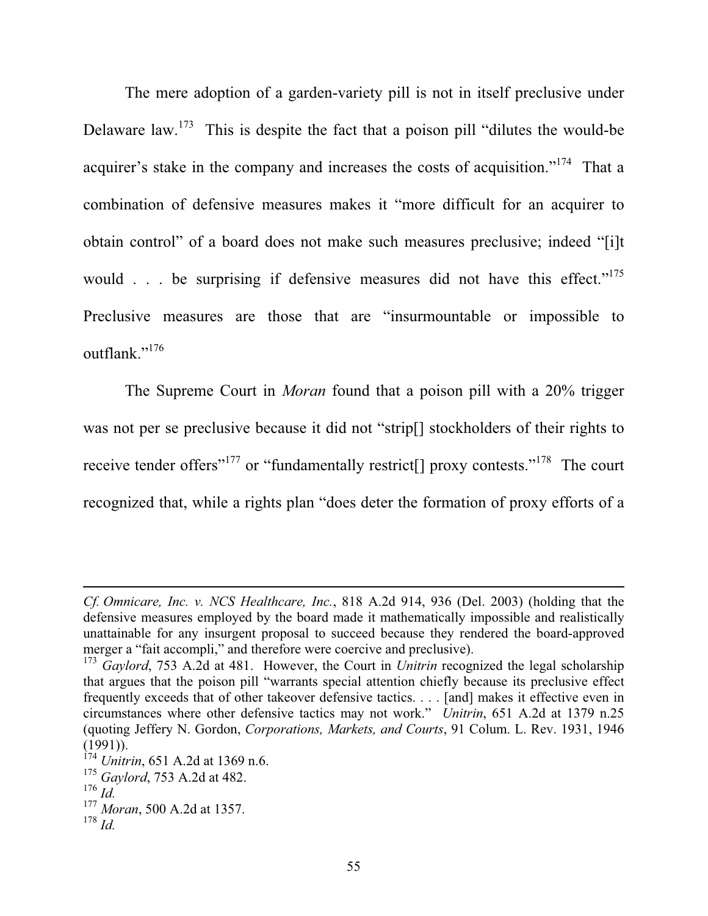The mere adoption of a garden-variety pill is not in itself preclusive under Delaware law.[173] This is despite the fact that a poison pill "dilutes the would-be acquirer's stake in the company and increases the costs of acquisition."[174] That a combination of defensive measures makes it "more difficult for an acquirer to obtain control" of a board does not make such measures preclusive; indeed "[i]t would . . . be surprising if defensive measures did not have this effect."[175] Preclusive measures are those that are "insurmountable or impossible to outflank."[176]

The Supreme Court in *Moran* found that a poison pill with a 20% trigger was not per se preclusive because it did not "strip[] stockholders of their rights to receive tender offers"[177] or "fundamentally restrict[] proxy contests."[178] The court recognized that, while a rights plan "does deter the formation of proxy efforts of a

---

*Cf. Omnicare, Inc. v. NCS Healthcare, Inc.*, 818 A.2d 914, 936 (Del. 2003) (holding that the defensive measures employed by the board made it mathematically impossible and realistically unattainable for any insurgent proposal to succeed because they rendered the board-approved merger a "fait accompli," and therefore were coercive and preclusive).

[173] *Gaylord*, 753 A.2d at 481. However, the Court in *Unitrin* recognized the legal scholarship that argues that the poison pill "warrants special attention chiefly because its preclusive effect frequently exceeds that of other takeover defensive tactics. . . . [and] makes it effective even in circumstances where other defensive tactics may not work." *Unitrin*, 651 A.2d at 1379 n.25 (quoting Jeffery N. Gordon, *Corporations, Markets, and Courts*, 91 Colum. L. Rev. 1931, 1946 (1991)).

[174] *Unitrin*, 651 A.2d at 1369 n.6.

[175] *Gaylord*, 753 A.2d at 482.

[176] *Id.*

[177] *Moran*, 500 A.2d at 1357.

[178] *Id.*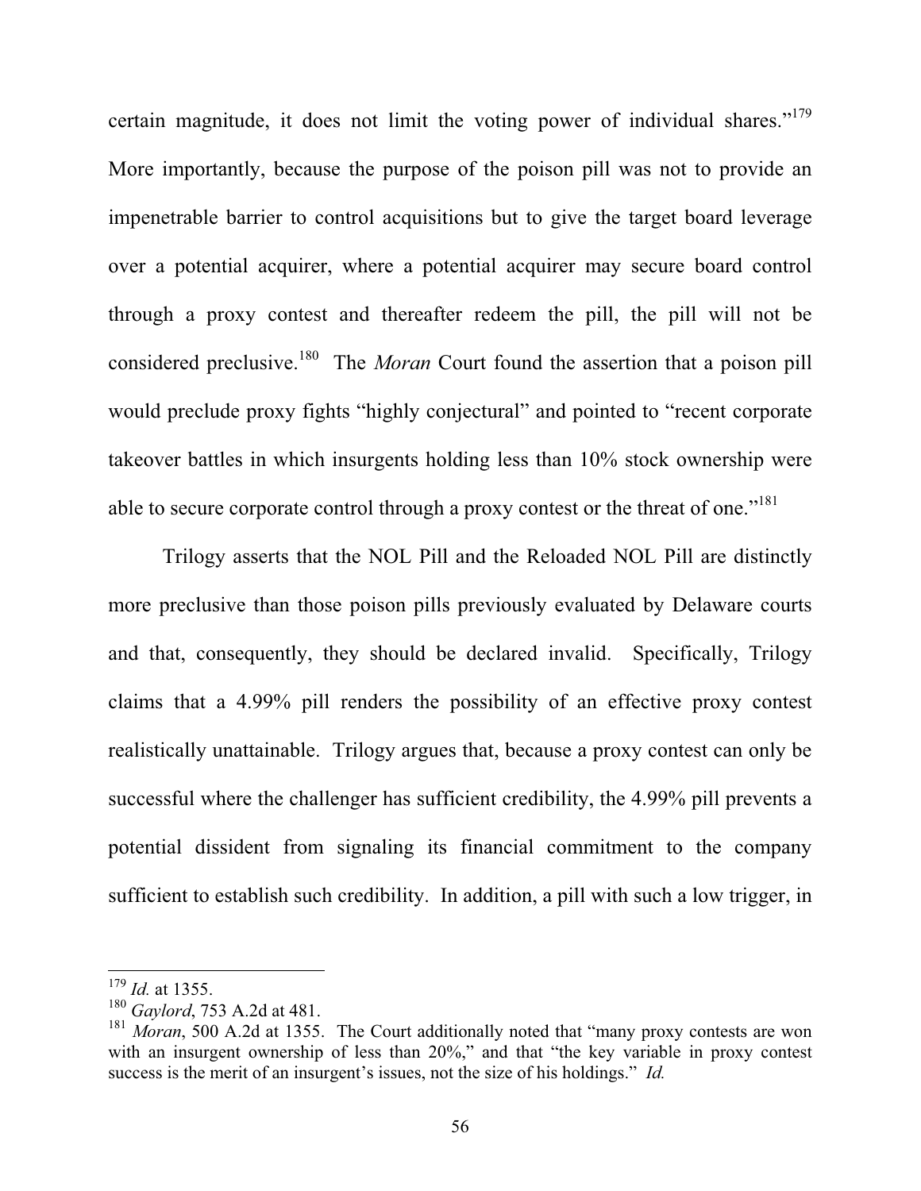certain magnitude, it does not limit the voting power of individual shares."[179] More importantly, because the purpose of the poison pill was not to provide an impenetrable barrier to control acquisitions but to give the target board leverage over a potential acquirer, where a potential acquirer may secure board control through a proxy contest and thereafter redeem the pill, the pill will not be considered preclusive.[180] The *Moran* Court found the assertion that a poison pill would preclude proxy fights "highly conjectural" and pointed to "recent corporate takeover battles in which insurgents holding less than 10% stock ownership were able to secure corporate control through a proxy contest or the threat of one."[181]

Trilogy asserts that the NOL Pill and the Reloaded NOL Pill are distinctly more preclusive than those poison pills previously evaluated by Delaware courts and that, consequently, they should be declared invalid. Specifically, Trilogy claims that a 4.99% pill renders the possibility of an effective proxy contest realistically unattainable. Trilogy argues that, because a proxy contest can only be successful where the challenger has sufficient credibility, the 4.99% pill prevents a potential dissident from signaling its financial commitment to the company sufficient to establish such credibility. In addition, a pill with such a low trigger, in

---

[179] *Id.* at 1355.

[180] *Gaylord*, 753 A.2d at 481.

[181] *Moran*, 500 A.2d at 1355. The Court additionally noted that "many proxy contests are won with an insurgent ownership of less than 20%," and that "the key variable in proxy contest success is the merit of an insurgent's issues, not the size of his holdings." *Id.*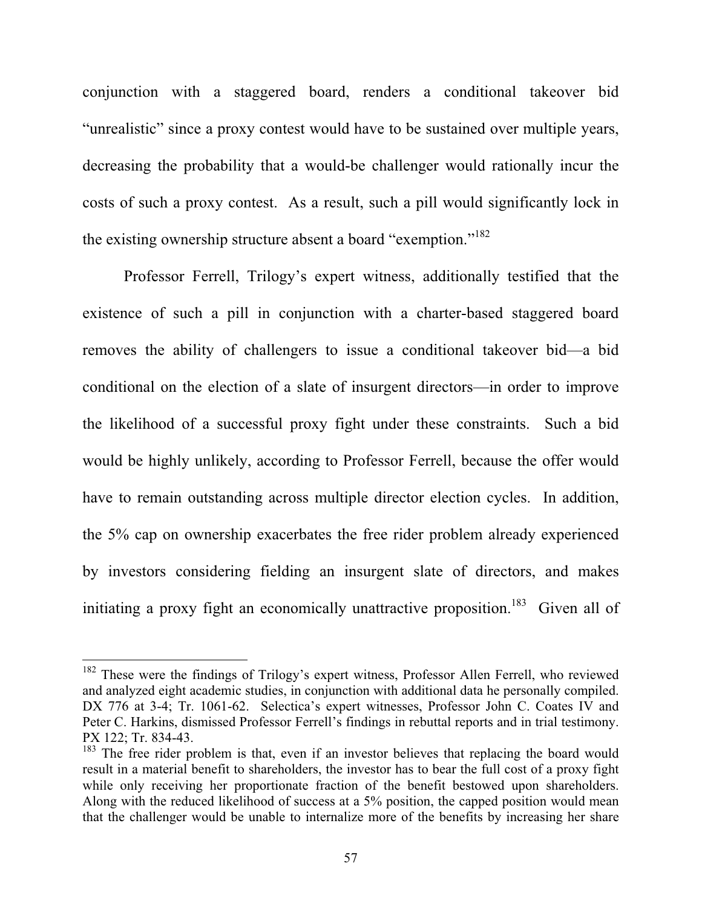conjunction with a staggered board, renders a conditional takeover bid "unrealistic" since a proxy contest would have to be sustained over multiple years, decreasing the probability that a would-be challenger would rationally incur the costs of such a proxy contest. As a result, such a pill would significantly lock in the existing ownership structure absent a board "exemption."[182]

Professor Ferrell, Trilogy's expert witness, additionally testified that the existence of such a pill in conjunction with a charter-based staggered board removes the ability of challengers to issue a conditional takeover bid—a bid conditional on the election of a slate of insurgent directors—in order to improve the likelihood of a successful proxy fight under these constraints. Such a bid would be highly unlikely, according to Professor Ferrell, because the offer would have to remain outstanding across multiple director election cycles. In addition, the 5% cap on ownership exacerbates the free rider problem already experienced by investors considering fielding an insurgent slate of directors, and makes initiating a proxy fight an economically unattractive proposition.[183] Given all of

---

[182] These were the findings of Trilogy's expert witness, Professor Allen Ferrell, who reviewed and analyzed eight academic studies, in conjunction with additional data he personally compiled. DX 776 at 3-4; Tr. 1061-62. Selectica's expert witnesses, Professor John C. Coates IV and Peter C. Harkins, dismissed Professor Ferrell's findings in rebuttal reports and in trial testimony. PX 122; Tr. 834-43.

[183] The free rider problem is that, even if an investor believes that replacing the board would result in a material benefit to shareholders, the investor has to bear the full cost of a proxy fight while only receiving her proportionate fraction of the benefit bestowed upon shareholders. Along with the reduced likelihood of success at a 5% position, the capped position would mean that the challenger would be unable to internalize more of the benefits by increasing her share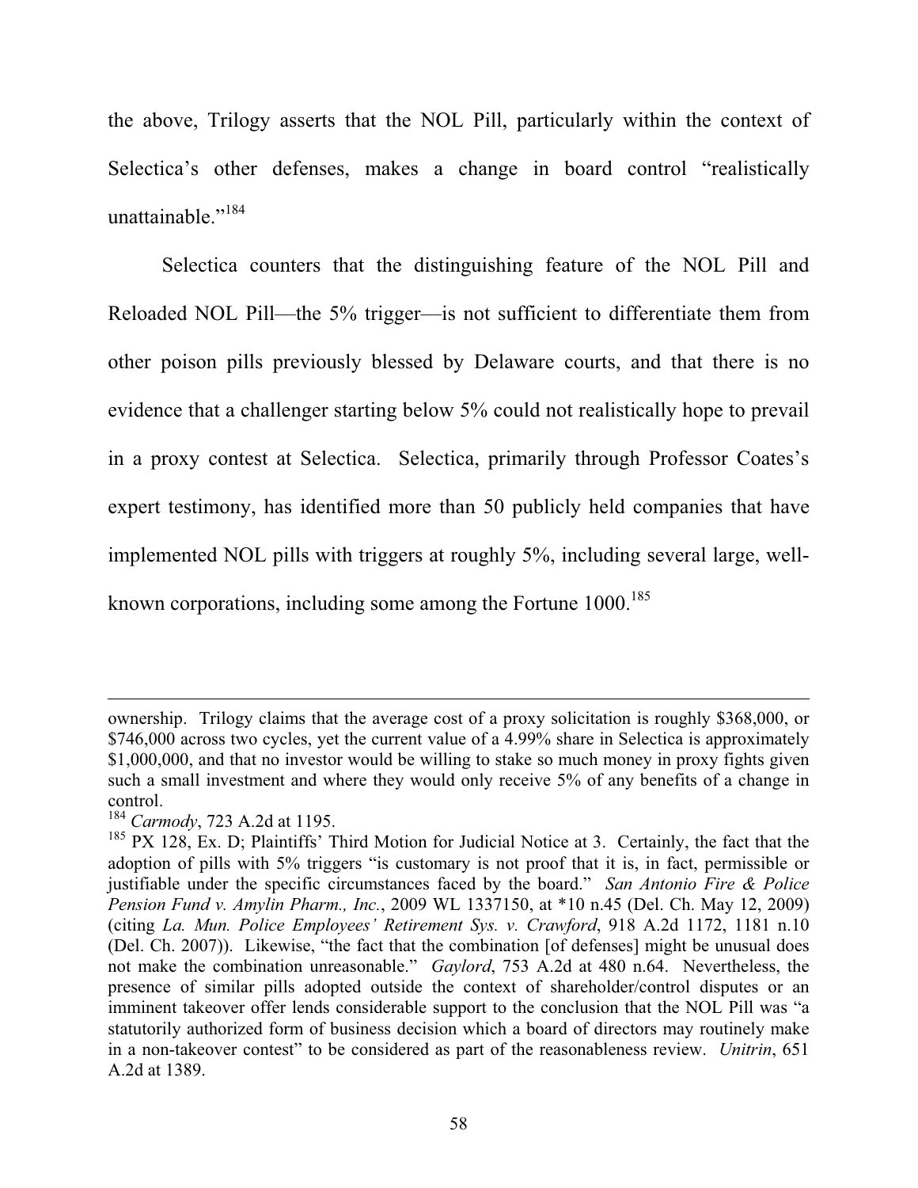the above, Trilogy asserts that the NOL Pill, particularly within the context of Selectica's other defenses, makes a change in board control "realistically unattainable."[184]

Selectica counters that the distinguishing feature of the NOL Pill and Reloaded NOL Pill—the 5% trigger—is not sufficient to differentiate them from other poison pills previously blessed by Delaware courts, and that there is no evidence that a challenger starting below 5% could not realistically hope to prevail in a proxy contest at Selectica. Selectica, primarily through Professor Coates's expert testimony, has identified more than 50 publicly held companies that have implemented NOL pills with triggers at roughly 5%, including several large, well-known corporations, including some among the Fortune 1000.[185]

---

ownership. Trilogy claims that the average cost of a proxy solicitation is roughly $368,000, or $746,000 across two cycles, yet the current value of a 4.99% share in Selectica is approximately $1,000,000, and that no investor would be willing to stake so much money in proxy fights given such a small investment and where they would only receive 5% of any benefits of a change in control.

[184] *Carmody*, 723 A.2d at 1195.

[185] PX 128, Ex. D; Plaintiffs' Third Motion for Judicial Notice at 3. Certainly, the fact that the adoption of pills with 5% triggers "is customary is not proof that it is, in fact, permissible or justifiable under the specific circumstances faced by the board." *San Antonio Fire & Police Pension Fund v. Amylin Pharm., Inc.*, 2009 WL 1337150, at *10 n.45 (Del. Ch. May 12, 2009) (citing *La. Mun. Police Employees' Retirement Sys. v. Crawford*, 918 A.2d 1172, 1181 n.10 (Del. Ch. 2007)). Likewise, "the fact that the combination [of defenses] might be unusual does not make the combination unreasonable." *Gaylord*, 753 A.2d at 480 n.64. Nevertheless, the presence of similar pills adopted outside the context of shareholder/control disputes or an imminent takeover offer lends considerable support to the conclusion that the NOL Pill was "a statutorily authorized form of business decision which a board of directors may routinely make in a non-takeover contest" to be considered as part of the reasonableness review. *Unitrin*, 651 A.2d at 1389.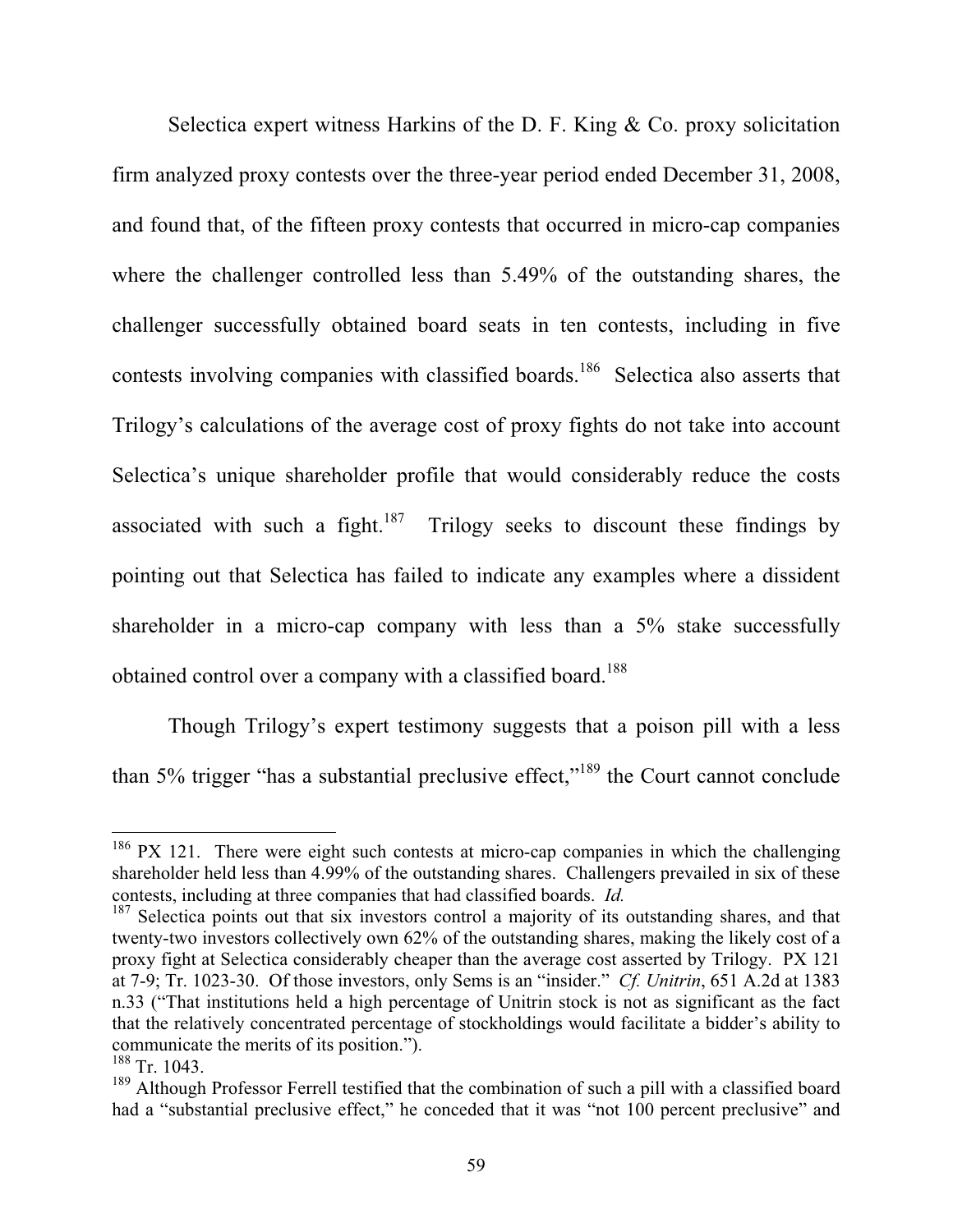Selectica expert witness Harkins of the D. F. King & Co. proxy solicitation firm analyzed proxy contests over the three-year period ended December 31, 2008, and found that, of the fifteen proxy contests that occurred in micro-cap companies where the challenger controlled less than 5.49% of the outstanding shares, the challenger successfully obtained board seats in ten contests, including in five contests involving companies with classified boards.[186] Selectica also asserts that Trilogy's calculations of the average cost of proxy fights do not take into account Selectica's unique shareholder profile that would considerably reduce the costs associated with such a fight.[187] Trilogy seeks to discount these findings by pointing out that Selectica has failed to indicate any examples where a dissident shareholder in a micro-cap company with less than a 5% stake successfully obtained control over a company with a classified board.[188]

Though Trilogy's expert testimony suggests that a poison pill with a less than 5% trigger "has a substantial preclusive effect,"[189] the Court cannot conclude

---

[186] PX 121. There were eight such contests at micro-cap companies in which the challenging shareholder held less than 4.99% of the outstanding shares. Challengers prevailed in six of these contests, including at three companies that had classified boards. *Id.*

[187] Selectica points out that six investors control a majority of its outstanding shares, and that twenty-two investors collectively own 62% of the outstanding shares, making the likely cost of a proxy fight at Selectica considerably cheaper than the average cost asserted by Trilogy. PX 121 at 7-9; Tr. 1023-30. Of those investors, only Sems is an "insider." *Cf. Unitrin*, 651 A.2d at 1383 n.33 ("That institutions held a high percentage of Unitrin stock is not as significant as the fact that the relatively concentrated percentage of stockholdings would facilitate a bidder's ability to communicate the merits of its position.").

[188] Tr. 1043.

[189] Although Professor Ferrell testified that the combination of such a pill with a classified board had a "substantial preclusive effect," he conceded that it was "not 100 percent preclusive" and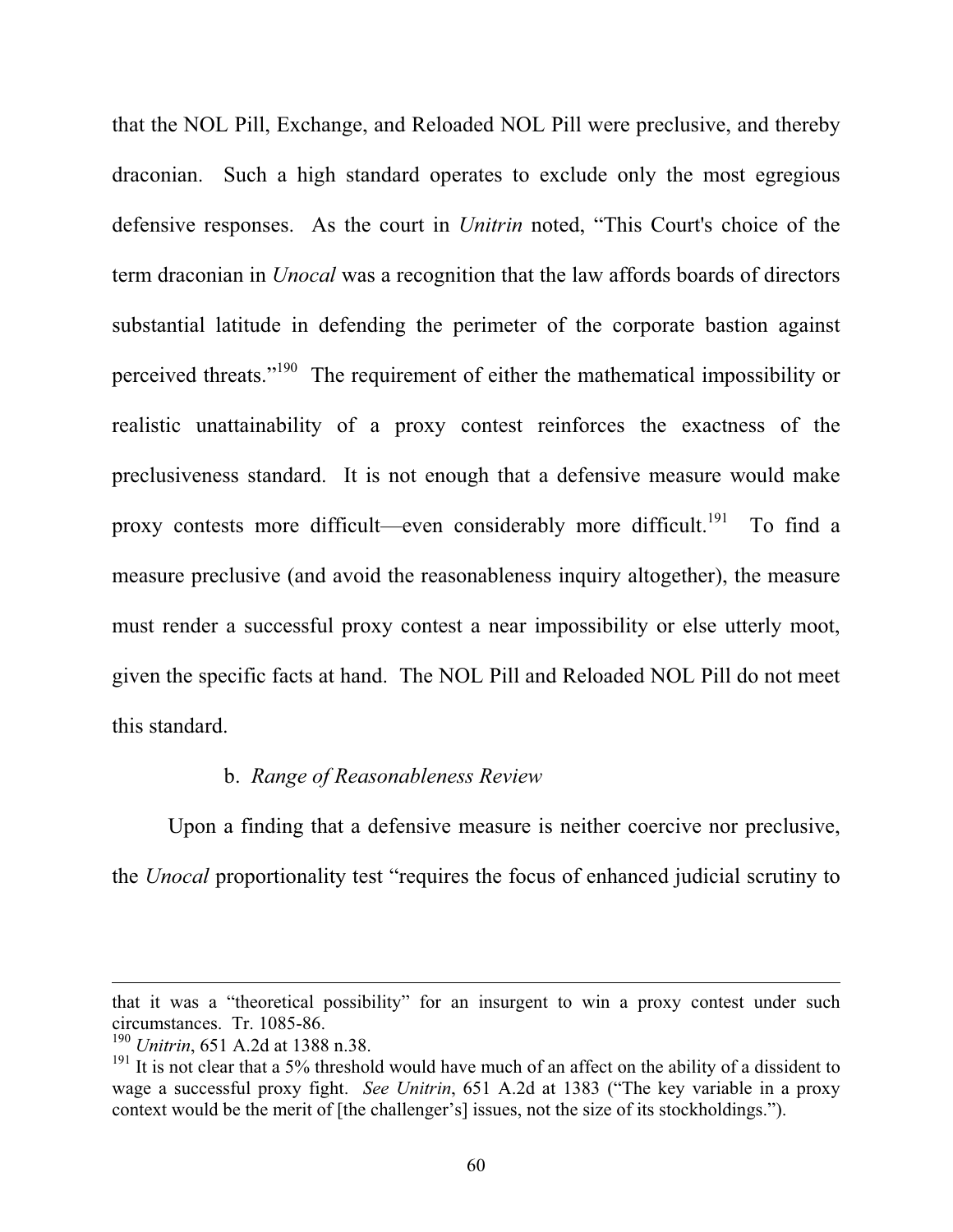that the NOL Pill, Exchange, and Reloaded NOL Pill were preclusive, and thereby draconian. Such a high standard operates to exclude only the most egregious defensive responses. As the court in *Unitrin* noted, "This Court's choice of the term draconian in *Unocal* was a recognition that the law affords boards of directors substantial latitude in defending the perimeter of the corporate bastion against perceived threats."[190] The requirement of either the mathematical impossibility or realistic unattainability of a proxy contest reinforces the exactness of the preclusiveness standard. It is not enough that a defensive measure would make proxy contests more difficult—even considerably more difficult.[191] To find a measure preclusive (and avoid the reasonableness inquiry altogether), the measure must render a successful proxy contest a near impossibility or else utterly moot, given the specific facts at hand. The NOL Pill and Reloaded NOL Pill do not meet this standard.

b. *Range of Reasonableness Review*

Upon a finding that a defensive measure is neither coercive nor preclusive, the *Unocal* proportionality test "requires the focus of enhanced judicial scrutiny to

---

that it was a "theoretical possibility" for an insurgent to win a proxy contest under such circumstances. Tr. 1085-86.

[190] *Unitrin*, 651 A.2d at 1388 n.38.

[191] It is not clear that a 5% threshold would have much of an affect on the ability of a dissident to wage a successful proxy fight. *See Unitrin*, 651 A.2d at 1383 ("The key variable in a proxy context would be the merit of [the challenger's] issues, not the size of its stockholdings.").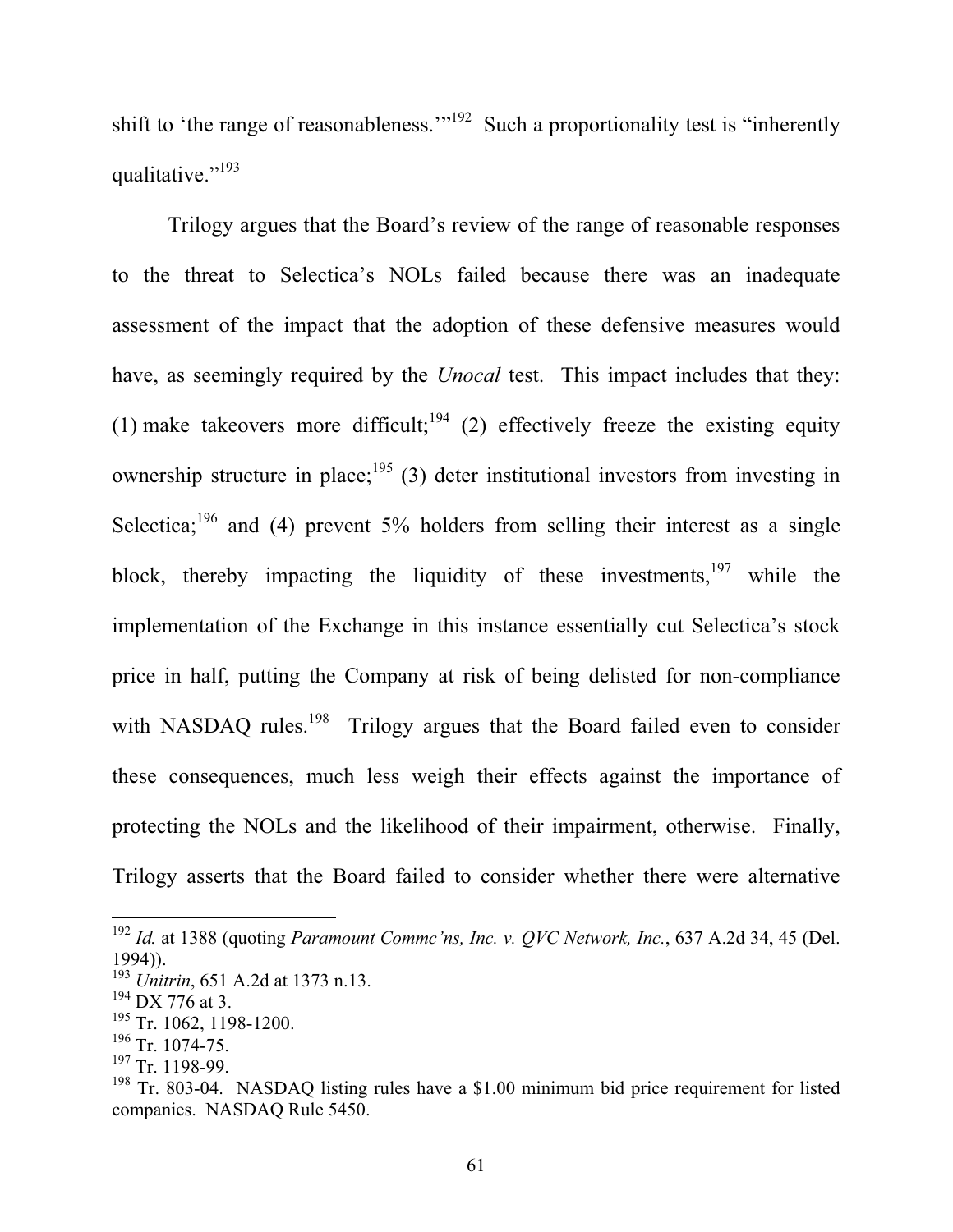shift to 'the range of reasonableness.'"[192] Such a proportionality test is "inherently qualitative."[193]

Trilogy argues that the Board's review of the range of reasonable responses to the threat to Selectica's NOLs failed because there was an inadequate assessment of the impact that the adoption of these defensive measures would have, as seemingly required by the *Unocal* test. This impact includes that they: (1) make takeovers more difficult;[194] (2) effectively freeze the existing equity ownership structure in place;[195] (3) deter institutional investors from investing in Selectica;[196] and (4) prevent 5% holders from selling their interest as a single block, thereby impacting the liquidity of these investments,[197] while the implementation of the Exchange in this instance essentially cut Selectica's stock price in half, putting the Company at risk of being delisted for non-compliance with NASDAQ rules.[198] Trilogy argues that the Board failed even to consider these consequences, much less weigh their effects against the importance of protecting the NOLs and the likelihood of their impairment, otherwise. Finally, Trilogy asserts that the Board failed to consider whether there were alternative

---

[192] *Id.* at 1388 (quoting *Paramount Commc'ns, Inc. v. QVC Network, Inc.*, 637 A.2d 34, 45 (Del. 1994)).

[193] *Unitrin*, 651 A.2d at 1373 n.13.

[194] DX 776 at 3.

[195] Tr. 1062, 1198-1200.

[196] Tr. 1074-75.

[197] Tr. 1198-99.

[198] Tr. 803-04. NASDAQ listing rules have a $1.00 minimum bid price requirement for listed companies. NASDAQ Rule 5450.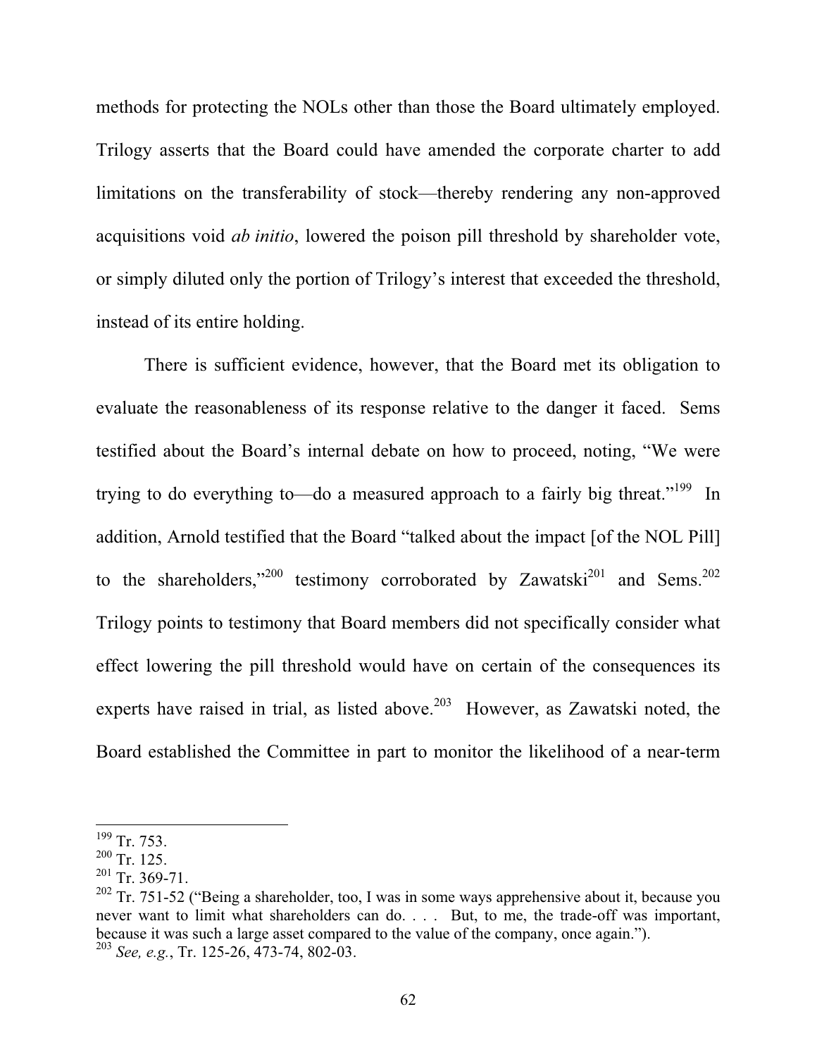methods for protecting the NOLs other than those the Board ultimately employed. Trilogy asserts that the Board could have amended the corporate charter to add limitations on the transferability of stock—thereby rendering any non-approved acquisitions void *ab initio*, lowered the poison pill threshold by shareholder vote, or simply diluted only the portion of Trilogy's interest that exceeded the threshold, instead of its entire holding.

There is sufficient evidence, however, that the Board met its obligation to evaluate the reasonableness of its response relative to the danger it faced. Sems testified about the Board's internal debate on how to proceed, noting, "We were trying to do everything to—do a measured approach to a fairly big threat."[199] In addition, Arnold testified that the Board "talked about the impact [of the NOL Pill] to the shareholders,"[200] testimony corroborated by Zawatski[201] and Sems.[202] Trilogy points to testimony that Board members did not specifically consider what effect lowering the pill threshold would have on certain of the consequences its experts have raised in trial, as listed above.[203] However, as Zawatski noted, the Board established the Committee in part to monitor the likelihood of a near-term

---

[199] Tr. 753.

[200] Tr. 125.

[201] Tr. 369-71.

[202] Tr. 751-52 ("Being a shareholder, too, I was in some ways apprehensive about it, because you never want to limit what shareholders can do. . . . But, to me, the trade-off was important, because it was such a large asset compared to the value of the company, once again.").

[203] *See, e.g.*, Tr. 125-26, 473-74, 802-03.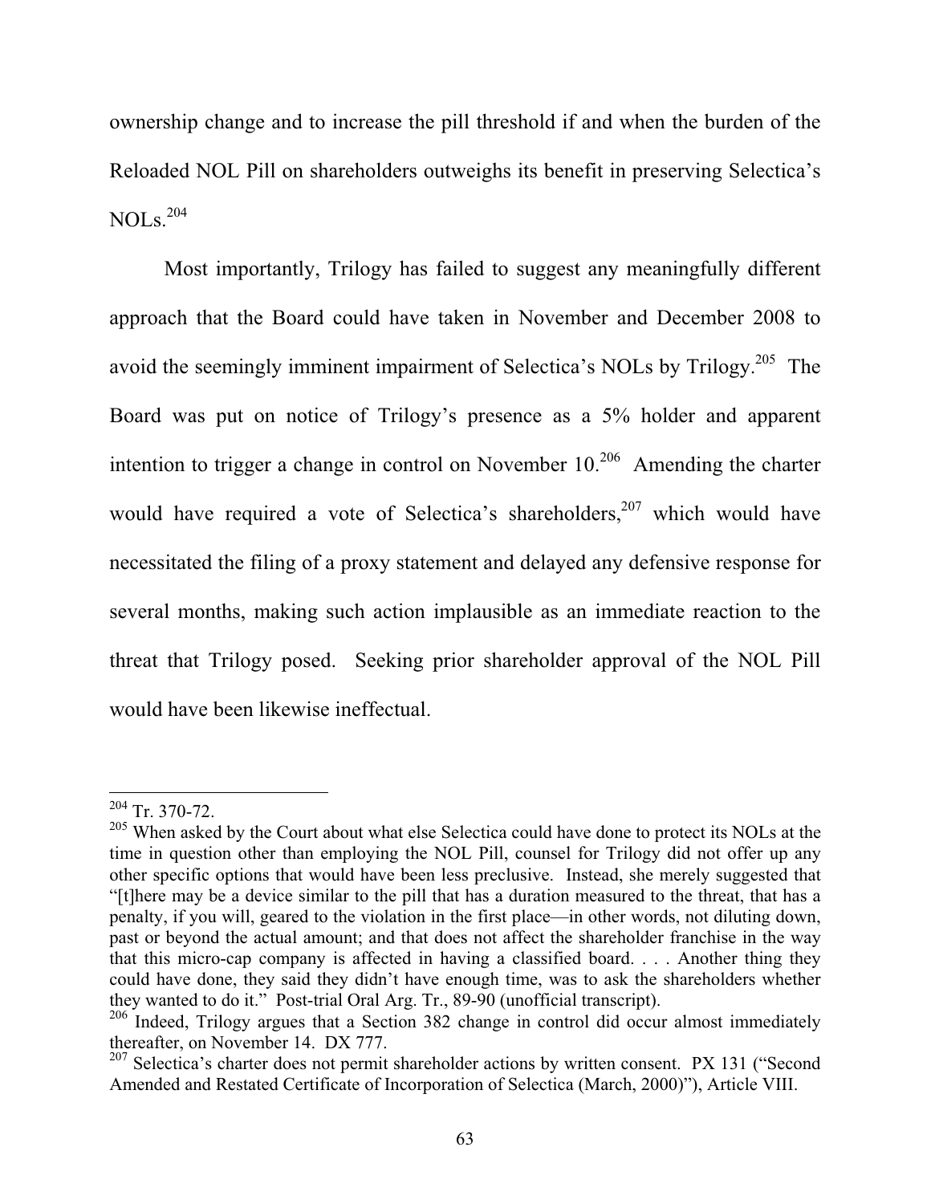ownership change and to increase the pill threshold if and when the burden of the Reloaded NOL Pill on shareholders outweighs its benefit in preserving Selectica's NOLs.[204]

Most importantly, Trilogy has failed to suggest any meaningfully different approach that the Board could have taken in November and December 2008 to avoid the seemingly imminent impairment of Selectica's NOLs by Trilogy.[205] The Board was put on notice of Trilogy's presence as a 5% holder and apparent intention to trigger a change in control on November 10.[206] Amending the charter would have required a vote of Selectica's shareholders,[207] which would have necessitated the filing of a proxy statement and delayed any defensive response for several months, making such action implausible as an immediate reaction to the threat that Trilogy posed. Seeking prior shareholder approval of the NOL Pill would have been likewise ineffectual.

---

[204] Tr. 370-72.

[205] When asked by the Court about what else Selectica could have done to protect its NOLs at the time in question other than employing the NOL Pill, counsel for Trilogy did not offer up any other specific options that would have been less preclusive. Instead, she merely suggested that "[t]here may be a device similar to the pill that has a duration measured to the threat, that has a penalty, if you will, geared to the violation in the first place—in other words, not diluting down, past or beyond the actual amount; and that does not affect the shareholder franchise in the way that this micro-cap company is affected in having a classified board. . . . Another thing they could have done, they said they didn't have enough time, was to ask the shareholders whether they wanted to do it." Post-trial Oral Arg. Tr., 89-90 (unofficial transcript).

[206] Indeed, Trilogy argues that a Section 382 change in control did occur almost immediately thereafter, on November 14. DX 777.

[207] Selectica's charter does not permit shareholder actions by written consent. PX 131 ("Second Amended and Restated Certificate of Incorporation of Selectica (March, 2000)"), Article VIII.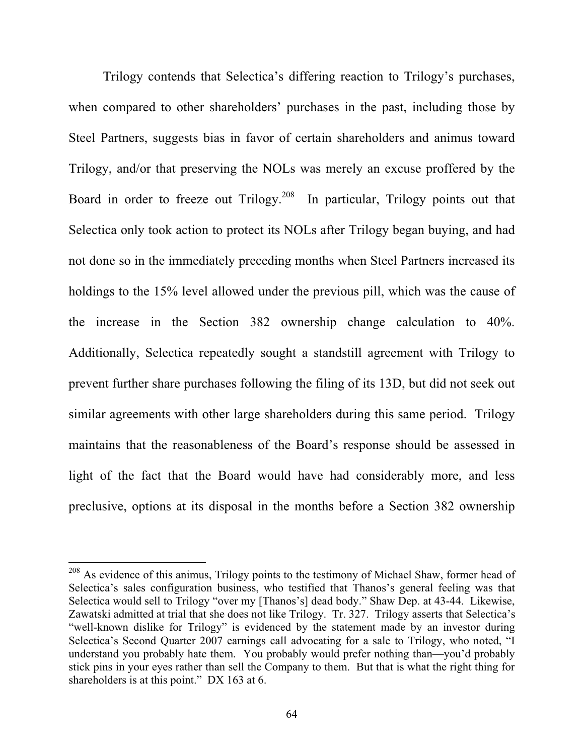Trilogy contends that Selectica's differing reaction to Trilogy's purchases, when compared to other shareholders' purchases in the past, including those by Steel Partners, suggests bias in favor of certain shareholders and animus toward Trilogy, and/or that preserving the NOLs was merely an excuse proffered by the Board in order to freeze out Trilogy.[208] In particular, Trilogy points out that Selectica only took action to protect its NOLs after Trilogy began buying, and had not done so in the immediately preceding months when Steel Partners increased its holdings to the 15% level allowed under the previous pill, which was the cause of the increase in the Section 382 ownership change calculation to 40%. Additionally, Selectica repeatedly sought a standstill agreement with Trilogy to prevent further share purchases following the filing of its 13D, but did not seek out similar agreements with other large shareholders during this same period. Trilogy maintains that the reasonableness of the Board's response should be assessed in light of the fact that the Board would have had considerably more, and less preclusive, options at its disposal in the months before a Section 382 ownership

---

[208] As evidence of this animus, Trilogy points to the testimony of Michael Shaw, former head of Selectica's sales configuration business, who testified that Thanos's general feeling was that Selectica would sell to Trilogy "over my [Thanos's] dead body." Shaw Dep. at 43-44. Likewise, Zawatski admitted at trial that she does not like Trilogy. Tr. 327. Trilogy asserts that Selectica's "well-known dislike for Trilogy" is evidenced by the statement made by an investor during Selectica's Second Quarter 2007 earnings call advocating for a sale to Trilogy, who noted, "I understand you probably hate them. You probably would prefer nothing than—you'd probably stick pins in your eyes rather than sell the Company to them. But that is what the right thing for shareholders is at this point." DX 163 at 6.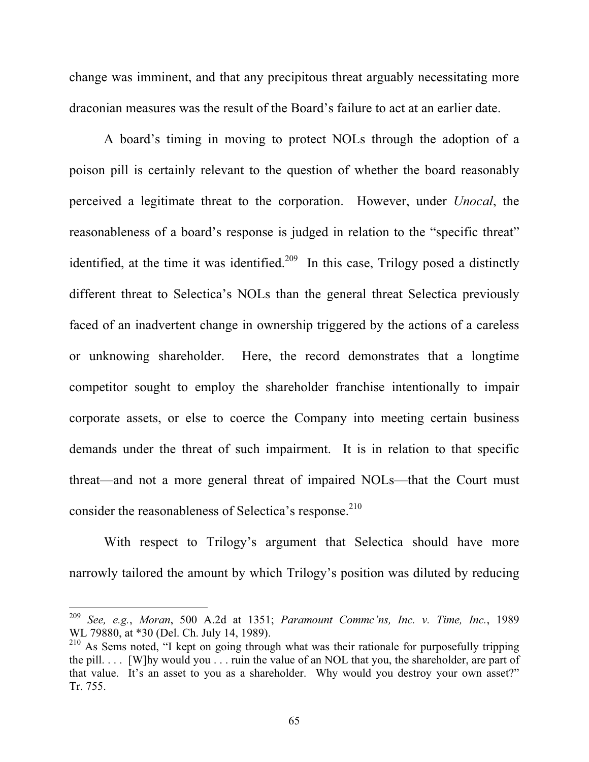change was imminent, and that any precipitous threat arguably necessitating more draconian measures was the result of the Board's failure to act at an earlier date.

A board's timing in moving to protect NOLs through the adoption of a poison pill is certainly relevant to the question of whether the board reasonably perceived a legitimate threat to the corporation. However, under *Unocal*, the reasonableness of a board's response is judged in relation to the "specific threat" identified, at the time it was identified.[209] In this case, Trilogy posed a distinctly different threat to Selectica's NOLs than the general threat Selectica previously faced of an inadvertent change in ownership triggered by the actions of a careless or unknowing shareholder. Here, the record demonstrates that a longtime competitor sought to employ the shareholder franchise intentionally to impair corporate assets, or else to coerce the Company into meeting certain business demands under the threat of such impairment. It is in relation to that specific threat—and not a more general threat of impaired NOLs—that the Court must consider the reasonableness of Selectica's response.[210]

With respect to Trilogy's argument that Selectica should have more narrowly tailored the amount by which Trilogy's position was diluted by reducing

---

[209] *See, e.g.*, *Moran*, 500 A.2d at 1351; *Paramount Commc'ns, Inc. v. Time, Inc.*, 1989 WL 79880, at *30 (Del. Ch. July 14, 1989).

[210] As Sems noted, "I kept on going through what was their rationale for purposefully tripping the pill. . . . [W]hy would you . . . ruin the value of an NOL that you, the shareholder, are part of that value. It's an asset to you as a shareholder. Why would you destroy your own asset?" Tr. 755.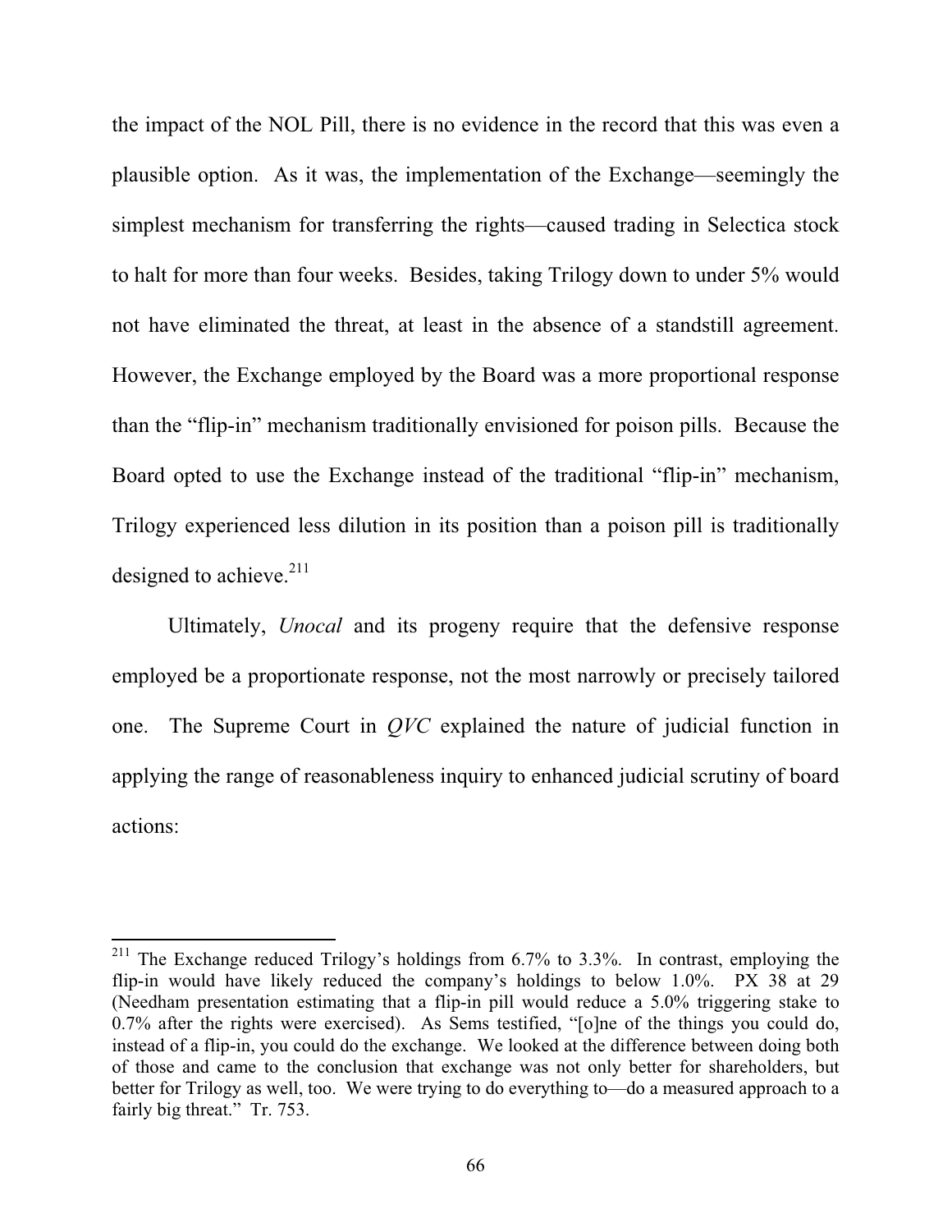the impact of the NOL Pill, there is no evidence in the record that this was even a plausible option. As it was, the implementation of the Exchange—seemingly the simplest mechanism for transferring the rights—caused trading in Selectica stock to halt for more than four weeks. Besides, taking Trilogy down to under 5% would not have eliminated the threat, at least in the absence of a standstill agreement. However, the Exchange employed by the Board was a more proportional response than the "flip-in" mechanism traditionally envisioned for poison pills. Because the Board opted to use the Exchange instead of the traditional "flip-in" mechanism, Trilogy experienced less dilution in its position than a poison pill is traditionally designed to achieve.[211]

Ultimately, *Unocal* and its progeny require that the defensive response employed be a proportionate response, not the most narrowly or precisely tailored one. The Supreme Court in *QVC* explained the nature of judicial function in applying the range of reasonableness inquiry to enhanced judicial scrutiny of board actions:

---

[211] The Exchange reduced Trilogy's holdings from 6.7% to 3.3%. In contrast, employing the flip-in would have likely reduced the company's holdings to below 1.0%. PX 38 at 29 (Needham presentation estimating that a flip-in pill would reduce a 5.0% triggering stake to 0.7% after the rights were exercised). As Sems testified, "[o]ne of the things you could do, instead of a flip-in, you could do the exchange. We looked at the difference between doing both of those and came to the conclusion that exchange was not only better for shareholders, but better for Trilogy as well, too. We were trying to do everything to—do a measured approach to a fairly big threat." Tr. 753.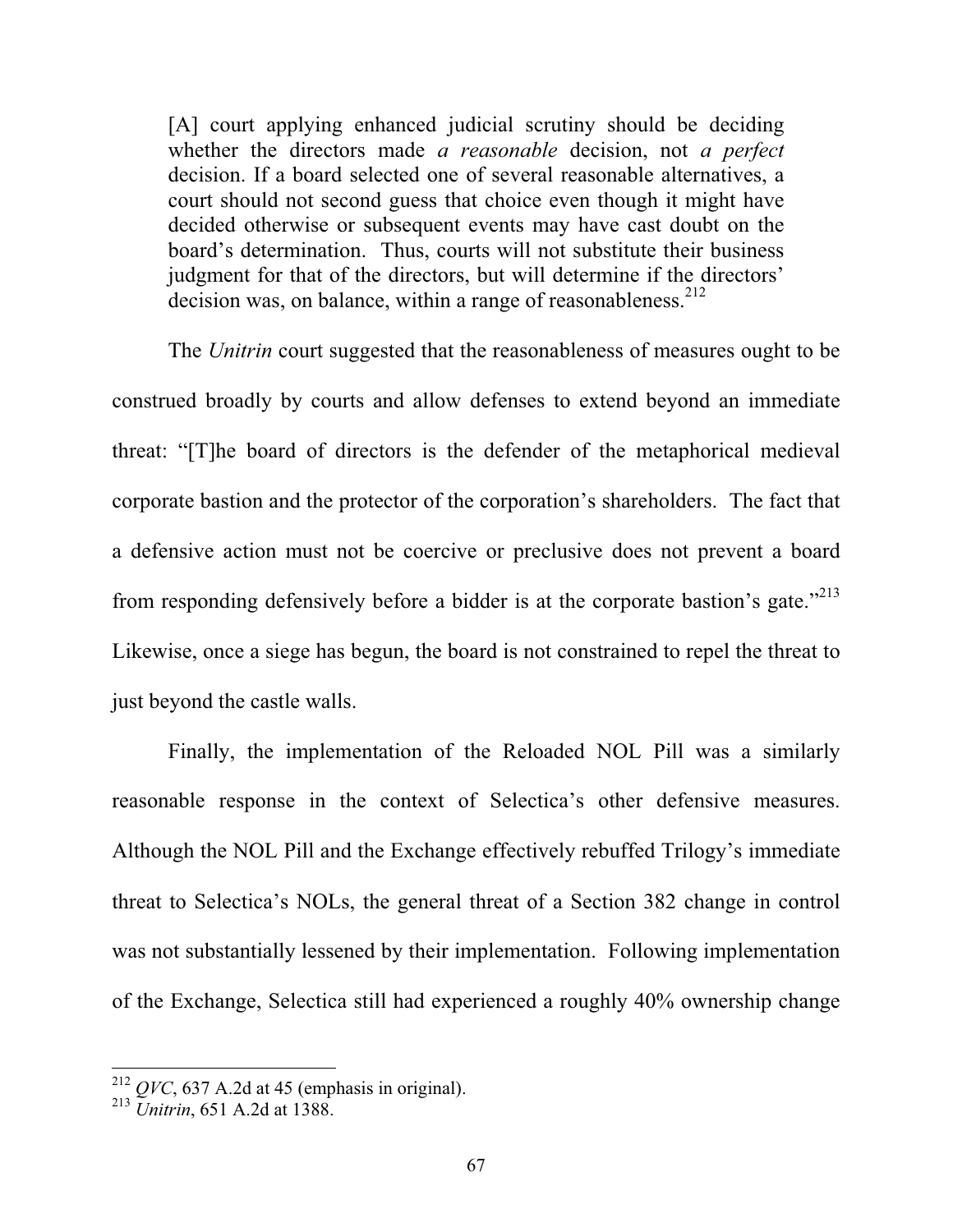> [A] court applying enhanced judicial scrutiny should be deciding whether the directors made *a reasonable* decision, not *a perfect* decision. If a board selected one of several reasonable alternatives, a court should not second guess that choice even though it might have decided otherwise or subsequent events may have cast doubt on the board's determination. Thus, courts will not substitute their business judgment for that of the directors, but will determine if the directors' decision was, on balance, within a range of reasonableness.[212]

The *Unitrin* court suggested that the reasonableness of measures ought to be construed broadly by courts and allow defenses to extend beyond an immediate threat: "[T]he board of directors is the defender of the metaphorical medieval corporate bastion and the protector of the corporation's shareholders. The fact that a defensive action must not be coercive or preclusive does not prevent a board from responding defensively before a bidder is at the corporate bastion's gate."[213] Likewise, once a siege has begun, the board is not constrained to repel the threat to just beyond the castle walls.

Finally, the implementation of the Reloaded NOL Pill was a similarly reasonable response in the context of Selectica's other defensive measures. Although the NOL Pill and the Exchange effectively rebuffed Trilogy's immediate threat to Selectica's NOLs, the general threat of a Section 382 change in control was not substantially lessened by their implementation. Following implementation of the Exchange, Selectica still had experienced a roughly 40% ownership change

---

[212] *QVC*, 637 A.2d at 45 (emphasis in original).

[213] *Unitrin*, 651 A.2d at 1388.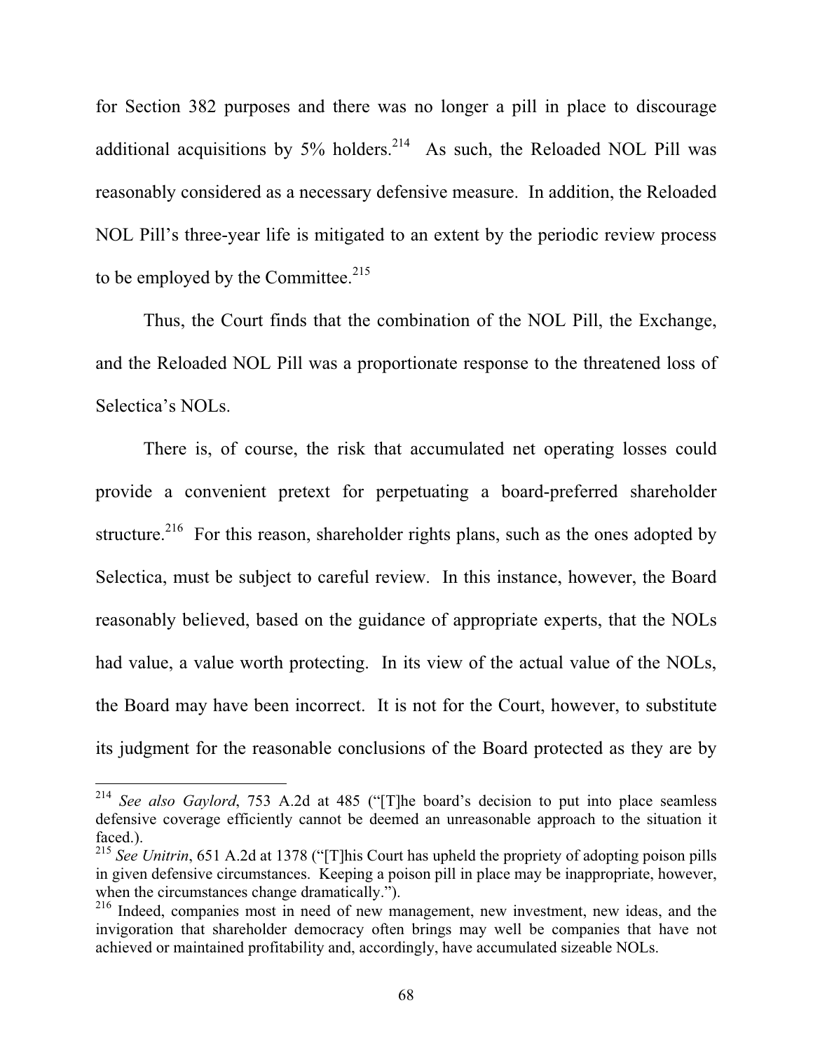for Section 382 purposes and there was no longer a pill in place to discourage additional acquisitions by 5% holders.[214] As such, the Reloaded NOL Pill was reasonably considered as a necessary defensive measure. In addition, the Reloaded NOL Pill's three-year life is mitigated to an extent by the periodic review process to be employed by the Committee.[215]

Thus, the Court finds that the combination of the NOL Pill, the Exchange, and the Reloaded NOL Pill was a proportionate response to the threatened loss of Selectica's NOLs.

There is, of course, the risk that accumulated net operating losses could provide a convenient pretext for perpetuating a board-preferred shareholder structure.[216] For this reason, shareholder rights plans, such as the ones adopted by Selectica, must be subject to careful review. In this instance, however, the Board reasonably believed, based on the guidance of appropriate experts, that the NOLs had value, a value worth protecting. In its view of the actual value of the NOLs, the Board may have been incorrect. It is not for the Court, however, to substitute its judgment for the reasonable conclusions of the Board protected as they are by

---

[214] *See also Gaylord*, 753 A.2d at 485 ("[T]he board's decision to put into place seamless defensive coverage efficiently cannot be deemed an unreasonable approach to the situation it faced.).

[215] *See Unitrin*, 651 A.2d at 1378 ("[T]his Court has upheld the propriety of adopting poison pills in given defensive circumstances. Keeping a poison pill in place may be inappropriate, however, when the circumstances change dramatically.").

[216] Indeed, companies most in need of new management, new investment, new ideas, and the invigoration that shareholder democracy often brings may well be companies that have not achieved or maintained profitability and, accordingly, have accumulated sizeable NOLs.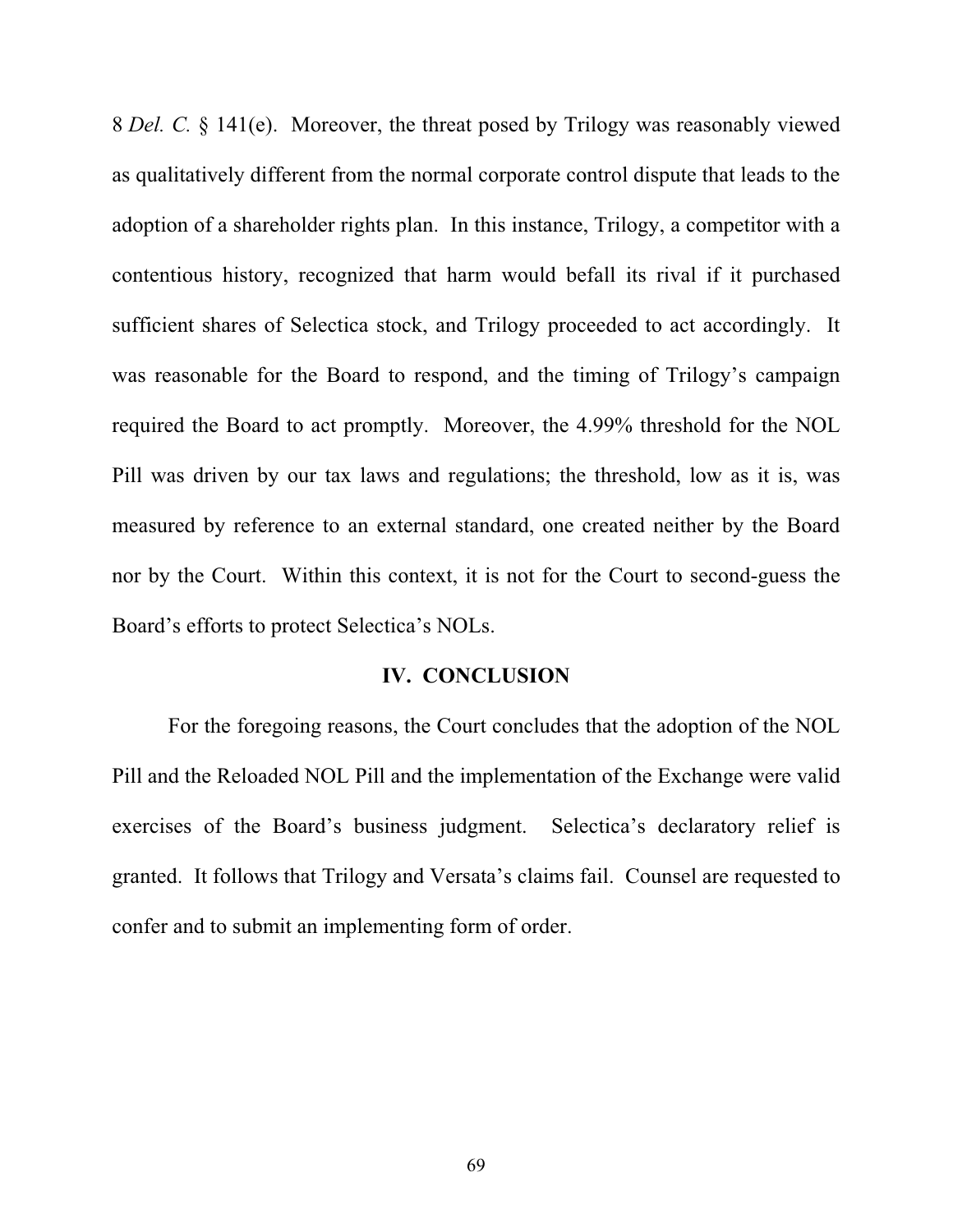8 *Del. C.* § 141(e). Moreover, the threat posed by Trilogy was reasonably viewed as qualitatively different from the normal corporate control dispute that leads to the adoption of a shareholder rights plan. In this instance, Trilogy, a competitor with a contentious history, recognized that harm would befall its rival if it purchased sufficient shares of Selectica stock, and Trilogy proceeded to act accordingly. It was reasonable for the Board to respond, and the timing of Trilogy's campaign required the Board to act promptly. Moreover, the 4.99% threshold for the NOL Pill was driven by our tax laws and regulations; the threshold, low as it is, was measured by reference to an external standard, one created neither by the Board nor by the Court. Within this context, it is not for the Court to second-guess the Board's efforts to protect Selectica's NOLs.

## IV. CONCLUSION

For the foregoing reasons, the Court concludes that the adoption of the NOL Pill and the Reloaded NOL Pill and the implementation of the Exchange were valid exercises of the Board's business judgment. Selectica's declaratory relief is granted. It follows that Trilogy and Versata's claims fail. Counsel are requested to confer and to submit an implementing form of order.